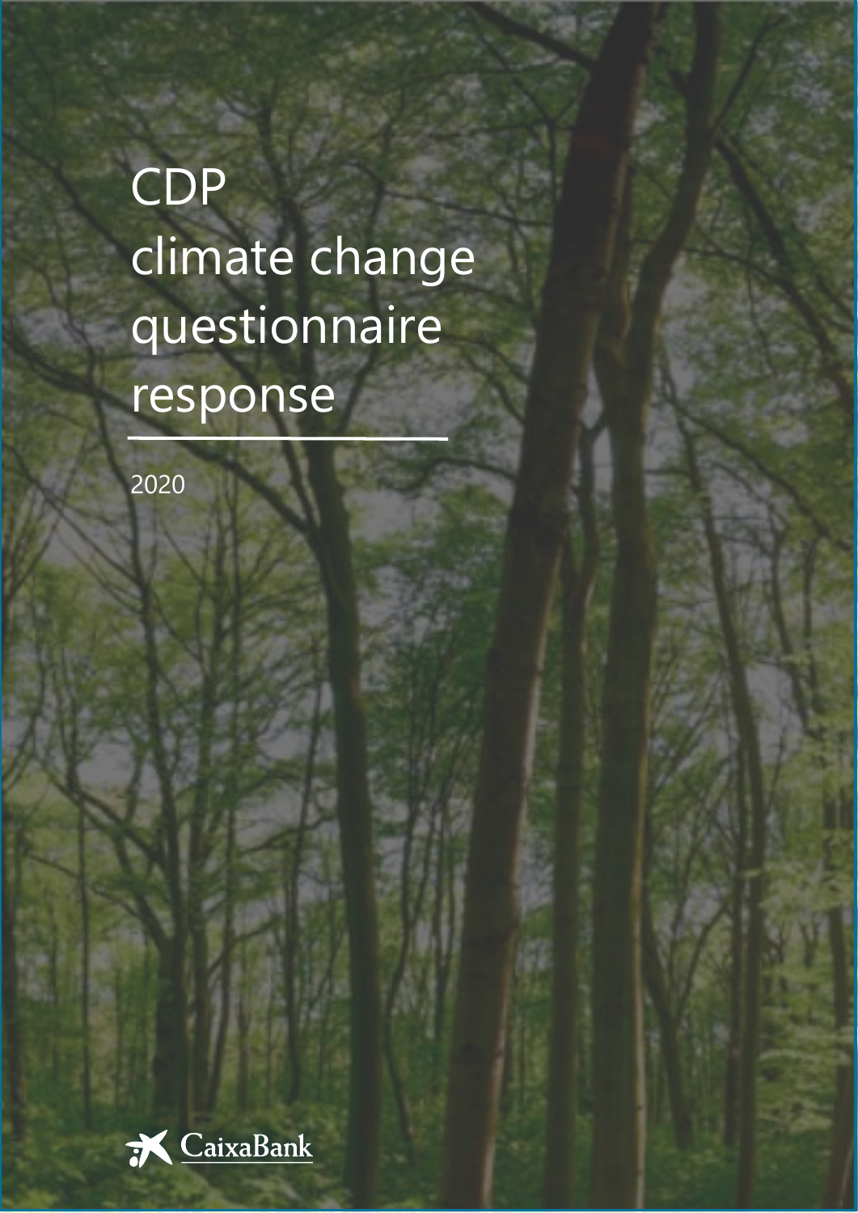# CDP climate change questionnaire response

2020

CaixaBank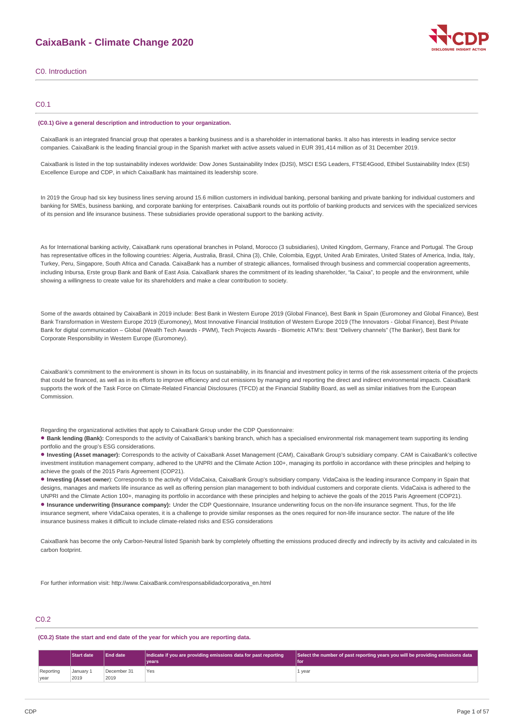# CaixaBank - Climate Change 2020

## C0. Introduction

### C0.1

**(C0.1) Give a general description and introduction to your organization.**

CaixaBank is an integrated financial group that operates a banking business and is a shareholder in international banks. It also has interests in leading service sector companies. CaixaBank is the leading financial group in the Spanish market with active assets valued in EUR 391,414 million as of 31 December 2019.

CaixaBank is listed in the top sustainability indexes worldwide: Dow Jones Sustainability Index (DJSI), MSCI ESG Leaders, FTSE4Good, Ethibel Sustainability Index (ESI) Excellence Europe and CDP, in which CaixaBank has maintained its leadership score.

In 2019 the Group had six key business lines serving around 15.6 million customers in individual banking, personal banking and private banking for individual customers and banking for SMEs, business banking, and corporate banking for enterprises. CaixaBank rounds out its portfolio of banking products and services with the specialized services of its pension and life insurance business. These subsidiaries provide operational support to the banking activity.

As for International banking activity, CaixaBank runs operational branches in Poland, Morocco (3 subsidiaries), United Kingdom, Germany, France and Portugal. The Group has representative offices in the following countries: Algeria, Australia, Brasil, China (3), Chile, Colombia, Egypt, United Arab Emirates, United States of America, India, Italy, Turkey, Peru, Singapore, South Africa and Canada. CaixaBank has a number of strategic alliances, formalised through business and commercial cooperation agreements, including Inbursa, Erste group Bank and Bank of East Asia. CaixaBank shares the commitment of its leading shareholder, "la Caixa", to people and the environment, while showing a willingness to create value for its shareholders and make a clear contribution to society.

Some of the awards obtained by CaixaBank in 2019 include: Best Bank in Western Europe 2019 (Global Finance), Best Bank in Spain (Euromoney and Global Finance), Best Bank Transformation in Western Europe 2019 (Euromoney), Most Innovative Financial Institution of Western Europe 2019 (The Innovators - Global Finance), Best Private Bank for digital communication – Global (Wealth Tech Awards - PWM), Tech Projects Awards - Biometric ATM's: Best "Delivery channels" (The Banker), Best Bank for Corporate Responsibility in Western Europe (Euromoney).

CaixaBank's commitment to the environment is shown in its focus on sustainability, in its financial and investment policy in terms of the risk assessment criteria of the projects that could be financed, as well as in its efforts to improve efficiency and cut emissions by managing and reporting the direct and indirect environmental impacts. CaixaBank supports the work of the Task Force on Climate-Related Financial Disclosures (TFCD) at the Financial Stability Board, as well as similar initiatives from the European Commission.

Regarding the organizational activities that apply to CaixaBank Group under the CDP Questionnaire:

- **Bank lending (Bank):** Corresponds to the activity of CaixaBank's banking branch, which has a specialised environmental risk management team supporting its lending portfolio and the group's ESG considerations.
- **Investing (Asset manager):** Corresponds to the activity of CaixaBank Asset Management (CAM), CaixaBank Group's subsidiary company. CAM is CaixaBank's collective investment institution management company, adhered to the UNPRI and the Climate Action 100+, managing its portfolio in accordance with these principles and helping to achieve the goals of the 2015 Paris Agreement (COP21).
- **Investing (Asset owner**): Corresponds to the activity of VidaCaixa, CaixaBank Group's subsidiary company. VidaCaixa is the leading insurance Company in Spain that designs, manages and markets life insurance as well as offering pension plan management to both individual customers and corporate clients. VidaCaixa is adhered to the UNPRI and the Climate Action 100+, managing its portfolio in accordance with these principles and helping to achieve the goals of the 2015 Paris Agreement (COP21).
- **Insurance underwriting (Insurance company):** Under the CDP Questionnaire, Insurance underwriting focus on the non-life insurance segment. Thus, for the life insurance segment, where VidaCaixa operates, it is a challenge to provide similar responses as the ones required for non-life insurance sector. The nature of the life insurance business makes it difficult to include climate-related risks and ESG considerations

CaixaBank has become the only Carbon-Neutral listed Spanish bank by completely offsetting the emissions produced directly and indirectly by its activity and calculated in its carbon footprint.

For further information visit: http://www.CaixaBank.com/responsabilidadcorporativa_en.html

### C0.2

**(C0.2) State the start and end date of the year for which you are reporting data.**

| | Start date | End date | Indicate if you are providing emissions data for past reporting years | Select the number of past reporting years you will be providing emissions data for |
|---|---|---|---|---|
| Reporting year | January 1 2019 | December 31 2019 | Yes | 1 year |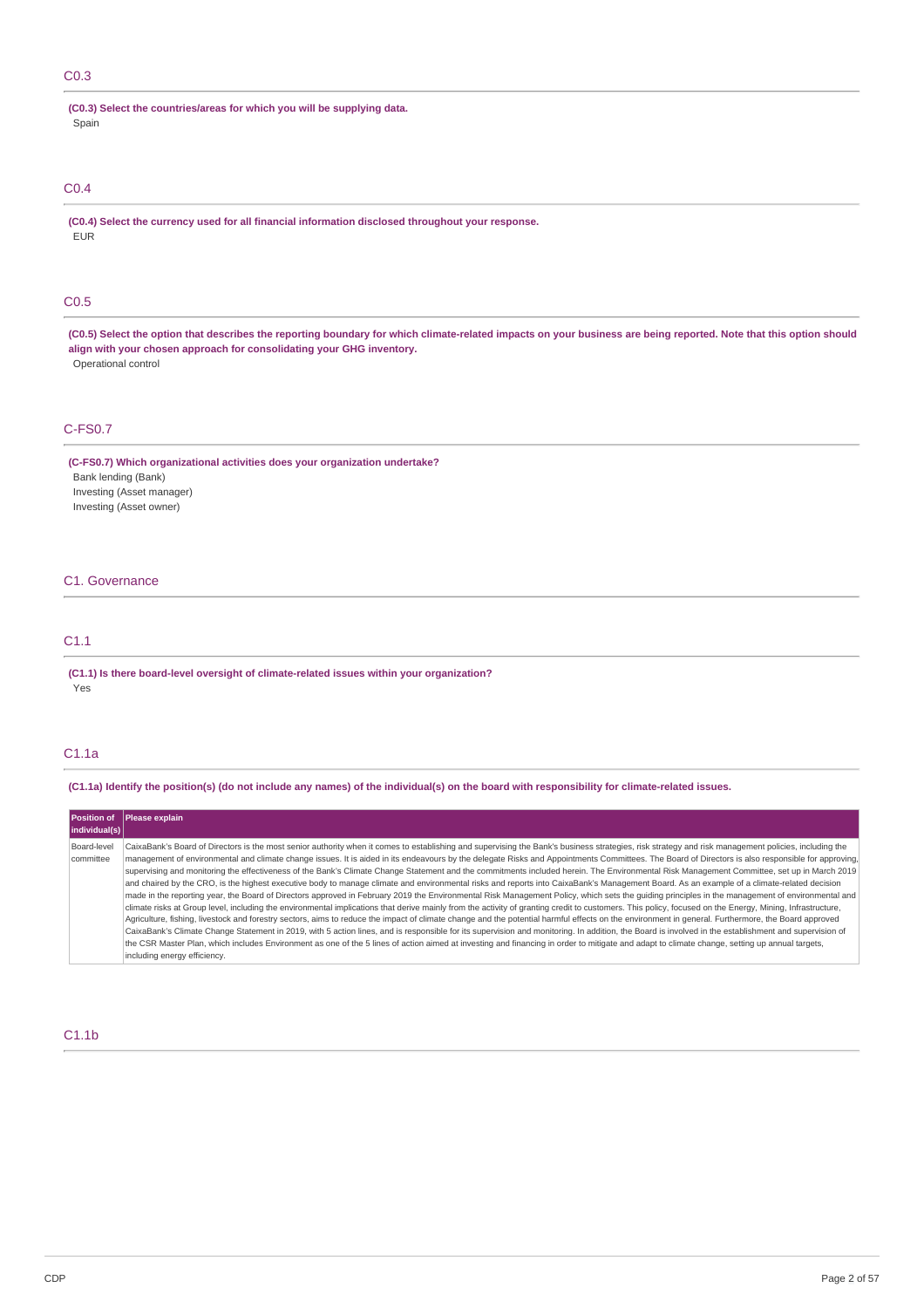## C0.3

**(C0.3) Select the countries/areas for which you will be supplying data.**

Spain

## C0.4

**(C0.4) Select the currency used for all financial information disclosed throughout your response.**

EUR

## C0.5

**(C0.5) Select the option that describes the reporting boundary for which climate-related impacts on your business are being reported. Note that this option should align with your chosen approach for consolidating your GHG inventory.**

Operational control

## C-FS0.7

**(C-FS0.7) Which organizational activities does your organization undertake?**

Bank lending (Bank)
Investing (Asset manager)
Investing (Asset owner)

# C1. Governance

## C1.1

**(C1.1) Is there board-level oversight of climate-related issues within your organization?**

Yes

## C1.1a

**(C1.1a) Identify the position(s) (do not include any names) of the individual(s) on the board with responsibility for climate-related issues.**

| Position of individual(s) | Please explain |
|---|---|
| Board-level committee | CaixaBank's Board of Directors is the most senior authority when it comes to establishing and supervising the Bank's business strategies, risk strategy and risk management policies, including the management of environmental and climate change issues. It is aided in its endeavours by the delegate Risks and Appointments Committees. The Board of Directors is also responsible for approving, supervising and monitoring the effectiveness of the Bank's Climate Change Statement and the commitments included herein. The Environmental Risk Management Committee, set up in March 2019 and chaired by the CRO, is the highest executive body to manage climate and environmental risks and reports into CaixaBank's Management Board. As an example of a climate-related decision made in the reporting year, the Board of Directors approved in February 2019 the Environmental Risk Management Policy, which sets the guiding principles in the management of environmental and climate risks at Group level, including the environmental implications that derive mainly from the activity of granting credit to customers. This policy, focused on the Energy, Mining, Infrastructure, Agriculture, fishing, livestock and forestry sectors, aims to reduce the impact of climate change and the potential harmful effects on the environment in general. Furthermore, the Board approved CaixaBank's Climate Change Statement in 2019, with 5 action lines, and is responsible for its supervision and monitoring. In addition, the Board is involved in the establishment and supervision of the CSR Master Plan, which includes Environment as one of the 5 lines of action aimed at investing and financing in order to mitigate and adapt to climate change, setting up annual targets, including energy efficiency. |

## C1.1b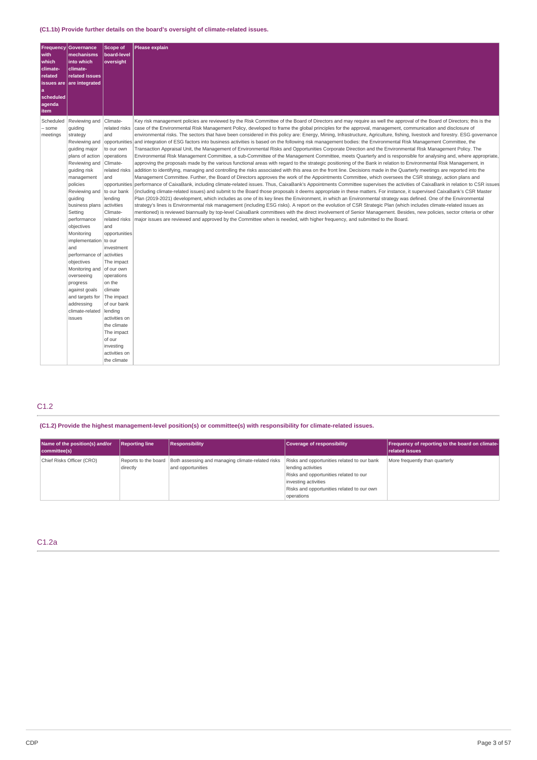**(C1.1b) Provide further details on the board's oversight of climate-related issues.**

| Frequency with which climate-related issues are a scheduled agenda item | Governance mechanisms into which climate-related issues are integrated | Scope of board-level oversight | Please explain |
|---|---|---|---|
| Scheduled – some meetings | Reviewing and guiding strategy<br>Reviewing and guiding major plans of action<br>Reviewing and guiding risk management policies<br>Reviewing and guiding business plans<br>Setting performance objectives<br>Monitoring implementation and performance of objectives<br>Monitoring and overseeing progress against goals and targets for addressing climate-related issues | Climate-related risks and opportunities to our own operations<br>Climate-related risks and opportunities to our bank lending activities<br>Climate-related risks and opportunities to our investment activities<br>The impact of our own operations on the climate<br>The impact of our bank lending activities on the climate<br>The impact of our investing activities on the climate | Key risk management policies are reviewed by the Risk Committee of the Board of Directors and may require as well the approval of the Board of Directors; this is the case of the Environmental Risk Management Policy, developed to frame the global principles for the approval, management, communication and disclosure of environmental risks. The sectors that have been considered in this policy are: Energy, Mining, Infrastructure, Agriculture, fishing, livestock and forestry. ESG governance and integration of ESG factors into business activities is based on the following risk management bodies: the Environmental Risk Management Committee, the Transaction Appraisal Unit, the Management of Environmental Risks and Opportunities Corporate Direction and the Environmental Risk Management Policy. The Environmental Risk Management Committee, a sub-Committee of the Management Committee, meets Quarterly and is responsible for analysing and, where appropriate, approving the proposals made by the various functional areas with regard to the strategic positioning of the Bank in relation to Environmental Risk Management, in addition to identifying, managing and controlling the risks associated with this area on the front line. Decisions made in the Quarterly meetings are reported into the Management Committee. Further, the Board of Directors approves the work of the Appointments Committee, which oversees the CSR strategy, action plans and performance of CaixaBank, including climate-related issues. Thus, CaixaBank's Appointments Committee supervises the activities of CaixaBank in relation to CSR issues (including climate-related issues) and submit to the Board those proposals it deems appropriate in these matters. For instance, it supervised CaixaBank's CSR Master Plan (2019-2021) development, which includes as one of its key lines the Environment, in which an Environmental strategy was defined. One of the Environmental strategy's lines is Environmental risk management (including ESG risks). A report on the evolution of CSR Strategic Plan (which includes climate-related issues as mentioned) is reviewed biannually by top-level CaixaBank committees with the direct involvement of Senior Management. Besides, new policies, sector criteria or other major issues are reviewed and approved by the Committee when is needed, with higher frequency, and submitted to the Board. |

## C1.2

**(C1.2) Provide the highest management-level position(s) or committee(s) with responsibility for climate-related issues.**

| Name of the position(s) and/or committee(s) | Reporting line | Responsibility | Coverage of responsibility | Frequency of reporting to the board on climate-related issues |
|---|---|---|---|---|
| Chief Risks Officer (CRO) | Reports to the board directly | Both assessing and managing climate-related risks and opportunities | Risks and opportunities related to our bank lending activities<br>Risks and opportunities related to our investing activities<br>Risks and opportunities related to our own operations | More frequently than quarterly |

## C1.2a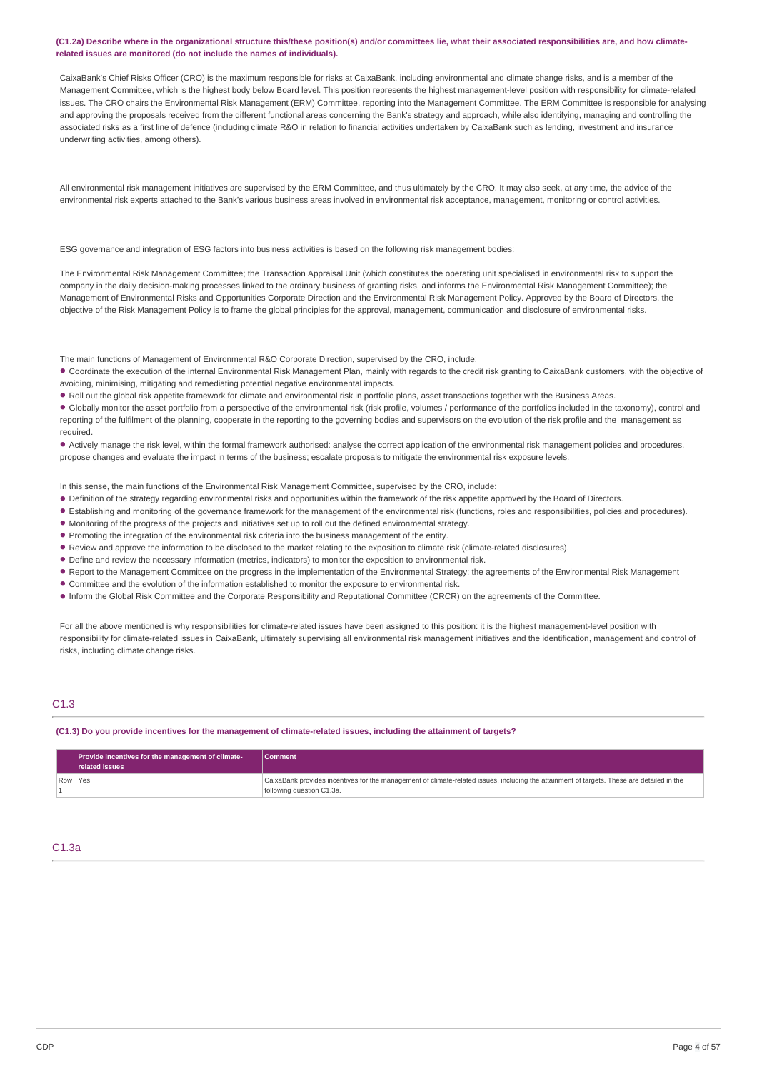**(C1.2a) Describe where in the organizational structure this/these position(s) and/or committees lie, what their associated responsibilities are, and how climate-related issues are monitored (do not include the names of individuals).**

CaixaBank's Chief Risks Officer (CRO) is the maximum responsible for risks at CaixaBank, including environmental and climate change risks, and is a member of the Management Committee, which is the highest body below Board level. This position represents the highest management-level position with responsibility for climate-related issues. The CRO chairs the Environmental Risk Management (ERM) Committee, reporting into the Management Committee. The ERM Committee is responsible for analysing and approving the proposals received from the different functional areas concerning the Bank's strategy and approach, while also identifying, managing and controlling the associated risks as a first line of defence (including climate R&O in relation to financial activities undertaken by CaixaBank such as lending, investment and insurance underwriting activities, among others).

All environmental risk management initiatives are supervised by the ERM Committee, and thus ultimately by the CRO. It may also seek, at any time, the advice of the environmental risk experts attached to the Bank's various business areas involved in environmental risk acceptance, management, monitoring or control activities.

ESG governance and integration of ESG factors into business activities is based on the following risk management bodies:

The Environmental Risk Management Committee; the Transaction Appraisal Unit (which constitutes the operating unit specialised in environmental risk to support the company in the daily decision-making processes linked to the ordinary business of granting risks, and informs the Environmental Risk Management Committee); the Management of Environmental Risks and Opportunities Corporate Direction and the Environmental Risk Management Policy. Approved by the Board of Directors, the objective of the Risk Management Policy is to frame the global principles for the approval, management, communication and disclosure of environmental risks.

The main functions of Management of Environmental R&O Corporate Direction, supervised by the CRO, include:

- Coordinate the execution of the internal Environmental Risk Management Plan, mainly with regards to the credit risk granting to CaixaBank customers, with the objective of avoiding, minimising, mitigating and remediating potential negative environmental impacts.
- Roll out the global risk appetite framework for climate and environmental risk in portfolio plans, asset transactions together with the Business Areas.
- Globally monitor the asset portfolio from a perspective of the environmental risk (risk profile, volumes / performance of the portfolios included in the taxonomy), control and reporting of the fulfilment of the planning, cooperate in the reporting to the governing bodies and supervisors on the evolution of the risk profile and the management as required.
- Actively manage the risk level, within the formal framework authorised: analyse the correct application of the environmental risk management policies and procedures, propose changes and evaluate the impact in terms of the business; escalate proposals to mitigate the environmental risk exposure levels.

In this sense, the main functions of the Environmental Risk Management Committee, supervised by the CRO, include:

- Definition of the strategy regarding environmental risks and opportunities within the framework of the risk appetite approved by the Board of Directors.
- Establishing and monitoring of the governance framework for the management of the environmental risk (functions, roles and responsibilities, policies and procedures).
- Monitoring of the progress of the projects and initiatives set up to roll out the defined environmental strategy.
- Promoting the integration of the environmental risk criteria into the business management of the entity.
- Review and approve the information to be disclosed to the market relating to the exposition to climate risk (climate-related disclosures).
- Define and review the necessary information (metrics, indicators) to monitor the exposition to environmental risk.
- Report to the Management Committee on the progress in the implementation of the Environmental Strategy; the agreements of the Environmental Risk Management
- Committee and the evolution of the information established to monitor the exposure to environmental risk.
- Inform the Global Risk Committee and the Corporate Responsibility and Reputational Committee (CRCR) on the agreements of the Committee.

For all the above mentioned is why responsibilities for climate-related issues have been assigned to this position: it is the highest management-level position with responsibility for climate-related issues in CaixaBank, ultimately supervising all environmental risk management initiatives and the identification, management and control of risks, including climate change risks.

## C1.3

**(C1.3) Do you provide incentives for the management of climate-related issues, including the attainment of targets?**

| | Provide incentives for the management of climate-related issues | Comment |
|---|---|---|
| Row 1 | Yes | CaixaBank provides incentives for the management of climate-related issues, including the attainment of targets. These are detailed in the following question C1.3a. |

## C1.3a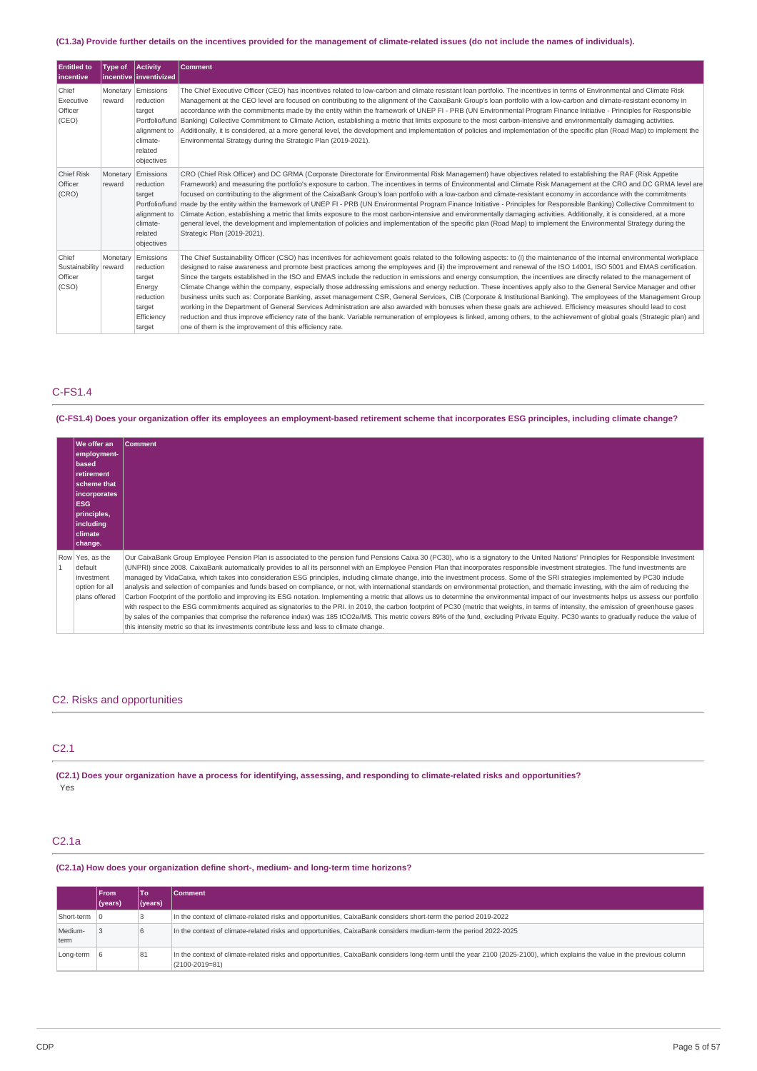**(C1.3a) Provide further details on the incentives provided for the management of climate-related issues (do not include the names of individuals).**

| Entitled to incentive | Type of incentive | Activity inventivized | Comment |
|---|---|---|---|
| Chief Executive Officer (CEO) | Monetary reward | Emissions reduction target Portfolio/fund alignment to climate-related objectives | The Chief Executive Officer (CEO) has incentives related to low-carbon and climate resistant loan portfolio. The incentives in terms of Environmental and Climate Risk Management at the CEO level are focused on contributing to the alignment of the CaixaBank Group's loan portfolio with a low-carbon and climate-resistant economy in accordance with the commitments made by the entity within the framework of UNEP FI - PRB (UN Environmental Program Finance Initiative - Principles for Responsible Banking) Collective Commitment to Climate Action, establishing a metric that limits exposure to the most carbon-intensive and environmentally damaging activities. Additionally, it is considered, at a more general level, the development and implementation of policies and implementation of the specific plan (Road Map) to implement the Environmental Strategy during the Strategic Plan (2019-2021). |
| Chief Risk Officer (CRO) | Monetary reward | Emissions reduction target Portfolio/fund alignment to climate-related objectives | CRO (Chief Risk Officer) and DC GRMA (Corporate Directorate for Environmental Risk Management) have objectives related to establishing the RAF (Risk Appetite Framework) and measuring the portfolio's exposure to carbon. The incentives in terms of Environmental and Climate Risk Management at the CRO and DC GRMA level are focused on contributing to the alignment of the CaixaBank Group's loan portfolio with a low-carbon and climate-resistant economy in accordance with the commitments made by the entity within the framework of UNEP FI - PRB (UN Environmental Program Finance Initiative - Principles for Responsible Banking) Collective Commitment to Climate Action, establishing a metric that limits exposure to the most carbon-intensive and environmentally damaging activities. Additionally, it is considered, at a more general level, the development and implementation of policies and implementation of the specific plan (Road Map) to implement the Environmental Strategy during the Strategic Plan (2019-2021). |
| Chief Sustainability Officer (CSO) | Monetary reward | Emissions reduction target Energy reduction target Efficiency target | The Chief Sustainability Officer (CSO) has incentives for achievement goals related to the following aspects: to (i) the maintenance of the internal environmental workplace designed to raise awareness and promote best practices among the employees and (ii) the improvement and renewal of the ISO 14001, ISO 5001 and EMAS certification. Since the targets established in the ISO and EMAS include the reduction in emissions and energy consumption, the incentives are directly related to the management of Climate Change within the company, especially those addressing emissions and energy reduction. These incentives apply also to the General Service Manager and other business units such as: Corporate Banking, asset management CSR, General Services, CIB (Corporate & Institutional Banking). The employees of the Management Group working in the Department of General Services Administration are also awarded with bonuses when these goals are achieved. Efficiency measures should lead to cost reduction and thus improve efficiency rate of the bank. Variable remuneration of employees is linked, among others, to the achievement of global goals (Strategic plan) and one of them is the improvement of this efficiency rate. |

## C-FS1.4

**(C-FS1.4) Does your organization offer its employees an employment-based retirement scheme that incorporates ESG principles, including climate change?**

| | We offer an employment-based retirement scheme that incorporates ESG principles, including climate change. | Comment |
|---|---|---|
| Row 1 | Yes, as the default investment option for all plans offered | Our CaixaBank Group Employee Pension Plan is associated to the pension fund Pensions Caixa 30 (PC30), who is a signatory to the United Nations' Principles for Responsible Investment (UNPRI) since 2008. CaixaBank automatically provides to all its personnel with an Employee Pension Plan that incorporates responsible investment strategies. The fund investments are managed by VidaCaixa, which takes into consideration ESG principles, including climate change, into the investment process. Some of the SRI strategies implemented by PC30 include analysis and selection of companies and funds based on compliance, or not, with international standards on environmental protection, and thematic investing, with the aim of reducing the Carbon Footprint of the portfolio and improving its ESG notation. Implementing a metric that allows us to determine the environmental impact of our investments helps us assess our portfolio with respect to the ESG commitments acquired as signatories to the PRI. In 2019, the carbon footprint of PC30 (metric that weights, in terms of intensity, the emission of greenhouse gases by sales of the companies that comprise the reference index) was 185 tCO2e/M$. This metric covers 89% of the fund, excluding Private Equity. PC30 wants to gradually reduce the value of this intensity metric so that its investments contribute less and less to climate change. |

## C2. Risks and opportunities

## C2.1

**(C2.1) Does your organization have a process for identifying, assessing, and responding to climate-related risks and opportunities?**

Yes

## C2.1a

**(C2.1a) How does your organization define short-, medium- and long-term time horizons?**

| | From (years) | To (years) | Comment |
|---|---|---|---|
| Short-term | 0 | 3 | In the context of climate-related risks and opportunities, CaixaBank considers short-term the period 2019-2022 |
| Medium-term | 3 | 6 | In the context of climate-related risks and opportunities, CaixaBank considers medium-term the period 2022-2025 |
| Long-term | 6 | 81 | In the context of climate-related risks and opportunities, CaixaBank considers long-term until the year 2100 (2025-2100), which explains the value in the previous column (2100-2019=81) |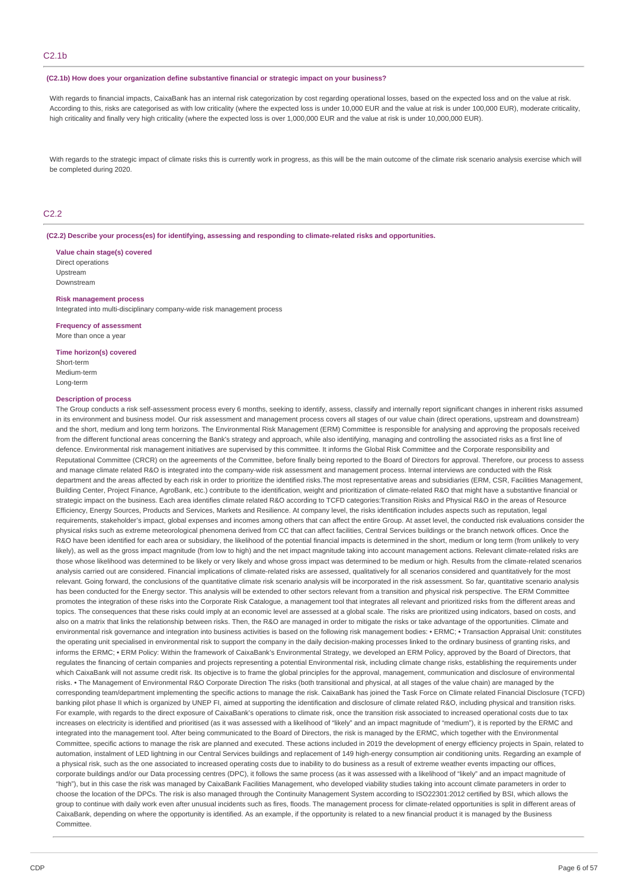## C2.1b

**(C2.1b) How does your organization define substantive financial or strategic impact on your business?**

With regards to financial impacts, CaixaBank has an internal risk categorization by cost regarding operational losses, based on the expected loss and on the value at risk. According to this, risks are categorised as with low criticality (where the expected loss is under 10,000 EUR and the value at risk is under 100,000 EUR), moderate criticality, high criticality and finally very high criticality (where the expected loss is over 1,000,000 EUR and the value at risk is under 10,000,000 EUR).

With regards to the strategic impact of climate risks this is currently work in progress, as this will be the main outcome of the climate risk scenario analysis exercise which will be completed during 2020.

## C2.2

**(C2.2) Describe your process(es) for identifying, assessing and responding to climate-related risks and opportunities.**

**Value chain stage(s) covered**
Direct operations
Upstream
Downstream

**Risk management process**
Integrated into multi-disciplinary company-wide risk management process

**Frequency of assessment**
More than once a year

**Time horizon(s) covered**
Short-term
Medium-term
Long-term

**Description of process**
The Group conducts a risk self-assessment process every 6 months, seeking to identify, assess, classify and internally report significant changes in inherent risks assumed in its environment and business model. Our risk assessment and management process covers all stages of our value chain (direct operations, upstream and downstream) and the short, medium and long term horizons. The Environmental Risk Management (ERM) Committee is responsible for analysing and approving the proposals received from the different functional areas concerning the Bank's strategy and approach, while also identifying, managing and controlling the associated risks as a first line of defence. Environmental risk management initiatives are supervised by this committee. It informs the Global Risk Committee and the Corporate responsibility and Reputational Committee (CRCR) on the agreements of the Committee, before finally being reported to the Board of Directors for approval. Therefore, our process to assess and manage climate related R&O is integrated into the company-wide risk assessment and management process. Internal interviews are conducted with the Risk department and the areas affected by each risk in order to prioritize the identified risks.The most representative areas and subsidiaries (ERM, CSR, Facilities Management, Building Center, Project Finance, AgroBank, etc.) contribute to the identification, weight and prioritization of climate-related R&O that might have a substantive financial or strategic impact on the business. Each area identifies climate related R&O according to TCFD categories:Transition Risks and Physical R&O in the areas of Resource Efficiency, Energy Sources, Products and Services, Markets and Resilience. At company level, the risks identification includes aspects such as reputation, legal requirements, stakeholder's impact, global expenses and incomes among others that can affect the entire Group. At asset level, the conducted risk evaluations consider the physical risks such as extreme meteorological phenomena derived from CC that can affect facilities, Central Services buildings or the branch network offices. Once the R&O have been identified for each area or subsidiary, the likelihood of the potential financial impacts is determined in the short, medium or long term (from unlikely to very likely), as well as the gross impact magnitude (from low to high) and the net impact magnitude taking into account management actions. Relevant climate-related risks are those whose likelihood was determined to be likely or very likely and whose gross impact was determined to be medium or high. Results from the climate-related scenarios analysis carried out are considered. Financial implications of climate-related risks are assessed, qualitatively for all scenarios considered and quantitatively for the most relevant. Going forward, the conclusions of the quantitative climate risk scenario analysis will be incorporated in the risk assessment. So far, quantitative scenario analysis has been conducted for the Energy sector. This analysis will be extended to other sectors relevant from a transition and physical risk perspective. The ERM Committee promotes the integration of these risks into the Corporate Risk Catalogue, a management tool that integrates all relevant and prioritized risks from the different areas and topics. The consequences that these risks could imply at an economic level are assessed at a global scale. The risks are prioritized using indicators, based on costs, and also on a matrix that links the relationship between risks. Then, the R&O are managed in order to mitigate the risks or take advantage of the opportunities. Climate and environmental risk governance and integration into business activities is based on the following risk management bodies: • ERMC; • Transaction Appraisal Unit: constitutes the operating unit specialised in environmental risk to support the company in the daily decision-making processes linked to the ordinary business of granting risks, and informs the ERMC; • ERM Policy: Within the framework of CaixaBank's Environmental Strategy, we developed an ERM Policy, approved by the Board of Directors, that regulates the financing of certain companies and projects representing a potential Environmental risk, including climate change risks, establishing the requirements under which CaixaBank will not assume credit risk. Its objective is to frame the global principles for the approval, management, communication and disclosure of environmental risks. • The Management of Environmental R&O Corporate Direction The risks (both transitional and physical, at all stages of the value chain) are managed by the corresponding team/department implementing the specific actions to manage the risk. CaixaBank has joined the Task Force on Climate related Financial Disclosure (TCFD) banking pilot phase II which is organized by UNEP FI, aimed at supporting the identification and disclosure of climate related R&O, including physical and transition risks. For example, with regards to the direct exposure of CaixaBank's operations to climate risk, once the transition risk associated to increased operational costs due to tax increases on electricity is identified and prioritised (as it was assessed with a likelihood of "likely" and an impact magnitude of "medium"), it is reported by the ERMC and integrated into the management tool. After being communicated to the Board of Directors, the risk is managed by the ERMC, which together with the Environmental Committee, specific actions to manage the risk are planned and executed. These actions included in 2019 the development of energy efficiency projects in Spain, related to automation, instalment of LED lightning in our Central Services buildings and replacement of 149 high-energy consumption air conditioning units. Regarding an example of a physical risk, such as the one associated to increased operating costs due to inability to do business as a result of extreme weather events impacting our offices, corporate buildings and/or our Data processing centres (DPC), it follows the same process (as it was assessed with a likelihood of "likely" and an impact magnitude of "high"), but in this case the risk was managed by CaixaBank Facilities Management, who developed viability studies taking into account climate parameters in order to choose the location of the DPCs. The risk is also managed through the Continuity Management System according to ISO22301:2012 certified by BSI, which allows the group to continue with daily work even after unusual incidents such as fires, floods. The management process for climate-related opportunities is split in different areas of CaixaBank, depending on where the opportunity is identified. As an example, if the opportunity is related to a new financial product it is managed by the Business Committee.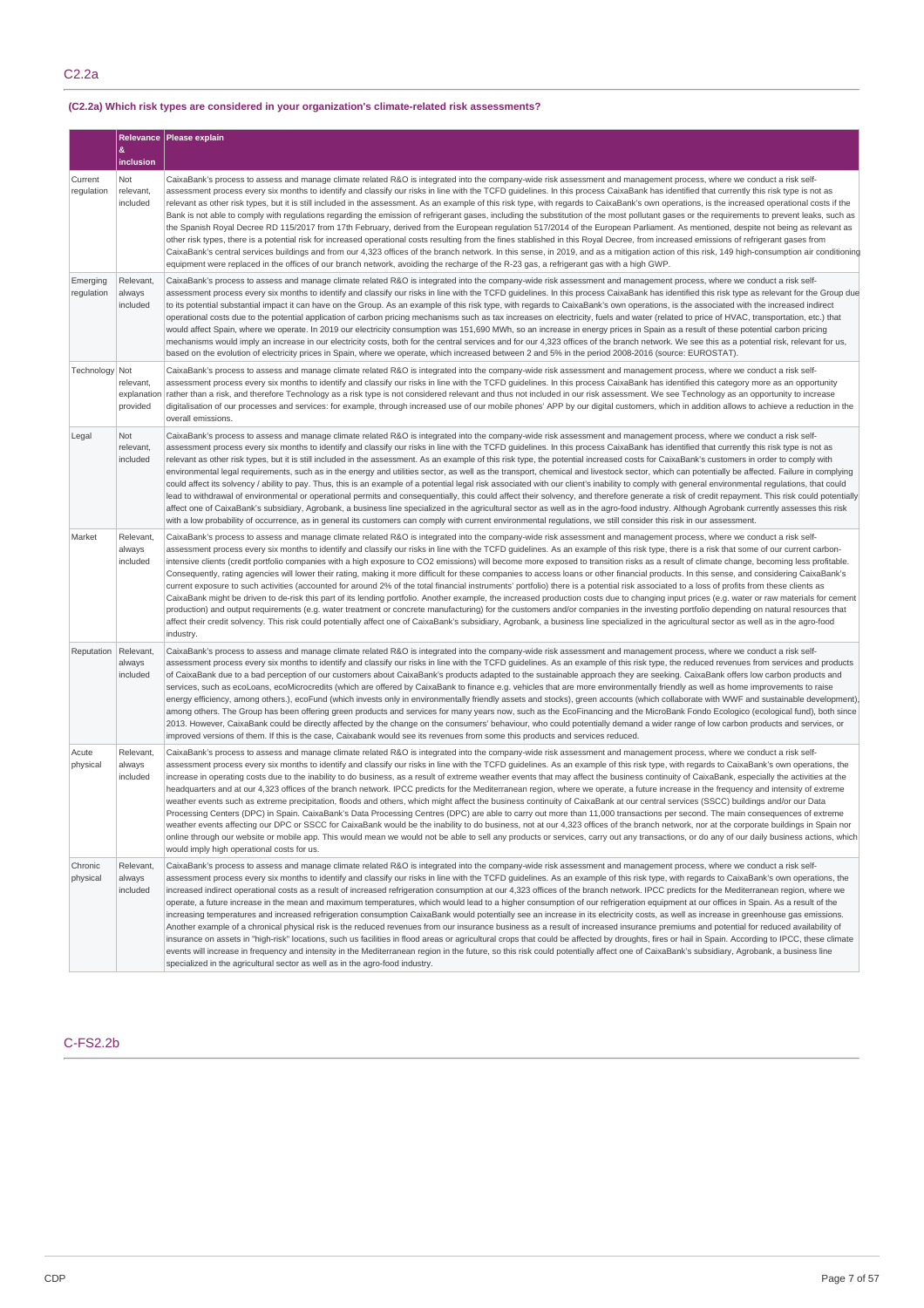## C2.2a

### (C2.2a) Which risk types are considered in your organization's climate-related risk assessments?

| | Relevance & inclusion | Please explain |
|---|---|---|
| Current regulation | Not relevant, included | CaixaBank's process to assess and manage climate related R&O is integrated into the company-wide risk assessment and management process, where we conduct a risk self-assessment process every six months to identify and classify our risks in line with the TCFD guidelines. In this process CaixaBank has identified that currently this risk type is not as relevant as other risk types, but it is still included in the assessment. As an example of this risk type, with regards to CaixaBank's own operations, is the increased operational costs if the Bank is not able to comply with regulations regarding the emission of refrigerant gases, including the substitution of the most pollutant gases or the requirements to prevent leaks, such as the Spanish Royal Decree RD 115/2017 from 17th February, derived from the European regulation 517/2014 of the European Parliament. As mentioned, despite not being as relevant as other risk types, there is a potential risk for increased operational costs resulting from the fines stablished in this Royal Decree, from increased emissions of refrigerant gases from CaixaBank's central services buildings and from our 4,323 offices of the branch network. In this sense, in 2019, and as a mitigation action of this risk, 149 high-consumption air conditioning equipment were replaced in the offices of our branch network, avoiding the recharge of the R-23 gas, a refrigerant gas with a high GWP. |
| Emerging regulation | Relevant, always included | CaixaBank's process to assess and manage climate related R&O is integrated into the company-wide risk assessment and management process, where we conduct a risk self-assessment process every six months to identify and classify our risks in line with the TCFD guidelines. In this process CaixaBank has identified this risk type as relevant for the Group due to its potential substantial impact it can have on the Group. As an example of this risk type, with regards to CaixaBank's own operations, is the associated with the increased indirect operational costs due to the potential application of carbon pricing mechanisms such as tax increases on electricity, fuels and water (related to price of HVAC, transportation, etc.) that would affect Spain, where we operate. In 2019 our electricity consumption was 151,690 MWh, so an increase in energy prices in Spain as a result of these potential carbon pricing mechanisms would imply an increase in our electricity costs, both for the central services and for our 4,323 offices of the branch network. We see this as a potential risk, relevant for us, based on the evolution of electricity prices in Spain, where we operate, which increased between 2 and 5% in the period 2008-2016 (source: EUROSTAT). |
| Technology | Not relevant, explanation provided | CaixaBank's process to assess and manage climate related R&O is integrated into the company-wide risk assessment and management process, where we conduct a risk self-assessment process every six months to identify and classify our risks in line with the TCFD guidelines. In this process CaixaBank has identified this category more as an opportunity rather than a risk, and therefore Technology as a risk type is not considered relevant and thus not included in our risk assessment. We see Technology as an opportunity to increase digitalisation of our processes and services: for example, through increased use of our mobile phones' APP by our digital customers, which in addition allows to achieve a reduction in the overall emissions. |
| Legal | Not relevant, included | CaixaBank's process to assess and manage climate related R&O is integrated into the company-wide risk assessment and management process, where we conduct a risk self-assessment process every six months to identify and classify our risks in line with the TCFD guidelines. In this process CaixaBank has identified that currently this risk type is not as relevant as other risk types, but it is still included in the assessment. As an example of this risk type, the potential increased costs for CaixaBank's customers in order to comply with environmental legal requirements, such as in the energy and utilities sector, as well as the transport, chemical and livestock sector, which can potentially be affected. Failure in complying could affect its solvency / ability to pay. Thus, this is an example of a potential legal risk associated with our client's inability to comply with general environmental regulations, that could lead to withdrawal of environmental or operational permits and consequentially, this could affect their solvency, and therefore generate a risk of credit repayment. This risk could potentially affect one of CaixaBank's subsidiary, Agrobank, a business line specialized in the agricultural sector as well as in the agro-food industry. Although Agrobank currently assesses this risk with a low probability of occurrence, as in general its customers can comply with current environmental regulations, we still consider this risk in our assessment. |
| Market | Relevant, always included | CaixaBank's process to assess and manage climate related R&O is integrated into the company-wide risk assessment and management process, where we conduct a risk self-assessment process every six months to identify and classify our risks in line with the TCFD guidelines. As an example of this risk type, there is a risk that some of our current carbon-intensive clients (credit portfolio companies with a high exposure to CO2 emissions) will become more exposed to transition risks as a result of climate change, becoming less profitable. Consequently, rating agencies will lower their rating, making it more difficult for these companies to access loans or other financial products. In this sense, and considering CaixaBank's current exposure to such activities (accounted for around 2% of the total financial instruments' portfolio) there is a potential risk associated to a loss of profits from these clients as CaixaBank might be driven to de-risk this part of its lending portfolio. Another example, the increased production costs due to changing input prices (e.g. water or raw materials for cement production) and output requirements (e.g. water treatment or concrete manufacturing) for the customers and/or companies in the investing portfolio depending on natural resources that affect their credit solvency. This risk could potentially affect one of CaixaBank's subsidiary, Agrobank, a business line specialized in the agricultural sector as well as in the agro-food industry. |
| Reputation | Relevant, always included | CaixaBank's process to assess and manage climate related R&O is integrated into the company-wide risk assessment and management process, where we conduct a risk self-assessment process every six months to identify and classify our risks in line with the TCFD guidelines. As an example of this risk type, the reduced revenues from services and products of CaixaBank due to a bad perception of our customers about CaixaBank's products adapted to the sustainable approach they are seeking. CaixaBank offers low carbon products and services, such as ecoLoans, ecoMicrocredits (which are offered by CaixaBank to finance e.g. vehicles that are more environmentally friendly as well as home improvements to raise energy efficiency, among others.), ecoFund (which invests only in environmentally friendly assets and stocks), green accounts (which collaborate with WWF and sustainable development), among others. The Group has been offering green products and services for many years now, such as the EcoFinancing and the MicroBank Fondo Ecologico (ecological fund), both since 2013. However, CaixaBank could be directly affected by the change on the consumers' behaviour, who could potentially demand a wider range of low carbon products and services, or improved versions of them. If this is the case, Caixabank would see its revenues from some this products and services reduced. |
| Acute physical | Relevant, always included | CaixaBank's process to assess and manage climate related R&O is integrated into the company-wide risk assessment and management process, where we conduct a risk self-assessment process every six months to identify and classify our risks in line with the TCFD guidelines. As an example of this risk type, with regards to CaixaBank's own operations, the increase in operating costs due to the inability to do business, as a result of extreme weather events that may affect the business continuity of CaixaBank, especially the activities at the headquarters and at our 4,323 offices of the branch network. IPCC predicts for the Mediterranean region, where we operate, a future increase in the frequency and intensity of extreme weather events such as extreme precipitation, floods and others, which might affect the business continuity of CaixaBank at our central services (SSCC) buildings and/or our Data Processing Centers (DPC) in Spain. CaixaBank's Data Processing Centres (DPC) are able to carry out more than 11,000 transactions per second. The main consequences of extreme weather events affecting our DPC or SSCC for CaixaBank would be the inability to do business, not at our 4,323 offices of the branch network, nor at the corporate buildings in Spain nor online through our website or mobile app. This would mean we would not be able to sell any products or services, carry out any transactions, or do any of our daily business actions, which would imply high operational costs for us. |
| Chronic physical | Relevant, always included | CaixaBank's process to assess and manage climate related R&O is integrated into the company-wide risk assessment and management process, where we conduct a risk self-assessment process every six months to identify and classify our risks in line with the TCFD guidelines. As an example of this risk type, with regards to CaixaBank's own operations, the increased indirect operational costs as a result of increased refrigeration consumption at our 4,323 offices of the branch network. IPCC predicts for the Mediterranean region, where we operate, a future increase in the mean and maximum temperatures, which would lead to a higher consumption of our refrigeration equipment at our offices in Spain. As a result of the increasing temperatures and increased refrigeration consumption CaixaBank would potentially see an increase in its electricity costs, as well as increase in greenhouse gas emissions. Another example of a chronical physical risk is the reduced revenues from our insurance business as a result of increased insurance premiums and potential for reduced availability of insurance on assets in "high-risk" locations, such us facilities in flood areas or agricultural crops that could be affected by droughts, fires or hail in Spain. According to IPCC, these climate events will increase in frequency and intensity in the Mediterranean region in the future, so this risk could potentially affect one of CaixaBank's subsidiary, Agrobank, a business line specialized in the agricultural sector as well as in the agro-food industry. |

## C-FS2.2b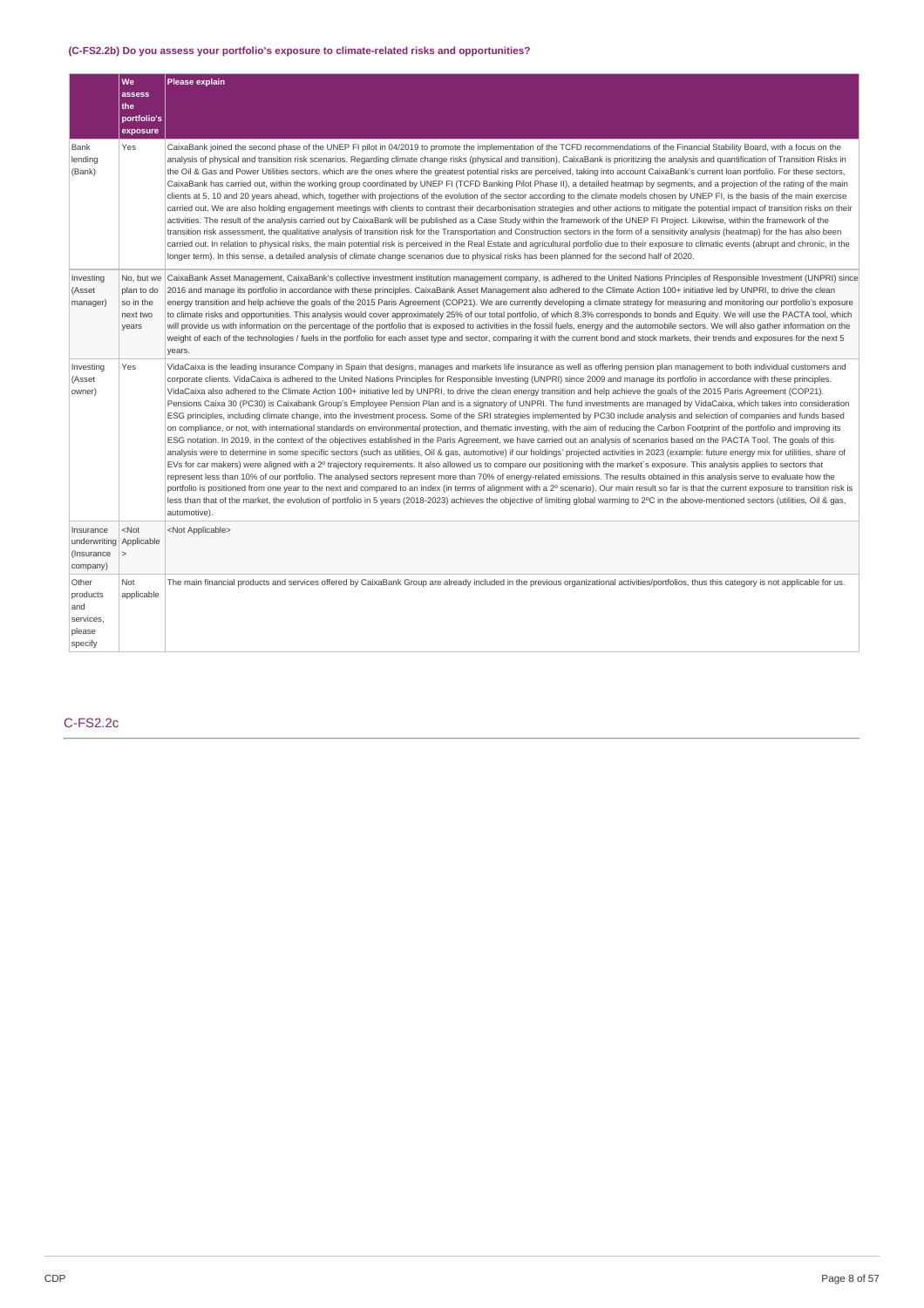### (C-FS2.2b) Do you assess your portfolio's exposure to climate-related risks and opportunities?

| | We assess the portfolio's exposure | Please explain |
|---|---|---|
| Bank lending (Bank) | Yes | CaixaBank joined the second phase of the UNEP FI pilot in 04/2019 to promote the implementation of the TCFD recommendations of the Financial Stability Board, with a focus on the analysis of physical and transition risk scenarios. Regarding climate change risks (physical and transition), CaixaBank is prioritizing the analysis and quantification of Transition Risks in the Oil & Gas and Power Utilities sectors, which are the ones where the greatest potential risks are perceived, taking into account CaixaBank's current loan portfolio. For these sectors, CaixaBank has carried out, within the working group coordinated by UNEP FI (TCFD Banking Pilot Phase II), a detailed heatmap by segments, and a projection of the rating of the main clients at 5, 10 and 20 years ahead, which, together with projections of the evolution of the sector according to the climate models chosen by UNEP FI, is the basis of the main exercise carried out. We are also holding engagement meetings with clients to contrast their decarbonisation strategies and other actions to mitigate the potential impact of transition risks on their activities. The result of the analysis carried out by CaixaBank will be published as a Case Study within the framework of the UNEP FI Project. Likewise, within the framework of the transition risk assessment, the qualitative analysis of transition risk for the Transportation and Construction sectors in the form of a sensitivity analysis (heatmap) for the has also been carried out. In relation to physical risks, the main potential risk is perceived in the Real Estate and agricultural portfolio due to their exposure to climatic events (abrupt and chronic, in the longer term). In this sense, a detailed analysis of climate change scenarios due to physical risks has been planned for the second half of 2020. |
| Investing (Asset manager) | No, but we plan to do so in the next two years | CaixaBank Asset Management, CaixaBank's collective investment institution management company, is adhered to the United Nations Principles of Responsible Investment (UNPRI) since 2016 and manage its portfolio in accordance with these principles. CaixaBank Asset Management also adhered to the Climate Action 100+ initiative led by UNPRI, to drive the clean energy transition and help achieve the goals of the 2015 Paris Agreement (COP21). We are currently developing a climate strategy for measuring and monitoring our portfolio's exposure to climate risks and opportunities. This analysis would cover approximately 25% of our total portfolio, of which 8.3% corresponds to bonds and Equity. We will use the PACTA tool, which will provide us with information on the percentage of the portfolio that is exposed to activities in the fossil fuels, energy and the automobile sectors. We will also gather information on the weight of each of the technologies / fuels in the portfolio for each asset type and sector, comparing it with the current bond and stock markets, their trends and exposures for the next 5 years. |
| Investing (Asset owner) | Yes | VidaCaixa is the leading insurance Company in Spain that designs, manages and markets life insurance as well as offering pension plan management to both individual customers and corporate clients. VidaCaixa is adhered to the United Nations Principles for Responsible Investing (UNPRI) since 2009 and manage its portfolio in accordance with these principles. VidaCaixa also adhered to the Climate Action 100+ initiative led by UNPRI, to drive the clean energy transition and help achieve the goals of the 2015 Paris Agreement (COP21). Pensions Caixa 30 (PC30) is Caixabank Group's Employee Pension Plan and is a signatory of UNPRI. The fund investments are managed by VidaCaixa, which takes into consideration ESG principles, including climate change, into the investment process. Some of the SRI strategies implemented by PC30 include analysis and selection of companies and funds based on compliance, or not, with international standards on environmental protection, and thematic investing, with the aim of reducing the Carbon Footprint of the portfolio and improving its ESG notation. In 2019, in the context of the objectives established in the Paris Agreement, we have carried out an analysis of scenarios based on the PACTA Tool. The goals of this analysis were to determine in some specific sectors (such as utilities, Oil & gas, automotive) if our holdings' projected activities in 2023 (example: future energy mix for utilities, share of EVs for car makers) were aligned with a 2º trajectory requirements. It also allowed us to compare our positioning with the market´s exposure. This analysis applies to sectors that represent less than 10% of our portfolio. The analysed sectors represent more than 70% of energy-related emissions. The results obtained in this analysis serve to evaluate how the portfolio is positioned from one year to the next and compared to an index (in terms of alignment with a 2º scenario). Our main result so far is that the current exposure to transition risk is less than that of the market, the evolution of portfolio in 5 years (2018-2023) achieves the objective of limiting global warming to 2ºC in the above-mentioned sectors (utilities, Oil & gas, automotive). |
| Insurance underwriting (Insurance company) | <Not Applicable> | <Not Applicable> |
| Other products and services, please specify | Not applicable | The main financial products and services offered by CaixaBank Group are already included in the previous organizational activities/portfolios, thus this category is not applicable for us. |

## C-FS2.2c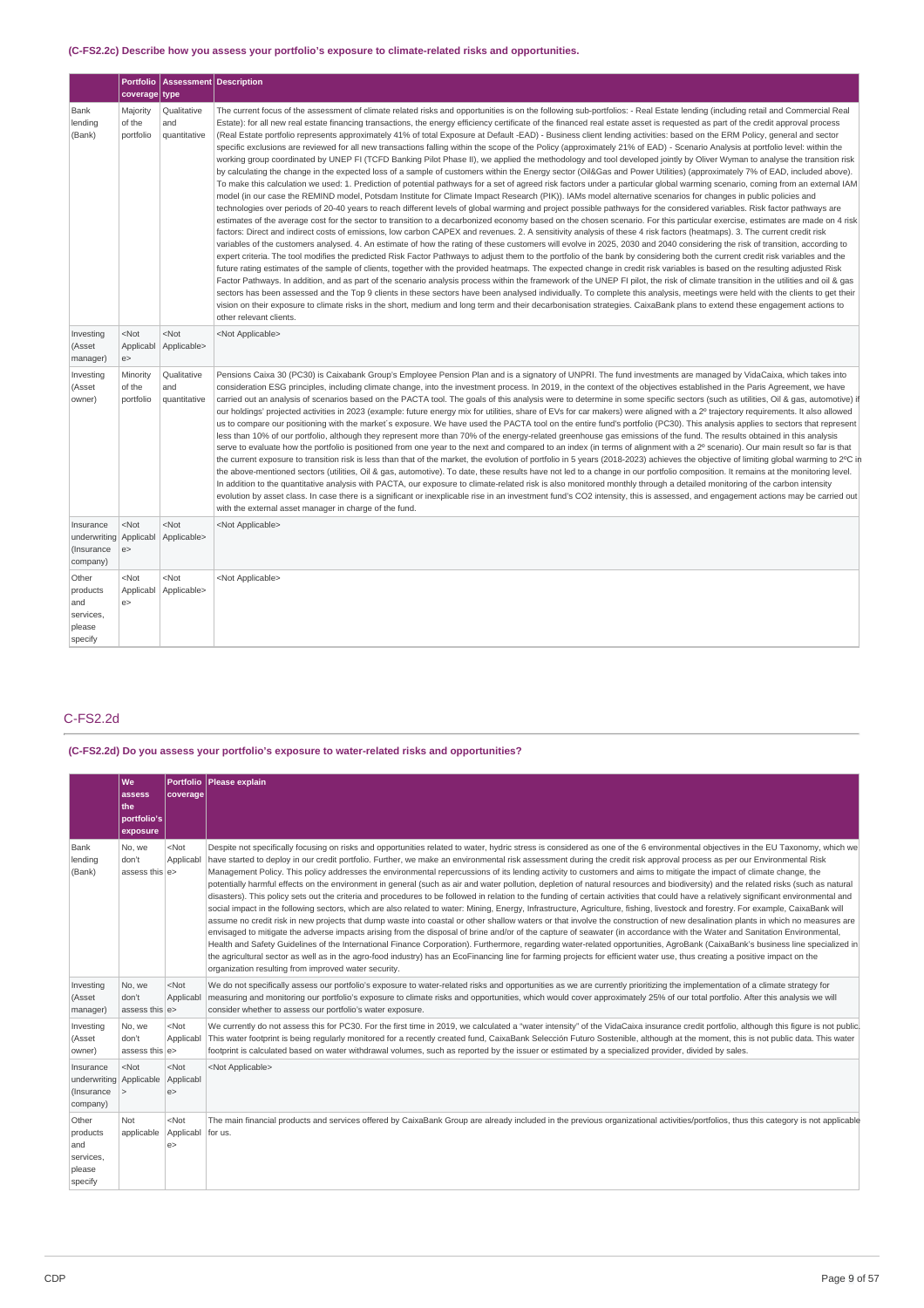### (C-FS2.2c) Describe how you assess your portfolio's exposure to climate-related risks and opportunities.

| | Portfolio coverage | Assessment type | Description |
|---|---|---|---|
| Bank lending (Bank) | Majority of the portfolio | Qualitative and quantitative | The current focus of the assessment of climate related risks and opportunities is on the following sub-portfolios: - Real Estate lending (including retail and Commercial Real Estate): for all new real estate financing transactions, the energy efficiency certificate of the financed real estate asset is requested as part of the credit approval process (Real Estate portfolio represents approximately 41% of total Exposure at Default -EAD) - Business client lending activities: based on the ERM Policy, general and sector specific exclusions are reviewed for all new transactions falling within the scope of the Policy (approximately 21% of EAD) - Scenario Analysis at portfolio level: within the working group coordinated by UNEP FI (TCFD Banking Pilot Phase II), we applied the methodology and tool developed jointly by Oliver Wyman to analyse the transition risk by calculating the change in the expected loss of a sample of customers within the Energy sector (Oil&Gas and Power Utilities) (approximately 7% of EAD, included above). To make this calculation we used: 1. Prediction of potential pathways for a set of agreed risk factors under a particular global warming scenario, coming from an external IAM model (in our case the REMIND model, Potsdam Institute for Climate Impact Research (PIK)). IAMs model alternative scenarios for changes in public policies and technologies over periods of 20-40 years to reach different levels of global warming and project possible pathways for the considered variables. Risk factor pathways are estimates of the average cost for the sector to transition to a decarbonized economy based on the chosen scenario. For this particular exercise, estimates are made on 4 risk factors: Direct and indirect costs of emissions, low carbon CAPEX and revenues. 2. A sensitivity analysis of these 4 risk factors (heatmaps). 3. The current credit risk variables of the customers analysed. 4. An estimate of how the rating of these customers will evolve in 2025, 2030 and 2040 considering the risk of transition, according to expert criteria. The tool modifies the predicted Risk Factor Pathways to adjust them to the portfolio of the bank by considering both the current credit risk variables and the future rating estimates of the sample of clients, together with the provided heatmaps. The expected change in credit risk variables is based on the resulting adjusted Risk Factor Pathways. In addition, and as part of the scenario analysis process within the framework of the UNEP FI pilot, the risk of climate transition in the utilities and oil & gas sectors has been assessed and the Top 9 clients in these sectors have been analysed individually. To complete this analysis, meetings were held with the clients to get their vision on their exposure to climate risks in the short, medium and long term and their decarbonisation strategies. CaixaBank plans to extend these engagement actions to other relevant clients. |
| Investing (Asset manager) | <Not Applicable> | <Not Applicable> | <Not Applicable> |
| Investing (Asset owner) | Minority of the portfolio | Qualitative and quantitative | Pensions Caixa 30 (PC30) is Caixabank Group's Employee Pension Plan and is a signatory of UNPRI. The fund investments are managed by VidaCaixa, which takes into consideration ESG principles, including climate change, into the investment process. In 2019, in the context of the objectives established in the Paris Agreement, we have carried out an analysis of scenarios based on the PACTA tool. The goals of this analysis were to determine in some specific sectors (such as utilities, Oil & gas, automotive) if our holdings' projected activities in 2023 (example: future energy mix for utilities, share of EVs for car makers) were aligned with a 2º trajectory requirements. It also allowed us to compare our positioning with the market´s exposure. We have used the PACTA tool on the entire fund's portfolio (PC30). This analysis applies to sectors that represent less than 10% of our portfolio, although they represent more than 70% of the energy-related greenhouse gas emissions of the fund. The results obtained in this analysis serve to evaluate how the portfolio is positioned from one year to the next and compared to an index (in terms of alignment with a 2º scenario). Our main result so far is that the current exposure to transition risk is less than that of the market, the evolution of portfolio in 5 years (2018-2023) achieves the objective of limiting global warming to 2ºC in the above-mentioned sectors (utilities, Oil & gas, automotive). To date, these results have not led to a change in our portfolio composition. It remains at the monitoring level. In addition to the quantitative analysis with PACTA, our exposure to climate-related risk is also monitored monthly through a detailed monitoring of the carbon intensity evolution by asset class. In case there is a significant or inexplicable rise in an investment fund's CO2 intensity, this is assessed, and engagement actions may be carried out with the external asset manager in charge of the fund. |
| Insurance underwriting (Insurance company) | <Not Applicable> | <Not Applicable> | <Not Applicable> |
| Other products and services, please specify | <Not Applicable> | <Not Applicable> | <Not Applicable> |

## C-FS2.2d

### (C-FS2.2d) Do you assess your portfolio's exposure to water-related risks and opportunities?

| | We assess the portfolio's exposure | Portfolio coverage | Please explain |
|---|---|---|---|
| Bank lending (Bank) | No, we don't assess this | <Not Applicable> | Despite not specifically focusing on risks and opportunities related to water, hydric stress is considered as one of the 6 environmental objectives in the EU Taxonomy, which we have started to deploy in our credit portfolio. Further, we make an environmental risk assessment during the credit risk approval process as per our Environmental Risk Management Policy. This policy addresses the environmental repercussions of its lending activity to customers and aims to mitigate the impact of climate change, the potentially harmful effects on the environment in general (such as air and water pollution, depletion of natural resources and biodiversity) and the related risks (such as natural disasters). This policy sets out the criteria and procedures to be followed in relation to the funding of certain activities that could have a relatively significant environmental and social impact in the following sectors, which are also related to water: Mining, Energy, Infrastructure, Agriculture, fishing, livestock and forestry. For example, CaixaBank will assume no credit risk in new projects that dump waste into coastal or other shallow waters or that involve the construction of new desalination plants in which no measures are envisaged to mitigate the adverse impacts arising from the disposal of brine and/or of the capture of seawater (in accordance with the Water and Sanitation Environmental, Health and Safety Guidelines of the International Finance Corporation). Furthermore, regarding water-related opportunities, AgroBank (CaixaBank's business line specialized in the agricultural sector as well as in the agro-food industry) has an EcoFinancing line for farming projects for efficient water use, thus creating a positive impact on the organization resulting from improved water security. |
| Investing (Asset manager) | No, we don't assess this | <Not Applicable> | We do not specifically assess our portfolio's exposure to water-related risks and opportunities as we are currently prioritizing the implementation of a climate strategy for measuring and monitoring our portfolio's exposure to climate risks and opportunities, which would cover approximately 25% of our total portfolio. After this analysis we will consider whether to assess our portfolio's water exposure. |
| Investing (Asset owner) | No, we don't assess this | <Not Applicable> | We currently do not assess this for PC30. For the first time in 2019, we calculated a "water intensity" of the VidaCaixa insurance credit portfolio, although this figure is not public. This water footprint is being regularly monitored for a recently created fund, CaixaBank Selección Futuro Sostenible, although at the moment, this is not public data. This water footprint is calculated based on water withdrawal volumes, such as reported by the issuer or estimated by a specialized provider, divided by sales. |
| Insurance underwriting (Insurance company) | <Not Applicable> | <Not Applicable> | <Not Applicable> |
| Other products and services, please specify | Not applicable | <Not Applicable> | The main financial products and services offered by CaixaBank Group are already included in the previous organizational activities/portfolios, thus this category is not applicable for us. |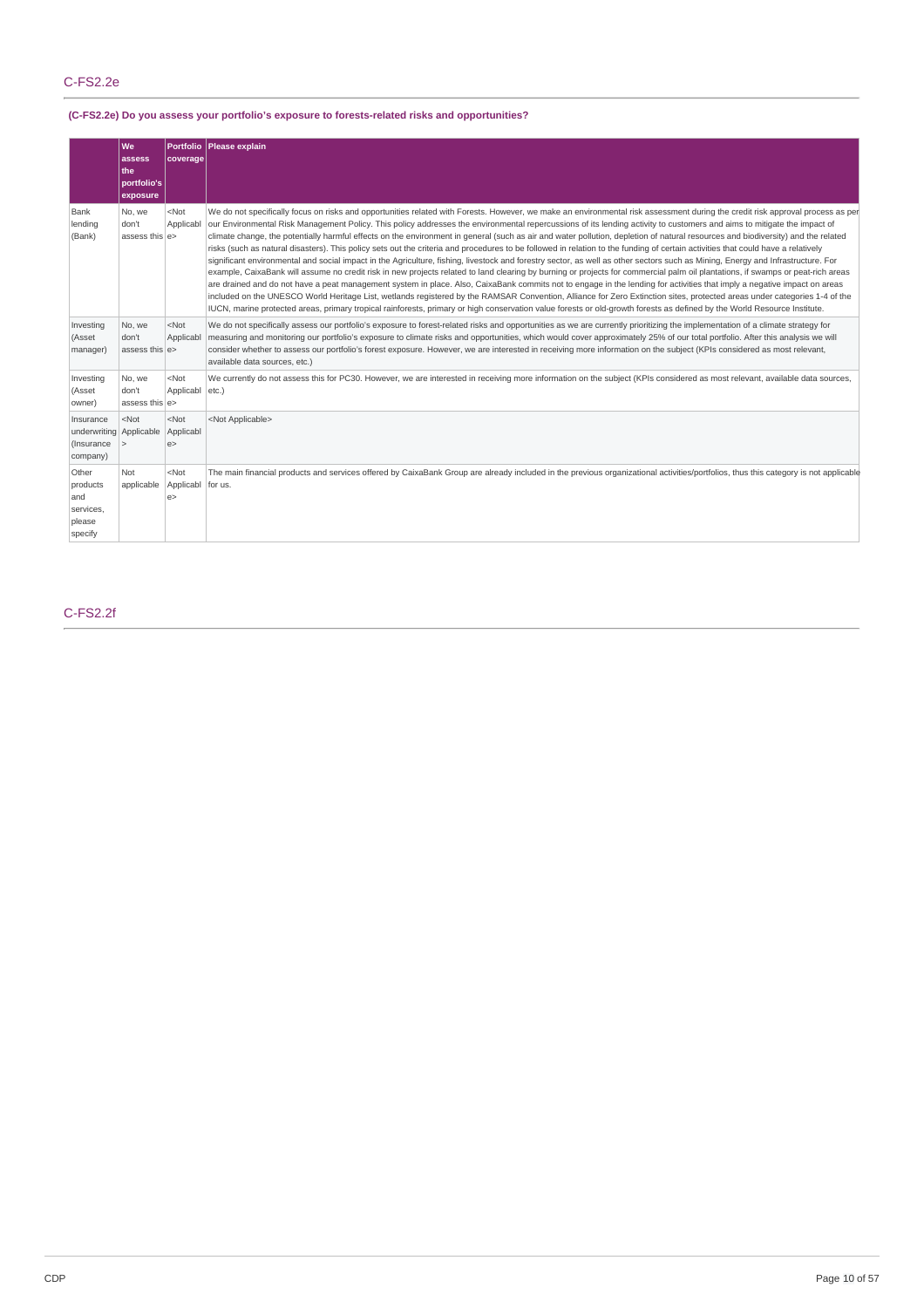## C-FS2.2e

**(C-FS2.2e) Do you assess your portfolio's exposure to forests-related risks and opportunities?**

| | We assess the portfolio's exposure | Portfolio coverage | Please explain |
|---|---|---|---|
| Bank lending (Bank) | No, we don't assess this | <Not Applicable> | We do not specifically focus on risks and opportunities related with Forests. However, we make an environmental risk assessment during the credit risk approval process as per our Environmental Risk Management Policy. This policy addresses the environmental repercussions of its lending activity to customers and aims to mitigate the impact of climate change, the potentially harmful effects on the environment in general (such as air and water pollution, depletion of natural resources and biodiversity) and the related risks (such as natural disasters). This policy sets out the criteria and procedures to be followed in relation to the funding of certain activities that could have a relatively significant environmental and social impact in the Agriculture, fishing, livestock and forestry sector, as well as other sectors such as Mining, Energy and Infrastructure. For example, CaixaBank will assume no credit risk in new projects related to land clearing by burning or projects for commercial palm oil plantations, if swamps or peat-rich areas are drained and do not have a peat management system in place. Also, CaixaBank commits not to engage in the lending for activities that imply a negative impact on areas included on the UNESCO World Heritage List, wetlands registered by the RAMSAR Convention, Alliance for Zero Extinction sites, protected areas under categories 1-4 of the IUCN, marine protected areas, primary tropical rainforests, primary or high conservation value forests or old-growth forests as defined by the World Resource Institute. |
| Investing (Asset manager) | No, we don't assess this | <Not Applicable> | We do not specifically assess our portfolio's exposure to forest-related risks and opportunities as we are currently prioritizing the implementation of a climate strategy for measuring and monitoring our portfolio's exposure to climate risks and opportunities, which would cover approximately 25% of our total portfolio. After this analysis we will consider whether to assess our portfolio's forest exposure. However, we are interested in receiving more information on the subject (KPIs considered as most relevant, available data sources, etc.) |
| Investing (Asset owner) | No, we don't assess this | <Not Applicable> | We currently do not assess this for PC30. However, we are interested in receiving more information on the subject (KPIs considered as most relevant, available data sources, etc.) |
| Insurance underwriting (Insurance company) | <Not Applicable> | <Not Applicable> | <Not Applicable> |
| Other products and services, please specify | Not applicable | <Not Applicable> | The main financial products and services offered by CaixaBank Group are already included in the previous organizational activities/portfolios, thus this category is not applicable for us. |

## C-FS2.2f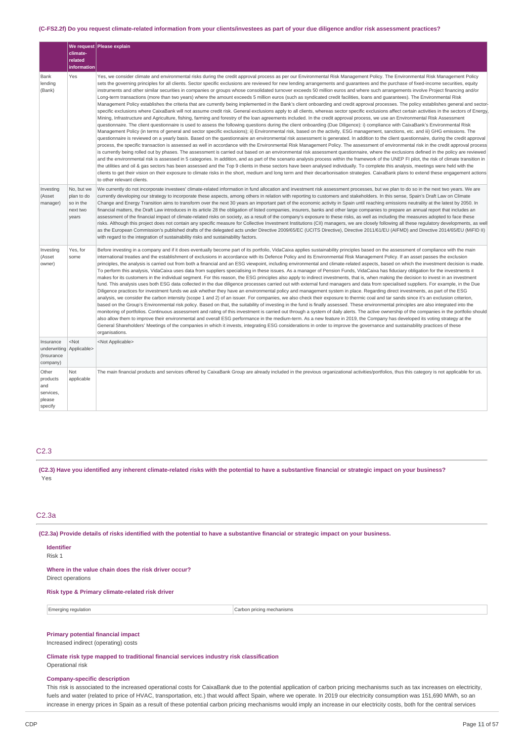### (C-FS2.2f) Do you request climate-related information from your clients/investees as part of your due diligence and/or risk assessment practices?

| | We request climate-related information | Please explain |
|---|---|---|
| Bank lending (Bank) | Yes | Yes, we consider climate and environmental risks during the credit approval process as per our Environmental Risk Management Policy. The Environmental Risk Management Policy sets the governing principles for all clients. Sector specific exclusions are reviewed for new lending arrangements and guarantees and the purchase of fixed-income securities, equity instruments and other similar securities in companies or groups whose consolidated turnover exceeds 50 million euros and where such arrangements involve Project financing and/or Long-term transactions (more than two years) where the amount exceeds 5 million euros (such as syndicated credit facilities, loans and guarantees). The Environmental Risk Management Policy establishes the criteria that are currently being implemented in the Bank's client onboarding and credit approval processes. The policy establishes general and sector-specific exclusions where CaixaBank will not assume credit risk. General exclusions apply to all clients, whereas sector specific exclusions affect certain activities in the sectors of Energy, Mining, Infrastructure and Agriculture, fishing, farming and forestry of the loan agreements included. In the credit approval process, we use an Environmental Risk Assessment questionnaire. The client questionnaire is used to assess the following questions during the client onboarding (Due Diligence): i) compliance with CaixaBank's Environmental Risk Management Policy (in terms of general and sector specific exclusions); ii) Environmental risk, based on the activity, ESG management, sanctions, etc. and iii) GHG emissions. The questionnaire is reviewed on a yearly basis. Based on the questionnaire an environmental risk assessment is generated. In addition to the client questionnaire, during the credit approval process, the specific transaction is assessed as well in accordance with the Environmental Risk Management Policy. The assessment of environmental risk in the credit approval process is currently being rolled out by phases. The assessment is carried out based on an environmental risk assessment questionnaire, where the exclusions defined in the policy are reviewed and the environmental risk is assessed in 5 categories. In addition, and as part of the scenario analysis process within the framework of the UNEP FI pilot, the risk of climate transition in the utilities and oil & gas sectors has been assessed and the Top 9 clients in these sectors have been analysed individually. To complete this analysis, meetings were held with the clients to get their vision on their exposure to climate risks in the short, medium and long term and their decarbonisation strategies. CaixaBank plans to extend these engagement actions to other relevant clients. |
| Investing (Asset manager) | No, but we plan to do so in the next two years | We currently do not incorporate investees' climate-related information in fund allocation and investment risk assessment processes, but we plan to do so in the next two years. We are currently developing our strategy to incorporate these aspects, among others in relation with reporting to customers and stakeholders. In this sense, Spain's Draft Law on Climate Change and Energy Transition aims to transform over the next 30 years an important part of the economic activity in Spain until reaching emissions neutrality at the latest by 2050. In financial matters, the Draft Law introduces in its article 28 the obligation of listed companies, insurers, banks and other large companies to prepare an annual report that includes an assessment of the financial impact of climate-related risks on society, as a result of the company's exposure to these risks, as well as including the measures adopted to face these risks. Although this project does not contain any specific measure for Collective Investment Institutions (CII) managers, we are closely following all these regulatory developments, as well as the European Commission's published drafts of the delegated acts under Directive 2009/65/EC (UCITS Directive), Directive 2011/61/EU (AIFMD) and Directive 2014/65/EU (MiFID II) with regard to the integration of sustainability risks and sustainability factors. |
| Investing (Asset owner) | Yes, for some | Before investing in a company and if it does eventually become part of its portfolio, VidaCaixa applies sustainability principles based on the assessment of compliance with the main international treaties and the establishment of exclusions in accordance with its Defence Policy and its Environmental Risk Management Policy. If an asset passes the exclusion principles, the analysis is carried out from both a financial and an ESG viewpoint, including environmental and climate-related aspects, based on which the investment decision is made. To perform this analysis, VidaCaixa uses data from suppliers specialising in these issues. As a manager of Pension Funds, VidaCaixa has fiduciary obligation for the investments it makes for its customers in the individual segment. For this reason, the ESG principles also apply to indirect investments, that is, when making the decision to invest in an investment fund. This analysis uses both ESG data collected in the due diligence processes carried out with external fund managers and data from specialised suppliers. For example, in the Due Diligence practices for investment funds we ask whether they have an environmental policy and management system in place. Regarding direct investments, as part of the ESG analysis, we consider the carbon intensity (scope 1 and 2) of an issuer. For companies, we also check their exposure to thermic coal and tar sands since it's an exclusion criterion, based on the Group's Environmental risk policy. Based on that, the suitability of investing in the fund is finally assessed. These environmental principles are also integrated into the monitoring of portfolios. Continuous assessment and rating of this investment is carried out through a system of daily alerts. The active ownership of the companies in the portfolio should also allow them to improve their environmental and overall ESG performance in the medium-term. As a new feature in 2019, the Company has developed its voting strategy at the General Shareholders' Meetings of the companies in which it invests, integrating ESG considerations in order to improve the governance and sustainability practices of these organisations. |
| Insurance underwriting (Insurance company) | <Not Applicable> | <Not Applicable> |
| Other products and services, please specify | Not applicable | The main financial products and services offered by CaixaBank Group are already included in the previous organizational activities/portfolios, thus this category is not applicable for us. |

## C2.3

**(C2.3) Have you identified any inherent climate-related risks with the potential to have a substantive financial or strategic impact on your business?**

Yes

## C2.3a

**(C2.3a) Provide details of risks identified with the potential to have a substantive financial or strategic impact on your business.**

**Identifier**

Risk 1

**Where in the value chain does the risk driver occur?**

Direct operations

**Risk type & Primary climate-related risk driver**

| | |
|---|---|
| Emerging regulation | Carbon pricing mechanisms |

**Primary potential financial impact**

Increased indirect (operating) costs

**Climate risk type mapped to traditional financial services industry risk classification**

Operational risk

**Company-specific description**

This risk is associated to the increased operational costs for CaixaBank due to the potential application of carbon pricing mechanisms such as tax increases on electricity, fuels and water (related to price of HVAC, transportation, etc.) that would affect Spain, where we operate. In 2019 our electricity consumption was 151,690 MWh, so an increase in energy prices in Spain as a result of these potential carbon pricing mechanisms would imply an increase in our electricity costs, both for the central services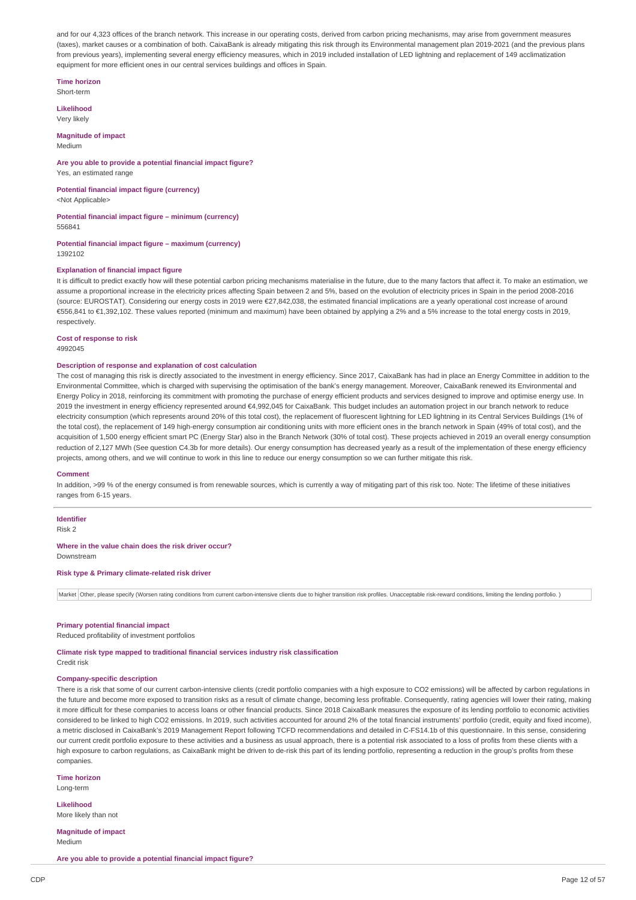and for our 4,323 offices of the branch network. This increase in our operating costs, derived from carbon pricing mechanisms, may arise from government measures (taxes), market causes or a combination of both. CaixaBank is already mitigating this risk through its Environmental management plan 2019-2021 (and the previous plans from previous years), implementing several energy efficiency measures, which in 2019 included installation of LED lightning and replacement of 149 acclimatization equipment for more efficient ones in our central services buildings and offices in Spain.

**Time horizon**
Short-term

**Likelihood**
Very likely

**Magnitude of impact**
Medium

**Are you able to provide a potential financial impact figure?**
Yes, an estimated range

**Potential financial impact figure (currency)**
<Not Applicable>

**Potential financial impact figure – minimum (currency)**
556841

**Potential financial impact figure – maximum (currency)**
1392102

**Explanation of financial impact figure**
It is difficult to predict exactly how will these potential carbon pricing mechanisms materialise in the future, due to the many factors that affect it. To make an estimation, we assume a proportional increase in the electricity prices affecting Spain between 2 and 5%, based on the evolution of electricity prices in Spain in the period 2008-2016 (source: EUROSTAT). Considering our energy costs in 2019 were €27,842,038, the estimated financial implications are a yearly operational cost increase of around €556,841 to €1,392,102. These values reported (minimum and maximum) have been obtained by applying a 2% and a 5% increase to the total energy costs in 2019, respectively.

**Cost of response to risk**
4992045

**Description of response and explanation of cost calculation**
The cost of managing this risk is directly associated to the investment in energy efficiency. Since 2017, CaixaBank has had in place an Energy Committee in addition to the Environmental Committee, which is charged with supervising the optimisation of the bank's energy management. Moreover, CaixaBank renewed its Environmental and Energy Policy in 2018, reinforcing its commitment with promoting the purchase of energy efficient products and services designed to improve and optimise energy use. In 2019 the investment in energy efficiency represented around €4,992,045 for CaixaBank. This budget includes an automation project in our branch network to reduce electricity consumption (which represents around 20% of this total cost), the replacement of fluorescent lightning for LED lightning in its Central Services Buildings (1% of the total cost), the replacement of 149 high-energy consumption air conditioning units with more efficient ones in the branch network in Spain (49% of total cost), and the acquisition of 1,500 energy efficient smart PC (Energy Star) also in the Branch Network (30% of total cost). These projects achieved in 2019 an overall energy consumption reduction of 2,127 MWh (See question C4.3b for more details). Our energy consumption has decreased yearly as a result of the implementation of these energy efficiency projects, among others, and we will continue to work in this line to reduce our energy consumption so we can further mitigate this risk.

**Comment**
In addition, >99 % of the energy consumed is from renewable sources, which is currently a way of mitigating part of this risk too. Note: The lifetime of these initiatives ranges from 6-15 years.

---

**Identifier**
Risk 2

**Where in the value chain does the risk driver occur?**
Downstream

**Risk type & Primary climate-related risk driver**

| | |
|---|---|
| Market | Other, please specify (Worsen rating conditions from current carbon-intensive clients due to higher transition risk profiles. Unacceptable risk-reward conditions, limiting the lending portfolio. ) |

**Primary potential financial impact**
Reduced profitability of investment portfolios

**Climate risk type mapped to traditional financial services industry risk classification**
Credit risk

**Company-specific description**
There is a risk that some of our current carbon-intensive clients (credit portfolio companies with a high exposure to $CO_2$ emissions) will be affected by carbon regulations in the future and become more exposed to transition risks as a result of climate change, becoming less profitable. Consequently, rating agencies will lower their rating, making it more difficult for these companies to access loans or other financial products. Since 2018 CaixaBank measures the exposure of its lending portfolio to economic activities considered to be linked to high $CO_2$ emissions. In 2019, such activities accounted for around 2% of the total financial instruments' portfolio (credit, equity and fixed income), a metric disclosed in CaixaBank's 2019 Management Report following TCFD recommendations and detailed in C-FS14.1b of this questionnaire. In this sense, considering our current credit portfolio exposure to these activities and a business as usual approach, there is a potential risk associated to a loss of profits from these clients with a high exposure to carbon regulations, as CaixaBank might be driven to de-risk this part of its lending portfolio, representing a reduction in the group's profits from these companies.

**Time horizon**
Long-term

**Likelihood**
More likely than not

**Magnitude of impact**
Medium

**Are you able to provide a potential financial impact figure?**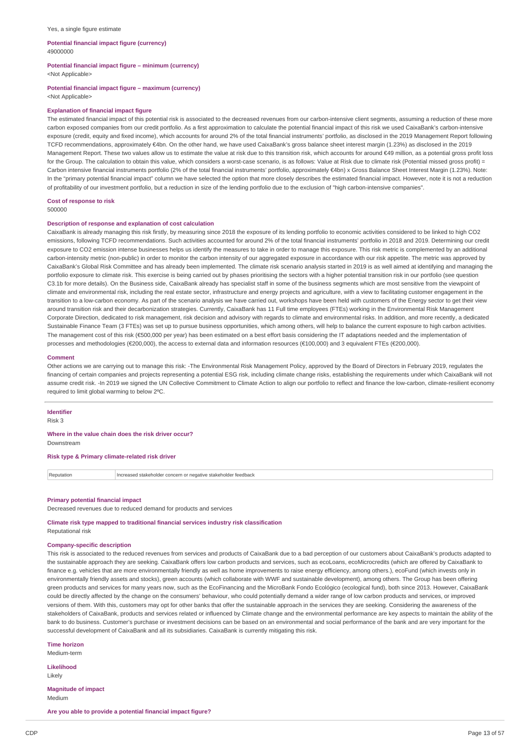Yes, a single figure estimate

**Potential financial impact figure (currency)**
49000000

**Potential financial impact figure – minimum (currency)**
<Not Applicable>

**Potential financial impact figure – maximum (currency)**
<Not Applicable>

**Explanation of financial impact figure**

The estimated financial impact of this potential risk is associated to the decreased revenues from our carbon-intensive client segments, assuming a reduction of these more carbon exposed companies from our credit portfolio. As a first approximation to calculate the potential financial impact of this risk we used CaixaBank's carbon-intensive exposure (credit, equity and fixed income), which accounts for around 2% of the total financial instruments' portfolio, as disclosed in the 2019 Management Report following TCFD recommendations, approximately €4bn. On the other hand, we have used CaixaBank's gross balance sheet interest margin (1.23%) as disclosed in the 2019 Management Report. These two values allow us to estimate the value at risk due to this transition risk, which accounts for around €49 million, as a potential gross profit loss for the Group. The calculation to obtain this value, which considers a worst-case scenario, is as follows: Value at Risk due to climate risk (Potential missed gross profit) = Carbon intensive financial instruments portfolio (2% of the total financial instruments' portfolio, approximately €4bn) x Gross Balance Sheet Interest Margin (1.23%). Note: In the "primary potential financial impact" column we have selected the option that more closely describes the estimated financial impact. However, note it is not a reduction of profitability of our investment portfolio, but a reduction in size of the lending portfolio due to the exclusion of "high carbon-intensive companies".

**Cost of response to risk**
500000

**Description of response and explanation of cost calculation**

CaixaBank is already managing this risk firstly, by measuring since 2018 the exposure of its lending portfolio to economic activities considered to be linked to high $CO_2$ emissions, following TCFD recommendations. Such activities accounted for around 2% of the total financial instruments' portfolio in 2018 and 2019. Determining our credit exposure to $CO_2$ emission intense businesses helps us identify the measures to take in order to manage this exposure. This risk metric is complemented by an additional carbon-intensity metric (non-public) in order to monitor the carbon intensity of our aggregated exposure in accordance with our risk appetite. The metric was approved by CaixaBank's Global Risk Committee and has already been implemented. The climate risk scenario analysis started in 2019 is as well aimed at identifying and managing the portfolio exposure to climate risk. This exercise is being carried out by phases prioritising the sectors with a higher potential transition risk in our portfolio (see question C3.1b for more details). On the Business side, CaixaBank already has specialist staff in some of the business segments which are most sensitive from the viewpoint of climate and environmental risk, including the real estate sector, infrastructure and energy projects and agriculture, with a view to facilitating customer engagement in the transition to a low-carbon economy. As part of the scenario analysis we have carried out, workshops have been held with customers of the Energy sector to get their view around transition risk and their decarbonization strategies. Currently, CaixaBank has 11 Full time employees (FTEs) working in the Environmental Risk Management Corporate Direction, dedicated to risk management, risk decision and advisory with regards to climate and environmental risks. In addition, and more recently, a dedicated Sustainable Finance Team (3 FTEs) was set up to pursue business opportunities, which among others, will help to balance the current exposure to high carbon activities. The management cost of this risk (€500,000 per year) has been estimated on a best effort basis considering the IT adaptations needed and the implementation of processes and methodologies (€200,000), the access to external data and information resources (€100,000) and 3 equivalent FTEs (€200,000).

**Comment**

Other actions we are carrying out to manage this risk: -The Environmental Risk Management Policy, approved by the Board of Directors in February 2019, regulates the financing of certain companies and projects representing a potential ESG risk, including climate change risks, establishing the requirements under which CaixaBank will not assume credit risk. -In 2019 we signed the UN Collective Commitment to Climate Action to align our portfolio to reflect and finance the low-carbon, climate-resilient economy required to limit global warming to below 2ºC.

**Identifier**
Risk 3

**Where in the value chain does the risk driver occur?**
Downstream

**Risk type & Primary climate-related risk driver**

| | |
|---|---|
| Reputation | Increased stakeholder concern or negative stakeholder feedback |

**Primary potential financial impact**
Decreased revenues due to reduced demand for products and services

**Climate risk type mapped to traditional financial services industry risk classification**
Reputational risk

**Company-specific description**

This risk is associated to the reduced revenues from services and products of CaixaBank due to a bad perception of our customers about CaixaBank's products adapted to the sustainable approach they are seeking. CaixaBank offers low carbon products and services, such as ecoLoans, ecoMicrocredits (which are offered by CaixaBank to finance e.g. vehicles that are more environmentally friendly as well as home improvements to raise energy efficiency, among others.), ecoFund (which invests only in environmentally friendly assets and stocks), green accounts (which collaborate with WWF and sustainable development), among others. The Group has been offering green products and services for many years now, such as the EcoFinancing and the MicroBank Fondo Ecológico (ecological fund), both since 2013. However, CaixaBank could be directly affected by the change on the consumers' behaviour, who could potentially demand a wider range of low carbon products and services, or improved versions of them. With this, customers may opt for other banks that offer the sustainable approach in the services they are seeking. Considering the awareness of the stakeholders of CaixaBank, products and services related or influenced by Climate change and the environmental performance are key aspects to maintain the ability of the bank to do business. Customer's purchase or investment decisions can be based on an environmental and social performance of the bank and are very important for the successful development of CaixaBank and all its subsidiaries. CaixaBank is currently mitigating this risk.

**Time horizon**
Medium-term

**Likelihood**
Likely

**Magnitude of impact**
Medium

**Are you able to provide a potential financial impact figure?**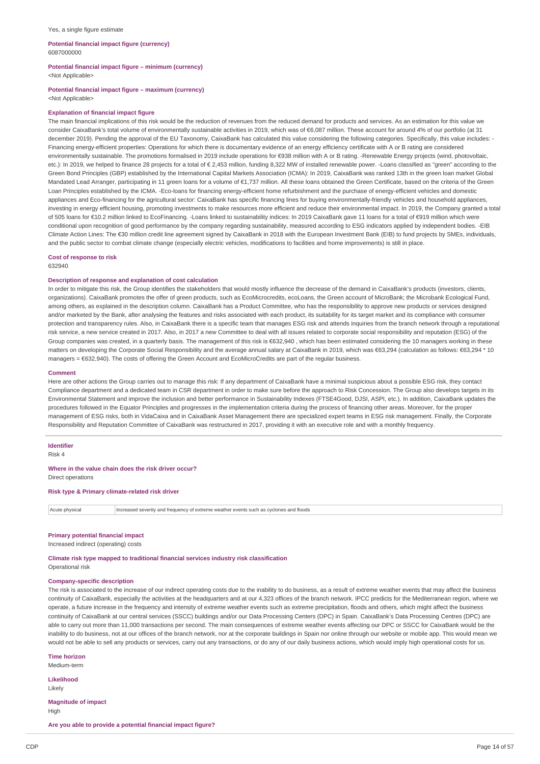Yes, a single figure estimate

**Potential financial impact figure (currency)**
6087000000

**Potential financial impact figure – minimum (currency)**
<Not Applicable>

**Potential financial impact figure – maximum (currency)**
<Not Applicable>

**Explanation of financial impact figure**
The main financial implications of this risk would be the reduction of revenues from the reduced demand for products and services. As an estimation for this value we consider CaixaBank's total volume of environmentally sustainable activities in 2019, which was of €6,087 million. These account for around 4% of our portfolio (at 31 december 2019). Pending the approval of the EU Taxonomy, CaixaBank has calculated this value considering the following categories. Specifically, this value includes: -Financing energy-efficient properties: Operations for which there is documentary evidence of an energy efficiency certificate with A or B rating are considered environmentally sustainable. The promotions formalised in 2019 include operations for €938 million with A or B rating. -Renewable Energy projects (wind, photovoltaic, etc.): In 2019, we helped to finance 28 projects for a total of € 2,453 million, funding 8,322 MW of installed renewable power. -Loans classified as "green" according to the Green Bond Principles (GBP) established by the International Capital Markets Association (ICMA): In 2019, CaixaBank was ranked 13th in the green loan market Global Mandated Lead Arranger, participating in 11 green loans for a volume of €1,737 million. All these loans obtained the Green Certificate, based on the criteria of the Green Loan Principles established by the ICMA. -Eco-loans for financing energy-efficient home refurbishment and the purchase of energy-efficient vehicles and domestic appliances and Eco-financing for the agricultural sector: CaixaBank has specific financing lines for buying environmentally-friendly vehicles and household appliances, investing in energy efficient housing, promoting investments to make resources more efficient and reduce their environmental impact. In 2019, the Company granted a total of 505 loans for €10.2 million linked to EcoFinancing. -Loans linked to sustainability indices: In 2019 CaixaBank gave 11 loans for a total of €919 million which were conditional upon recognition of good performance by the company regarding sustainability, measured according to ESG indicators applied by independent bodies. -EIB Climate Action Lines: The €30 million credit line agreement signed by CaixaBank in 2018 with the European Investment Bank (EIB) to fund projects by SMEs, individuals, and the public sector to combat climate change (especially electric vehicles, modifications to facilities and home improvements) is still in place.

**Cost of response to risk**
632940

**Description of response and explanation of cost calculation**
In order to mitigate this risk, the Group identifies the stakeholders that would mostly influence the decrease of the demand in CaixaBank's products (investors, clients, organizations). CaixaBank promotes the offer of green products, such as EcoMicrocredits, ecoLoans, the Green account of MicroBank; the Microbank Ecological Fund, among others, as explained in the description column. CaixaBank has a Product Committee, who has the responsibility to approve new products or services designed and/or marketed by the Bank, after analysing the features and risks associated with each product, its suitability for its target market and its compliance with consumer protection and transparency rules. Also, in CaixaBank there is a specific team that manages ESG risk and attends inquiries from the branch network through a reputational risk service, a new service created in 2017. Also, in 2017 a new Committee to deal with all issues related to corporate social responsibility and reputation (ESG) of the Group companies was created, in a quarterly basis. The management of this risk is €632,940 , which has been estimated considering the 10 managers working in these matters on developing the Corporate Social Responsibility and the average annual salary at CaixaBank in 2019, which was €63,294 (calculation as follows: €63,294 * 10 managers = €632,940). The costs of offering the Green Account and EcoMicroCredits are part of the regular business.

**Comment**
Here are other actions the Group carries out to manage this risk: If any department of CaixaBank have a minimal suspicious about a possible ESG risk, they contact Compliance department and a dedicated team in CSR department in order to make sure before the approach to Risk Concession. The Group also develops targets in its Environmental Statement and improve the inclusion and better performance in Sustainability Indexes (FTSE4Good, DJSI, ASPI, etc.). In addition, CaixaBank updates the procedures followed in the Equator Principles and progresses in the implementation criteria during the process of financing other areas. Moreover, for the proper management of ESG risks, both in VidaCaixa and in CaixaBank Asset Management there are specialized expert teams in ESG risk management. Finally, the Corporate Responsibility and Reputation Committee of CaixaBank was restructured in 2017, providing it with an executive role and with a monthly frequency.

---

**Identifier**
Risk 4

**Where in the value chain does the risk driver occur?**
Direct operations

**Risk type & Primary climate-related risk driver**

| Acute physical | Increased severity and frequency of extreme weather events such as cyclones and floods |
|---|---|

**Primary potential financial impact**
Increased indirect (operating) costs

**Climate risk type mapped to traditional financial services industry risk classification**
Operational risk

**Company-specific description**
The risk is associated to the increase of our indirect operating costs due to the inability to do business, as a result of extreme weather events that may affect the business continuity of CaixaBank, especially the activities at the headquarters and at our 4,323 offices of the branch network. IPCC predicts for the Mediterranean region, where we operate, a future increase in the frequency and intensity of extreme weather events such as extreme precipitation, floods and others, which might affect the business continuity of CaixaBank at our central services (SSCC) buildings and/or our Data Processing Centers (DPC) in Spain. CaixaBank's Data Processing Centres (DPC) are able to carry out more than 11,000 transactions per second. The main consequences of extreme weather events affecting our DPC or SSCC for CaixaBank would be the inability to do business, not at our offices of the branch network, nor at the corporate buildings in Spain nor online through our website or mobile app. This would mean we would not be able to sell any products or services, carry out any transactions, or do any of our daily business actions, which would imply high operational costs for us.

**Time horizon**
Medium-term

**Likelihood**
Likely

**Magnitude of impact**
High

**Are you able to provide a potential financial impact figure?**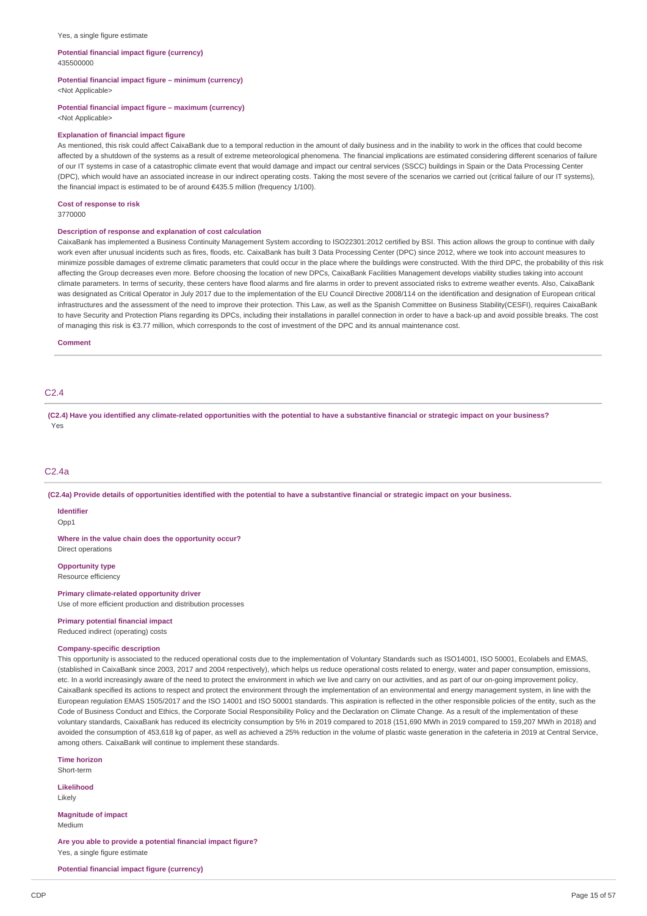Yes, a single figure estimate

**Potential financial impact figure (currency)**
435500000

**Potential financial impact figure – minimum (currency)**
<Not Applicable>

**Potential financial impact figure – maximum (currency)**
<Not Applicable>

**Explanation of financial impact figure**
As mentioned, this risk could affect CaixaBank due to a temporal reduction in the amount of daily business and in the inability to work in the offices that could become affected by a shutdown of the systems as a result of extreme meteorological phenomena. The financial implications are estimated considering different scenarios of failure of our IT systems in case of a catastrophic climate event that would damage and impact our central services (SSCC) buildings in Spain or the Data Processing Center (DPC), which would have an associated increase in our indirect operating costs. Taking the most severe of the scenarios we carried out (critical failure of our IT systems), the financial impact is estimated to be of around €435.5 million (frequency 1/100).

**Cost of response to risk**
3770000

**Description of response and explanation of cost calculation**
CaixaBank has implemented a Business Continuity Management System according to ISO22301:2012 certified by BSI. This action allows the group to continue with daily work even after unusual incidents such as fires, floods, etc. CaixaBank has built 3 Data Processing Center (DPC) since 2012, where we took into account measures to minimize possible damages of extreme climatic parameters that could occur in the place where the buildings were constructed. With the third DPC, the probability of this risk affecting the Group decreases even more. Before choosing the location of new DPCs, CaixaBank Facilities Management develops viability studies taking into account climate parameters. In terms of security, these centers have flood alarms and fire alarms in order to prevent associated risks to extreme weather events. Also, CaixaBank was designated as Critical Operator in July 2017 due to the implementation of the EU Council Directive 2008/114 on the identification and designation of European critical infrastructures and the assessment of the need to improve their protection. This Law, as well as the Spanish Committee on Business Stability(CESFI), requires CaixaBank to have Security and Protection Plans regarding its DPCs, including their installations in parallel connection in order to have a back-up and avoid possible breaks. The cost of managing this risk is €3.77 million, which corresponds to the cost of investment of the DPC and its annual maintenance cost.

**Comment**

## C2.4

**(C2.4) Have you identified any climate-related opportunities with the potential to have a substantive financial or strategic impact on your business?**
Yes

## C2.4a

**(C2.4a) Provide details of opportunities identified with the potential to have a substantive financial or strategic impact on your business.**

**Identifier**
Opp1

**Where in the value chain does the opportunity occur?**
Direct operations

**Opportunity type**
Resource efficiency

**Primary climate-related opportunity driver**
Use of more efficient production and distribution processes

**Primary potential financial impact**
Reduced indirect (operating) costs

**Company-specific description**
This opportunity is associated to the reduced operational costs due to the implementation of Voluntary Standards such as ISO14001, ISO 50001, Ecolabels and EMAS, (stablished in CaixaBank since 2003, 2017 and 2004 respectively), which helps us reduce operational costs related to energy, water and paper consumption, emissions, etc. In a world increasingly aware of the need to protect the environment in which we live and carry on our activities, and as part of our on-going improvement policy, CaixaBank specified its actions to respect and protect the environment through the implementation of an environmental and energy management system, in line with the European regulation EMAS 1505/2017 and the ISO 14001 and ISO 50001 standards. This aspiration is reflected in the other responsible policies of the entity, such as the Code of Business Conduct and Ethics, the Corporate Social Responsibility Policy and the Declaration on Climate Change. As a result of the implementation of these voluntary standards, CaixaBank has reduced its electricity consumption by 5% in 2019 compared to 2018 (151,690 MWh in 2019 compared to 159,207 MWh in 2018) and avoided the consumption of 453,618 kg of paper, as well as achieved a 25% reduction in the volume of plastic waste generation in the cafeteria in 2019 at Central Service, among others. CaixaBank will continue to implement these standards.

**Time horizon**
Short-term

**Likelihood**
Likely

**Magnitude of impact**
Medium

**Are you able to provide a potential financial impact figure?**
Yes, a single figure estimate

**Potential financial impact figure (currency)**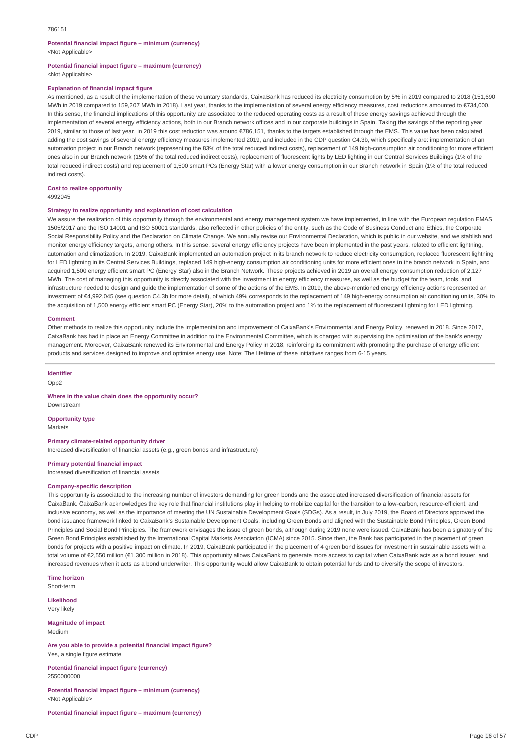786151

**Potential financial impact figure – minimum (currency)**
<Not Applicable>

**Potential financial impact figure – maximum (currency)**
<Not Applicable>

**Explanation of financial impact figure**
As mentioned, as a result of the implementation of these voluntary standards, CaixaBank has reduced its electricity consumption by 5% in 2019 compared to 2018 (151,690 MWh in 2019 compared to 159,207 MWh in 2018). Last year, thanks to the implementation of several energy efficiency measures, cost reductions amounted to €734,000. In this sense, the financial implications of this opportunity are associated to the reduced operating costs as a result of these energy savings achieved through the implementation of several energy efficiency actions, both in our Branch network offices and in our corporate buildings in Spain. Taking the savings of the reporting year 2019, similar to those of last year, in 2019 this cost reduction was around €786,151, thanks to the targets established through the EMS. This value has been calculated adding the cost savings of several energy efficiency measures implemented 2019, and included in the CDP question C4.3b, which specifically are: implementation of an automation project in our Branch network (representing the 83% of the total reduced indirect costs), replacement of 149 high-consumption air conditioning for more efficient ones also in our Branch network (15% of the total reduced indirect costs), replacement of fluorescent lights by LED lighting in our Central Services Buildings (1% of the total reduced indirect costs) and replacement of 1,500 smart PCs (Energy Star) with a lower energy consumption in our Branch network in Spain (1% of the total reduced indirect costs).

**Cost to realize opportunity**
4992045

**Strategy to realize opportunity and explanation of cost calculation**
We assure the realization of this opportunity through the environmental and energy management system we have implemented, in line with the European regulation EMAS 1505/2017 and the ISO 14001 and ISO 50001 standards, also reflected in other policies of the entity, such as the Code of Business Conduct and Ethics, the Corporate Social Responsibility Policy and the Declaration on Climate Change. We annually revise our Environmental Declaration, which is public in our website, and we stablish and monitor energy efficiency targets, among others. In this sense, several energy efficiency projects have been implemented in the past years, related to efficient lightning, automation and climatization. In 2019, CaixaBank implemented an automation project in its branch network to reduce electricity consumption, replaced fluorescent lightning for LED lightning in its Central Services Buildings, replaced 149 high-energy consumption air conditioning units for more efficient ones in the branch network in Spain, and acquired 1,500 energy efficient smart PC (Energy Star) also in the Branch Network. These projects achieved in 2019 an overall energy consumption reduction of 2,127 MWh. The cost of managing this opportunity is directly associated with the investment in energy efficiency measures, as well as the budget for the team, tools, and infrastructure needed to design and guide the implementation of some of the actions of the EMS. In 2019, the above-mentioned energy efficiency actions represented an investment of €4,992,045 (see question C4.3b for more detail), of which 49% corresponds to the replacement of 149 high-energy consumption air conditioning units, 30% to the acquisition of 1,500 energy efficient smart PC (Energy Star), 20% to the automation project and 1% to the replacement of fluorescent lightning for LED lightning.

**Comment**
Other methods to realize this opportunity include the implementation and improvement of CaixaBank's Environmental and Energy Policy, renewed in 2018. Since 2017, CaixaBank has had in place an Energy Committee in addition to the Environmental Committee, which is charged with supervising the optimisation of the bank's energy management. Moreover, CaixaBank renewed its Environmental and Energy Policy in 2018, reinforcing its commitment with promoting the purchase of energy efficient products and services designed to improve and optimise energy use. Note: The lifetime of these initiatives ranges from 6-15 years.

---

**Identifier**
Opp2

**Where in the value chain does the opportunity occur?**
Downstream

**Opportunity type**
Markets

**Primary climate-related opportunity driver**
Increased diversification of financial assets (e.g., green bonds and infrastructure)

**Primary potential financial impact**
Increased diversification of financial assets

**Company-specific description**
This opportunity is associated to the increasing number of investors demanding for green bonds and the associated increased diversification of financial assets for CaixaBank. CaixaBank acknowledges the key role that financial institutions play in helping to mobilize capital for the transition to a low-carbon, resource-efficient, and inclusive economy, as well as the importance of meeting the UN Sustainable Development Goals (SDGs). As a result, in July 2019, the Board of Directors approved the bond issuance framework linked to CaixaBank's Sustainable Development Goals, including Green Bonds and aligned with the Sustainable Bond Principles, Green Bond Principles and Social Bond Principles. The framework envisages the issue of green bonds, although during 2019 none were issued. CaixaBank has been a signatory of the Green Bond Principles established by the International Capital Markets Association (ICMA) since 2015. Since then, the Bank has participated in the placement of green bonds for projects with a positive impact on climate. In 2019, CaixaBank participated in the placement of 4 green bond issues for investment in sustainable assets with a total volume of €2,550 million (€1,300 million in 2018). This opportunity allows CaixaBank to generate more access to capital when CaixaBank acts as a bond issuer, and increased revenues when it acts as a bond underwriter. This opportunity would allow CaixaBank to obtain potential funds and to diversify the scope of investors.

**Time horizon**
Short-term

**Likelihood**
Very likely

**Magnitude of impact**
Medium

**Are you able to provide a potential financial impact figure?**
Yes, a single figure estimate

**Potential financial impact figure (currency)**
2550000000

**Potential financial impact figure – minimum (currency)**
<Not Applicable>

**Potential financial impact figure – maximum (currency)**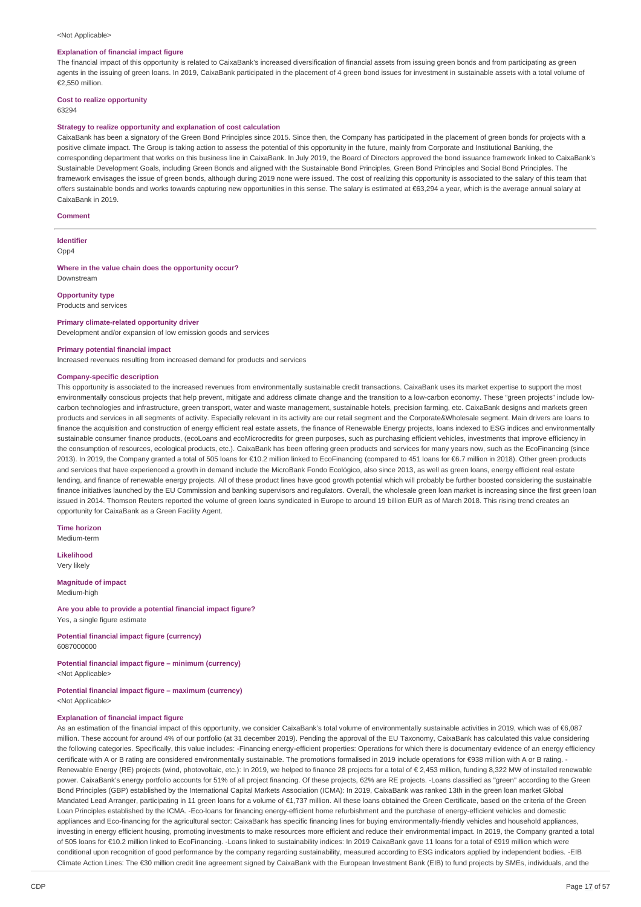<Not Applicable>

**Explanation of financial impact figure**

The financial impact of this opportunity is related to CaixaBank's increased diversification of financial assets from issuing green bonds and from participating as green agents in the issuing of green loans. In 2019, CaixaBank participated in the placement of 4 green bond issues for investment in sustainable assets with a total volume of €2,550 million.

**Cost to realize opportunity**

63294

**Strategy to realize opportunity and explanation of cost calculation**

CaixaBank has been a signatory of the Green Bond Principles since 2015. Since then, the Company has participated in the placement of green bonds for projects with a positive climate impact. The Group is taking action to assess the potential of this opportunity in the future, mainly from Corporate and Institutional Banking, the corresponding department that works on this business line in CaixaBank. In July 2019, the Board of Directors approved the bond issuance framework linked to CaixaBank's Sustainable Development Goals, including Green Bonds and aligned with the Sustainable Bond Principles, Green Bond Principles and Social Bond Principles. The framework envisages the issue of green bonds, although during 2019 none were issued. The cost of realizing this opportunity is associated to the salary of this team that offers sustainable bonds and works towards capturing new opportunities in this sense. The salary is estimated at €63,294 a year, which is the average annual salary at CaixaBank in 2019.

**Comment**

---

**Identifier**

Opp4

**Where in the value chain does the opportunity occur?**

Downstream

**Opportunity type**

Products and services

**Primary climate-related opportunity driver**

Development and/or expansion of low emission goods and services

**Primary potential financial impact**

Increased revenues resulting from increased demand for products and services

**Company-specific description**

This opportunity is associated to the increased revenues from environmentally sustainable credit transactions. CaixaBank uses its market expertise to support the most environmentally conscious projects that help prevent, mitigate and address climate change and the transition to a low-carbon economy. These "green projects" include low-carbon technologies and infrastructure, green transport, water and waste management, sustainable hotels, precision farming, etc. CaixaBank designs and markets green products and services in all segments of activity. Especially relevant in its activity are our retail segment and the Corporate&Wholesale segment. Main drivers are loans to finance the acquisition and construction of energy efficient real estate assets, the finance of Renewable Energy projects, loans indexed to ESG indices and environmentally sustainable consumer finance products, (ecoLoans and ecoMicrocredits for green purposes, such as purchasing efficient vehicles, investments that improve efficiency in the consumption of resources, ecological products, etc.). CaixaBank has been offering green products and services for many years now, such as the EcoFinancing (since 2013). In 2019, the Company granted a total of 505 loans for €10.2 million linked to EcoFinancing (compared to 451 loans for €6.7 million in 2018). Other green products and services that have experienced a growth in demand include the MicroBank Fondo Ecológico, also since 2013, as well as green loans, energy efficient real estate lending, and finance of renewable energy projects. All of these product lines have good growth potential which will probably be further boosted considering the sustainable finance initiatives launched by the EU Commission and banking supervisors and regulators. Overall, the wholesale green loan market is increasing since the first green loan issued in 2014. Thomson Reuters reported the volume of green loans syndicated in Europe to around 19 billion EUR as of March 2018. This rising trend creates an opportunity for CaixaBank as a Green Facility Agent.

**Time horizon**

Medium-term

**Likelihood**

Very likely

**Magnitude of impact**

Medium-high

**Are you able to provide a potential financial impact figure?**

Yes, a single figure estimate

**Potential financial impact figure (currency)**

6087000000

**Potential financial impact figure – minimum (currency)**

<Not Applicable>

**Potential financial impact figure – maximum (currency)**

<Not Applicable>

**Explanation of financial impact figure**

As an estimation of the financial impact of this opportunity, we consider CaixaBank's total volume of environmentally sustainable activities in 2019, which was of €6,087 million. These account for around 4% of our portfolio (at 31 december 2019). Pending the approval of the EU Taxonomy, CaixaBank has calculated this value considering the following categories. Specifically, this value includes: -Financing energy-efficient properties: Operations for which there is documentary evidence of an energy efficiency certificate with A or B rating are considered environmentally sustainable. The promotions formalised in 2019 include operations for €938 million with A or B rating. - Renewable Energy (RE) projects (wind, photovoltaic, etc.): In 2019, we helped to finance 28 projects for a total of € 2,453 million, funding 8,322 MW of installed renewable power. CaixaBank's energy portfolio accounts for 51% of all project financing. Of these projects, 62% are RE projects. -Loans classified as "green" according to the Green Bond Principles (GBP) established by the International Capital Markets Association (ICMA): In 2019, CaixaBank was ranked 13th in the green loan market Global Mandated Lead Arranger, participating in 11 green loans for a volume of €1,737 million. All these loans obtained the Green Certificate, based on the criteria of the Green Loan Principles established by the ICMA. -Eco-loans for financing energy-efficient home refurbishment and the purchase of energy-efficient vehicles and domestic appliances and Eco-financing for the agricultural sector: CaixaBank has specific financing lines for buying environmentally-friendly vehicles and household appliances, investing in energy efficient housing, promoting investments to make resources more efficient and reduce their environmental impact. In 2019, the Company granted a total of 505 loans for €10.2 million linked to EcoFinancing. -Loans linked to sustainability indices: In 2019 CaixaBank gave 11 loans for a total of €919 million which were conditional upon recognition of good performance by the company regarding sustainability, measured according to ESG indicators applied by independent bodies. -EIB Climate Action Lines: The €30 million credit line agreement signed by CaixaBank with the European Investment Bank (EIB) to fund projects by SMEs, individuals, and the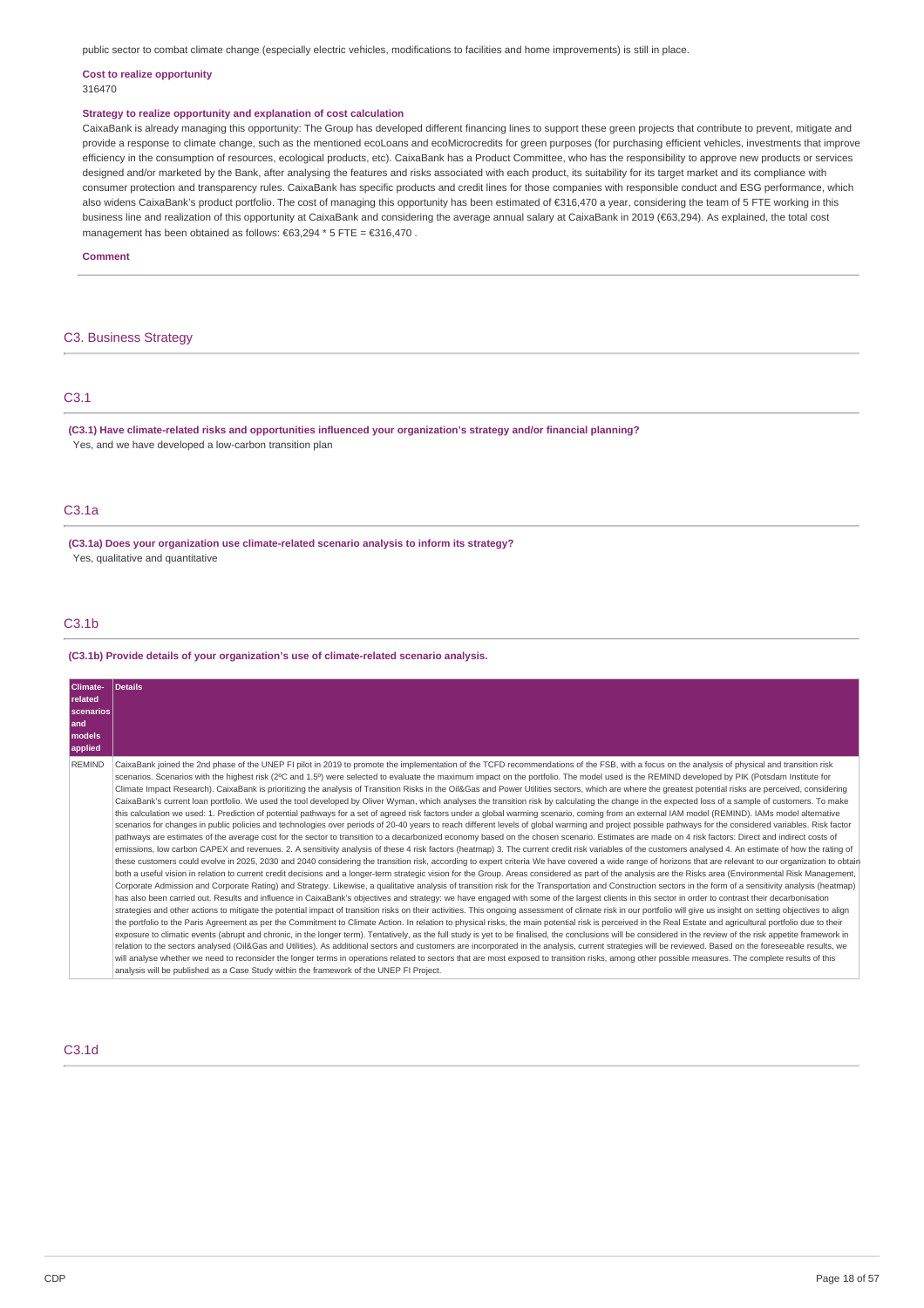public sector to combat climate change (especially electric vehicles, modifications to facilities and home improvements) is still in place.

**Cost to realize opportunity**
316470

**Strategy to realize opportunity and explanation of cost calculation**
CaixaBank is already managing this opportunity: The Group has developed different financing lines to support these green projects that contribute to prevent, mitigate and provide a response to climate change, such as the mentioned ecoLoans and ecoMicrocredits for green purposes (for purchasing efficient vehicles, investments that improve efficiency in the consumption of resources, ecological products, etc). CaixaBank has a Product Committee, who has the responsibility to approve new products or services designed and/or marketed by the Bank, after analysing the features and risks associated with each product, its suitability for its target market and its compliance with consumer protection and transparency rules. CaixaBank has specific products and credit lines for those companies with responsible conduct and ESG performance, which also widens CaixaBank's product portfolio. The cost of managing this opportunity has been estimated of €316,470 a year, considering the team of 5 FTE working in this business line and realization of this opportunity at CaixaBank and considering the average annual salary at CaixaBank in 2019 (€63,294). As explained, the total cost management has been obtained as follows: €63,294 * 5 FTE = €316,470 .

**Comment**

## C3. Business Strategy

### C3.1

**(C3.1) Have climate-related risks and opportunities influenced your organization's strategy and/or financial planning?**
Yes, and we have developed a low-carbon transition plan

### C3.1a

**(C3.1a) Does your organization use climate-related scenario analysis to inform its strategy?**
Yes, qualitative and quantitative

### C3.1b

**(C3.1b) Provide details of your organization's use of climate-related scenario analysis.**

| Climate-related scenarios and models applied | Details |
|---|---|
| REMIND | CaixaBank joined the 2nd phase of the UNEP FI pilot in 2019 to promote the implementation of the TCFD recommendations of the FSB, with a focus on the analysis of physical and transition risk scenarios. Scenarios with the highest risk (2ºC and 1.5º) were selected to evaluate the maximum impact on the portfolio. The model used is the REMIND developed by PIK (Potsdam Institute for Climate Impact Research). CaixaBank is prioritizing the analysis of Transition Risks in the Oil&Gas and Power Utilities sectors, which are where the greatest potential risks are perceived, considering CaixaBank's current loan portfolio. We used the tool developed by Oliver Wyman, which analyses the transition risk by calculating the change in the expected loss of a sample of customers. To make this calculation we used: 1. Prediction of potential pathways for a set of agreed risk factors under a global warming scenario, coming from an external IAM model (REMIND). IAMs model alternative scenarios for changes in public policies and technologies over periods of 20-40 years to reach different levels of global warming and project possible pathways for the considered variables. Risk factor pathways are estimates of the average cost for the sector to transition to a decarbonised economy based on the chosen scenario. Estimates are made on 4 risk factors: Direct and indirect costs of emissions, low carbon CAPEX and revenues. 2. A sensitivity analysis of these 4 risk factors (heatmap) 3. The current credit risk variables of the customers analysed 4. An estimate of how the rating of these customers could evolve in 2025, 2030 and 2040 considering the transition risk, according to expert criteria We have covered a wide range of horizons that are relevant to our organization to obtain both a useful vision in relation to current credit decisions and a longer-term strategic vision for the Group. Areas considered as part of the analysis are the Risks area (Environmental Risk Management, Corporate Admission and Corporate Rating) and Strategy. Likewise, a qualitative analysis of transition risk for the Transportation and Construction sectors in the form of a sensitivity analysis (heatmap) has also been carried out. Results and influence in CaixaBank's objectives and strategy: we have engaged with some of the largest clients in this sector in order to contrast their decarbonisation strategies and other actions to mitigate the potential impact of transition risks on their activities. This ongoing assessment of climate risk in our portfolio will give us insight on setting objectives to align the portfolio to the Paris Agreement as per the Commitment to Climate Action. In relation to physical risks, the main potential risk is perceived in the Real Estate and agricultural portfolio due to their exposure to climatic events (abrupt and chronic, in the longer term). Tentatively, as the full study is yet to be finalised, the conclusions will be considered in the review of the risk appetite framework in relation to the sectors analysed (Oil&Gas and Utilities). As additional sectors and customers are incorporated in the analysis, current strategies will be reviewed. Based on the foreseeable results, we will analyse whether we need to reconsider the longer terms in operations related to sectors that are most exposed to transition risks, among other possible measures. The complete results of this analysis will be published as a Case Study within the framework of the UNEP FI Project. |

### C3.1d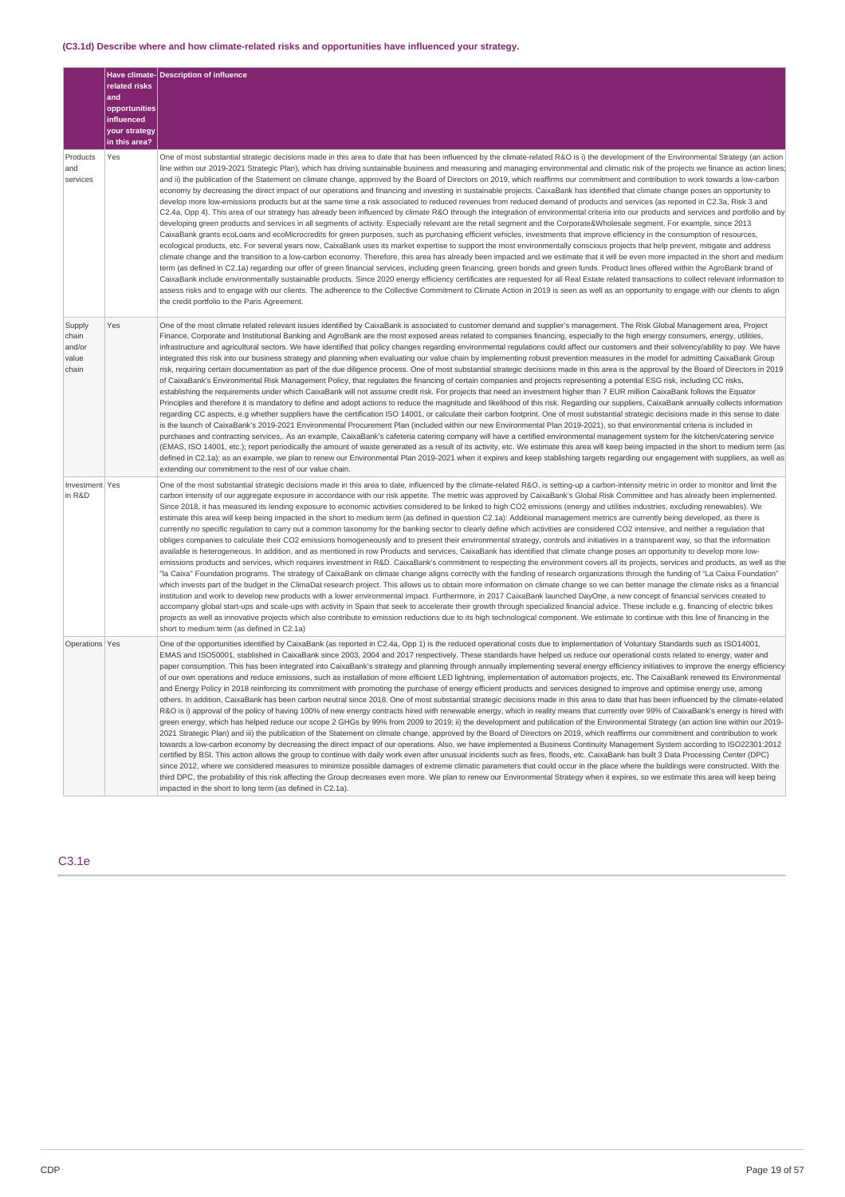### (C3.1d) Describe where and how climate-related risks and opportunities have influenced your strategy.

| | Have climate-related risks and opportunities influenced your strategy in this area? | Description of influence |
|---|---|---|
| Products and services | Yes | One of most substantial strategic decisions made in this area to date that has been influenced by the climate-related R&O is i) the development of the Environmental Strategy (an action line within our 2019-2021 Strategic Plan), which has driving sustainable business and measuring and managing environmental and climatic risk of the projects we finance as action lines; and ii) the publication of the Statement on climate change, approved by the Board of Directors on 2019, which reaffirms our commitment and contribution to work towards a low-carbon economy by decreasing the direct impact of our operations and financing and investing in sustainable projects. CaixaBank has identified that climate change poses an opportunity to develop more low-emissions products but at the same time a risk associated to reduced revenues from reduced demand of products and services (as reported in C2.3a, Risk 3 and C2.4a, Opp 4). This area of our strategy has already been influenced by climate R&O through the integration of environmental criteria into our products and services and portfolio and by developing green products and services in all segments of activity. Especially relevant are the retail segment and the Corporate&Wholesale segment. For example, since 2013 CaixaBank grants ecoLoans and ecoMicrocredits for green purposes, such as purchasing efficient vehicles, investments that improve efficiency in the consumption of resources, ecological products, etc. For several years now, CaixaBank uses its market expertise to support the most environmentally conscious projects that help prevent, mitigate and address climate change and the transition to a low-carbon economy. Therefore, this area has already been impacted and we estimate that it will be even more impacted in the short and medium term (as defined in C2.1a) regarding our offer of green financial services, including green financing, green bonds and green funds. Product lines offered within the AgroBank brand of CaixaBank include environmentally sustainable products. Since 2020 energy efficiency certificates are requested for all Real Estate related transactions to collect relevant information to assess risks and to engage with our clients. The adherence to the Collective Commitment to Climate Action in 2019 is seen as well as an opportunity to engage with our clients to align the credit portfolio to the Paris Agreement. |
| Supply chain and/or value chain | Yes | One of the most climate related relevant issues identified by CaixaBank is associated to customer demand and supplier's management. The Risk Global Management area, Project Finance, Corporate and Institutional Banking and AgroBank are the most exposed areas related to companies financing, especially to the high energy consumers, energy, utilities, infrastructure and agricultural sectors. We have identified that policy changes regarding environmental regulations could affect our customers and their solvency/ability to pay. We have integrated this risk into our business strategy and planning when evaluating our value chain by implementing robust prevention measures in the model for admitting CaixaBank Group risk, requiring certain documentation as part of the due diligence process. One of most substantial strategic decisions made in this area is the approval by the Board of Directors in 2019 of CaixaBank's Environmental Risk Management Policy, that regulates the financing of certain companies and projects representing a potential ESG risk, including CC risks, establishing the requirements under which CaixaBank will not assume credit risk. For projects that need an investment higher than 7 EUR million CaixaBank follows the Equator Principles and therefore it is mandatory to define and adopt actions to reduce the magnitude and likelihood of this risk. Regarding our suppliers, CaixaBank annually collects information regarding CC aspects, e.g whether suppliers have the certification ISO 14001, or calculate their carbon footprint. One of most substantial strategic decisions made in this sense to date is the launch of CaixaBank's 2019-2021 Environmental Procurement Plan (included within our new Environmental Plan 2019-2021), so that environmental criteria is included in purchases and contracting services,. As an example, CaixaBank's cafeteria catering company will have a certified environmental management system for the kitchen/catering service (EMAS, ISO 14001, etc.); report periodically the amount of waste generated as a result of its activity, etc. We estimate this area will keep being impacted in the short to medium term (as defined in C2.1a): as an example, we plan to renew our Environmental Plan 2019-2021 when it expires and keep stablishing targets regarding our engagement with suppliers, as well as extending our commitment to the rest of our value chain. |
| Investment in R&D | Yes | One of the most substantial strategic decisions made in this area to date, influenced by the climate-related R&O, is setting-up a carbon-intensity metric in order to monitor and limit the carbon intensity of our aggregate exposure in accordance with our risk appetite. The metric was approved by CaixaBank's Global Risk Committee and has already been implemented. Since 2018, it has measured its lending exposure to economic activities considered to be linked to high CO2 emissions (energy and utilities industries, excluding renewables). We estimate this area will keep being impacted in the short to medium term (as defined in question C2.1a): Additional management metrics are currently being developed, as there is currently no specific regulation to carry out a common taxonomy for the banking sector to clearly define which activities are considered CO2 intensive, and neither a regulation that obliges companies to calculate their CO2 emissions homogeneously and to present their environmental strategy, controls and initiatives in a transparent way, so that the information available is heterogeneous. In addition, and as mentioned in row Products and services, CaixaBank has identified that climate change poses an opportunity to develop more low-emissions products and services, which requires investment in R&D. CaixaBank's commitment to respecting the environment covers all its projects, services and products, as well as the "la Caixa" Foundation programs. The strategy of CaixaBank on climate change aligns correctly with the funding of research organizations through the funding of "La Caixa Foundation" which invests part of the budget in the ClimaDat research project. This allows us to obtain more information on climate change so we can better manage the climate risks as a financial institution and work to develop new products with a lower environmental impact. Furthermore, in 2017 CaixaBank launched DayOne, a new concept of financial services created to accompany global start-ups and scale-ups with activity in Spain that seek to accelerate their growth through specialized financial advice. These include e.g. financing of electric bikes projects as well as innovative projects which also contribute to emission reductions due to its high technological component. We estimate to continue with this line of financing in the short to medium term (as defined in C2.1a) |
| Operations | Yes | One of the opportunities identified by CaixaBank (as reported in C2.4a, Opp 1) is the reduced operational costs due to implementation of Voluntary Standards such as ISO14001, EMAS and ISO50001, stablished in CaixaBank since 2003, 2004 and 2017 respectively. These standards have helped us reduce our operational costs related to energy, water and paper consumption. This has been integrated into CaixaBank's strategy and planning through annually implementing several energy efficiency initiatives to improve the energy efficiency of our own operations and reduce emissions, such as installation of more efficient LED lightning, implementation of automation projects, etc. The CaixaBank renewed its Environmental and Energy Policy in 2018 reinforcing its commitment with promoting the purchase of energy efficient products and services designed to improve and optimise energy use, among others. In addition, CaixaBank has been carbon neutral since 2018. One of most substantial strategic decisions made in this area to date that has been influenced by the climate-related R&O is i) approval of the policy of having 100% of new energy contracts hired with renewable energy, which in reality means that currently over 99% of CaixaBank's energy is hired with green energy, which has helped reduce our scope 2 GHGs by 99% from 2009 to 2019; ii) the development and publication of the Environmental Strategy (an action line within our 2019-2021 Strategic Plan) and iii) the publication of the Statement on climate change, approved by the Board of Directors on 2019, which reaffirms our commitment and contribution to work towards a low-carbon economy by decreasing the direct impact of our operations. Also, we have implemented a Business Continuity Management System according to ISO22301:2012 certified by BSI. This action allows the group to continue with daily work even after unusual incidents such as fires, floods, etc. CaixaBank has built 3 Data Processing Center (DPC) since 2012, where we considered measures to minimize possible damages of extreme climatic parameters that could occur in the place where the buildings were constructed. With the third DPC, the probability of this risk affecting the Group decreases even more. We plan to renew our Environmental Strategy when it expires, so we estimate this area will keep being impacted in the short to long term (as defined in C2.1a). |

## C3.1e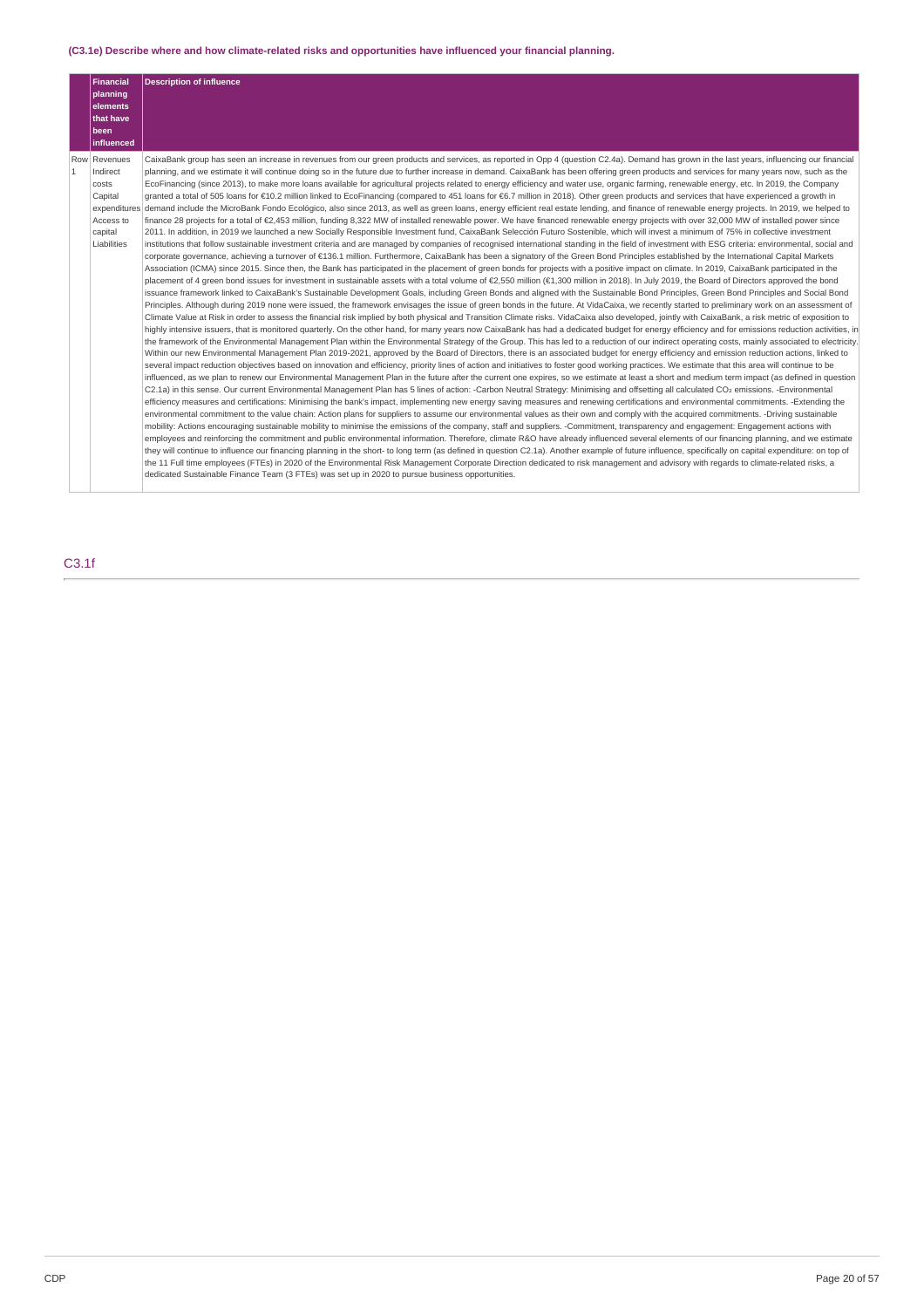### (C3.1e) Describe where and how climate-related risks and opportunities have influenced your financial planning.

| | Financial planning elements that have been influenced | Description of influence |
|---|---|---|
| Row 1 | Revenues<br>Indirect costs<br>Capital expenditures<br>Access to capital<br>Liabilities | CaixaBank group has seen an increase in revenues from our green products and services, as reported in Opp 4 (question C2.4a). Demand has grown in the last years, influencing our financial planning, and we estimate it will continue doing so in the future due to further increase in demand. CaixaBank has been offering green products and services for many years now, such as the EcoFinancing (since 2013), to make more loans available for agricultural projects related to energy efficiency and water use, organic farming, renewable energy, etc. In 2019, the Company granted a total of 505 loans for €10.2 million linked to EcoFinancing (compared to 451 loans for €6.7 million in 2018). Other green products and services that have experienced a growth in demand include the MicroBank Fondo Ecológico, also since 2013, as well as green loans, energy efficient real estate lending, and finance of renewable energy projects. In 2019, we helped to finance 28 projects for a total of €2,453 million, funding 8,322 MW of installed renewable power. We have financed renewable energy projects with over 32,000 MW of installed power since 2011. In addition, in 2019 we launched a new Socially Responsible Investment fund, CaixaBank Selección Futuro Sostenible, which will invest a minimum of 75% in collective investment institutions that follow sustainable investment criteria and are managed by companies of recognised international standing in the field of investment with ESG criteria: environmental, social and corporate governance, achieving a turnover of €136.1 million. Furthermore, CaixaBank has been a signatory of the Green Bond Principles established by the International Capital Markets Association (ICMA) since 2015. Since then, the Bank has participated in the placement of green bonds for projects with a positive impact on climate. In 2019, CaixaBank participated in the placement of 4 green bond issues for investment in sustainable assets with a total volume of €2,550 million (€1,300 million in 2018). In July 2019, the Board of Directors approved the bond issuance framework linked to CaixaBank's Sustainable Development Goals, including Green Bonds and aligned with the Sustainable Bond Principles, Green Bond Principles and Social Bond Principles. Although during 2019 none were issued, the framework envisages the issue of green bonds in the future. At VidaCaixa, we recently started to preliminary work on an assessment of Climate Value at Risk in order to assess the financial risk implied by both physical and Transition Climate risks. VidaCaixa also developed, jointly with CaixaBank, a risk metric of exposition to highly intensive issuers, that is monitored quarterly. On the other hand, for many years now CaixaBank has had a dedicated budget for energy efficiency and for emissions reduction activities, in the framework of the Environmental Management Plan within the Environmental Strategy of the Group. This has led to a reduction of our indirect operating costs, mainly associated to electricity. Within our new Environmental Management Plan 2019-2021, approved by the Board of Directors, there is an associated budget for energy efficiency and emission reduction actions, linked to several impact reduction objectives based on innovation and efficiency, priority lines of action and initiatives to foster good working practices. We estimate that this area will continue to be influenced, as we plan to renew our Environmental Management Plan in the future after the current one expires, so we estimate at least a short and medium term impact (as defined in question C2.1a) in this sense. Our current Environmental Management Plan has 5 lines of action: -Carbon Neutral Strategy: Minimising and offsetting all calculated $CO_2$ emissions. -Environmental efficiency measures and certifications: Minimising the bank's impact, implementing new energy saving measures and renewing certifications and environmental commitments. -Extending the environmental commitment to the value chain: Action plans for suppliers to assume our environmental values as their own and comply with the acquired commitments. -Driving sustainable mobility: Actions encouraging sustainable mobility to minimise the emissions of the company, staff and suppliers. -Commitment, transparency and engagement: Engagement actions with employees and reinforcing the commitment and public environmental information. Therefore, climate R&O have already influenced several elements of our financing planning, and we estimate they will continue to influence our financing planning in the short- to long term (as defined in question C2.1a). Another example of future influence, specifically on capital expenditure: on top of the 11 Full time employees (FTEs) in 2020 of the Environmental Risk Management Corporate Direction dedicated to risk management and advisory with regards to climate-related risks, a dedicated Sustainable Finance Team (3 FTEs) was set up in 2020 to pursue business opportunities. |

## C3.1f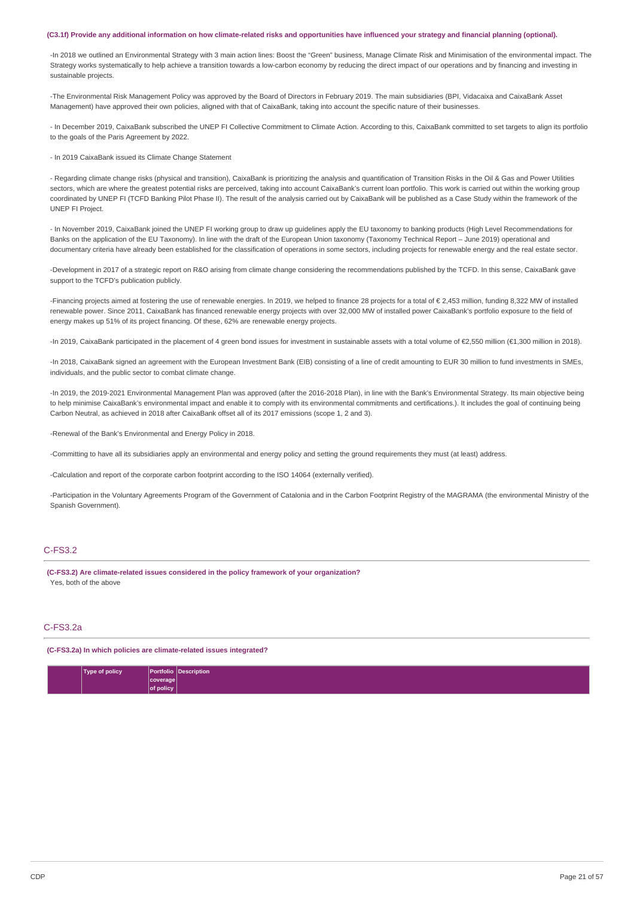**(C3.1f) Provide any additional information on how climate-related risks and opportunities have influenced your strategy and financial planning (optional).**

-In 2018 we outlined an Environmental Strategy with 3 main action lines: Boost the "Green" business, Manage Climate Risk and Minimisation of the environmental impact. The Strategy works systematically to help achieve a transition towards a low-carbon economy by reducing the direct impact of our operations and by financing and investing in sustainable projects.

-The Environmental Risk Management Policy was approved by the Board of Directors in February 2019. The main subsidiaries (BPI, Vidacaixa and CaixaBank Asset Management) have approved their own policies, aligned with that of CaixaBank, taking into account the specific nature of their businesses.

- In December 2019, CaixaBank subscribed the UNEP FI Collective Commitment to Climate Action. According to this, CaixaBank committed to set targets to align its portfolio to the goals of the Paris Agreement by 2022.

- In 2019 CaixaBank issued its Climate Change Statement

- Regarding climate change risks (physical and transition), CaixaBank is prioritizing the analysis and quantification of Transition Risks in the Oil & Gas and Power Utilities sectors, which are where the greatest potential risks are perceived, taking into account CaixaBank's current loan portfolio. This work is carried out within the working group coordinated by UNEP FI (TCFD Banking Pilot Phase II). The result of the analysis carried out by CaixaBank will be published as a Case Study within the framework of the UNEP FI Project.

- In November 2019, CaixaBank joined the UNEP FI working group to draw up guidelines apply the EU taxonomy to banking products (High Level Recommendations for Banks on the application of the EU Taxonomy). In line with the draft of the European Union taxonomy (Taxonomy Technical Report – June 2019) operational and documentary criteria have already been established for the classification of operations in some sectors, including projects for renewable energy and the real estate sector.

-Development in 2017 of a strategic report on R&O arising from climate change considering the recommendations published by the TCFD. In this sense, CaixaBank gave support to the TCFD's publication publicly.

-Financing projects aimed at fostering the use of renewable energies. In 2019, we helped to finance 28 projects for a total of € 2,453 million, funding 8,322 MW of installed renewable power. Since 2011, CaixaBank has financed renewable energy projects with over 32,000 MW of installed power CaixaBank's portfolio exposure to the field of energy makes up 51% of its project financing. Of these, 62% are renewable energy projects.

-In 2019, CaixaBank participated in the placement of 4 green bond issues for investment in sustainable assets with a total volume of €2,550 million (€1,300 million in 2018).

-In 2018, CaixaBank signed an agreement with the European Investment Bank (EIB) consisting of a line of credit amounting to EUR 30 million to fund investments in SMEs, individuals, and the public sector to combat climate change.

-In 2019, the 2019-2021 Environmental Management Plan was approved (after the 2016-2018 Plan), in line with the Bank's Environmental Strategy. Its main objective being to help minimise CaixaBank's environmental impact and enable it to comply with its environmental commitments and certifications.). It includes the goal of continuing being Carbon Neutral, as achieved in 2018 after CaixaBank offset all of its 2017 emissions (scope 1, 2 and 3).

-Renewal of the Bank's Environmental and Energy Policy in 2018.

-Committing to have all its subsidiaries apply an environmental and energy policy and setting the ground requirements they must (at least) address.

-Calculation and report of the corporate carbon footprint according to the ISO 14064 (externally verified).

-Participation in the Voluntary Agreements Program of the Government of Catalonia and in the Carbon Footprint Registry of the MAGRAMA (the environmental Ministry of the Spanish Government).

## C-FS3.2

**(C-FS3.2) Are climate-related issues considered in the policy framework of your organization?**

Yes, both of the above

## C-FS3.2a

**(C-FS3.2a) In which policies are climate-related issues integrated?**

| | Type of policy | Portfolio coverage of policy | Description |
|---|---|---|---|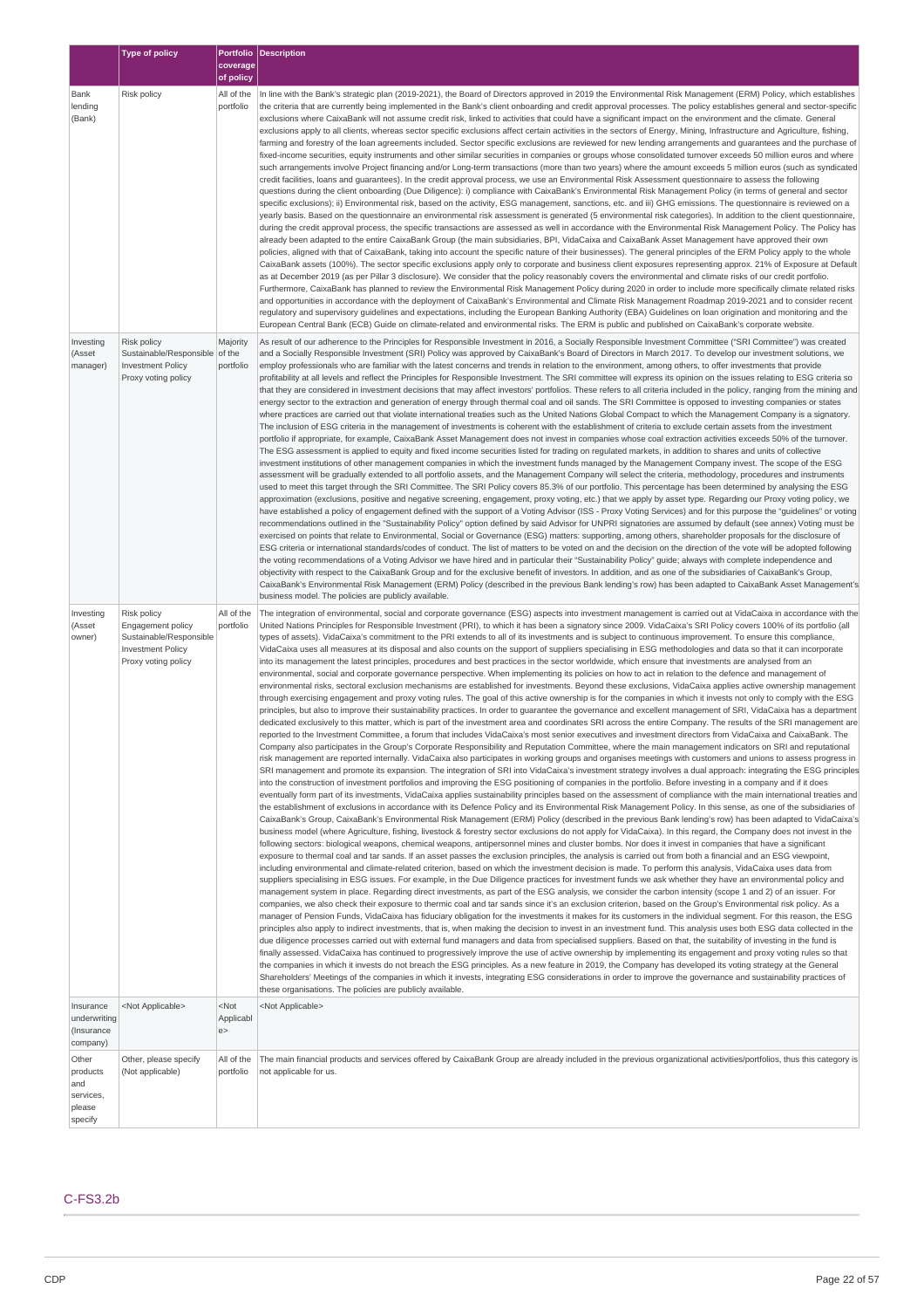| | Type of policy | Portfolio coverage of policy | Description |
|---|---|---|---|
| Bank lending (Bank) | Risk policy | All of the portfolio | In line with the Bank's strategic plan (2019-2021), the Board of Directors approved in 2019 the Environmental Risk Management (ERM) Policy, which establishes the criteria that are currently being implemented in the Bank's client onboarding and credit approval processes. The policy establishes general and sector-specific exclusions where CaixaBank will not assume credit risk, linked to activities that could have a significant impact on the environment and the climate. General exclusions apply to all clients, whereas sector specific exclusions affect certain activities in the sectors of Energy, Mining, Infrastructure and Agriculture, fishing, farming and forestry of the loan agreements included. Sector specific exclusions are reviewed for new lending arrangements and guarantees and the purchase of fixed-income securities, equity instruments and other similar securities in companies or groups whose consolidated turnover exceeds 50 million euros and where such arrangements involve Project financing and/or Long-term transactions (more than two years) where the amount exceeds 5 million euros (such as syndicated credit facilities, loans and guarantees). In the credit approval process, we use an Environmental Risk Assessment questionnaire to assess the following questions during the client onboarding (Due Diligence): i) compliance with CaixaBank's Environmental Risk Management Policy (in terms of general and sector specific exclusions); ii) Environmental risk, based on the activity, ESG management, sanctions, etc. and iii) GHG emissions. The questionnaire is reviewed on a yearly basis. Based on the questionnaire an environmental risk assessment is generated (5 environmental risk categories). In addition to the client questionnaire, during the credit approval process, the specific transactions are assessed as well in accordance with the Environmental Risk Management Policy. The Policy has already been adapted to the entire CaixaBank Group (the main subsidiaries, BPI, VidaCaixa and CaixaBank Asset Management have approved their own policies, aligned with that of CaixaBank, taking into account the specific nature of their businesses). The general principles of the ERM Policy apply to the whole CaixaBank assets (100%). The sector specific exclusions apply only to corporate and business client exposures representing approx. 21% of Exposure at Default as at December 2019 (as per Pillar 3 disclosure). We consider that the policy reasonably covers the environmental and climate risks of our credit portfolio. Furthermore, CaixaBank has planned to review the Environmental Risk Management Policy during 2020 in order to include more specifically climate related risks and opportunities in accordance with the deployment of CaixaBank's Environmental and Climate Risk Management Roadmap 2019-2021 and to consider recent regulatory and supervisory guidelines and expectations, including the European Banking Authority (EBA) Guidelines on loan origination and monitoring and the European Central Bank (ECB) Guide on climate-related and environmental risks. The ERM is public and published on CaixaBank's corporate website. |
| Investing (Asset manager) | Risk policy<br>Sustainable/Responsible Investment Policy<br>Proxy voting policy | Majority of the portfolio | As result of our adherence to the Principles for Responsible Investment in 2016, a Socially Responsible Investment Committee ("SRI Committee") was created and a Socially Responsible Investment (SRI) Policy was approved by CaixaBank's Board of Directors in March 2017. To develop our investment solutions, we employ professionals who are familiar with the latest concerns and trends in relation to the environment, among others, to offer investments that provide profitability at all levels and reflect the Principles for Responsible Investment. The SRI committee will express its opinion on the issues relating to ESG criteria so that they are considered in investment decisions that may affect investors' portfolios. These refers to all criteria included in the policy, ranging from the mining and energy sector to the extraction and generation of energy through thermal coal and oil sands. The SRI Committee is opposed to investing companies or states where practices are carried out that violate international treaties such as the United Nations Global Compact to which the Management Company is a signatory. The inclusion of ESG criteria in the management of investments is coherent with the establishment of criteria to exclude certain assets from the investment portfolio if appropriate, for example, CaixaBank Asset Management does not invest in companies whose coal extraction activities exceeds 50% of the turnover. The ESG assessment is applied to equity and fixed income securities listed for trading on regulated markets, in addition to shares and units of collective investment institutions of other management companies in which the investment funds managed by the Management Company invest. The scope of the ESG assessment will be gradually extended to all portfolio assets, and the Management Company will select the criteria, methodology, procedures and instruments used to meet this target through the SRI Committee. The SRI Policy covers 85.3% of our portfolio. This percentage has been determined by analysing the ESG approximation (exclusions, positive and negative screening, engagement, proxy voting, etc.) that we apply by asset type. Regarding our Proxy voting policy, we have established a policy of engagement defined with the support of a Voting Advisor (ISS - Proxy Voting Services) and for this purpose the "guidelines" or voting recommendations outlined in the "Sustainability Policy" option defined by said Advisor for UNPRI signatories are assumed by default (see annex) Voting must be exercised on points that relate to Environmental, Social or Governance (ESG) matters: supporting, among others, shareholder proposals for the disclosure of ESG criteria or international standards/codes of conduct. The list of matters to be voted on and the decision on the direction of the vote will be adopted following the voting recommendations of a Voting Advisor we have hired and in particular their "Sustainability Policy" guide; always with complete independence and objectivity with respect to the CaixaBank Group and for the exclusive benefit of investors. In addition, and as one of the subsidiaries of CaixaBank's Group, CaixaBank's Environmental Risk Management (ERM) Policy (described in the previous Bank lending's row) has been adapted to CaixaBank Asset Management's business model. The policies are publicly available. |
| Investing (Asset owner) | Risk policy<br>Engagement policy<br>Sustainable/Responsible Investment Policy<br>Proxy voting policy | All of the portfolio | The integration of environmental, social and corporate governance (ESG) aspects into investment management is carried out at VidaCaixa in accordance with the United Nations Principles for Responsible Investment (PRI), to which it has been a signatory since 2009. VidaCaixa's SRI Policy covers 100% of its portfolio (all types of assets). VidaCaixa's commitment to the PRI extends to all of its investments and is subject to continuous improvement. To ensure this compliance, VidaCaixa uses all measures at its disposal and also counts on the support of suppliers specialising in ESG methodologies and data so that it can incorporate into its management the latest principles, procedures and best practices in the sector worldwide, which ensure that investments are analysed from an environmental, social and corporate governance perspective. When implementing its policies on how to act in relation to the defence and management of environmental risks, sectoral exclusion mechanisms are established for investments. Beyond these exclusions, VidaCaixa applies active ownership management through exercising engagement and proxy voting rules. The goal of this active ownership is for the companies in which it invests not only to comply with the ESG principles, but also to improve their sustainability practices. In order to guarantee the governance and excellent management of SRI, VidaCaixa has a department dedicated exclusively to this matter, which is part of the investment area and coordinates SRI across the entire Company. The results of the SRI management are reported to the Investment Committee, a forum that includes VidaCaixa's most senior executives and investment directors from VidaCaixa and CaixaBank. The Company also participates in the Group's Corporate Responsibility and Reputation Committee, where the main management indicators on SRI and reputational risk management are reported internally. VidaCaixa also participates in working groups and organises meetings with customers and unions to assess progress in SRI management and promote its expansion. The integration of SRI into VidaCaixa's investment strategy involves a dual approach: integrating the ESG principles into the construction of investment portfolios and improving the ESG positioning of companies in the portfolio. Before investing in a company and if it does eventually form part of its investments, VidaCaixa applies sustainability principles based on the assessment of compliance with the main international treaties and the establishment of exclusions in accordance with its Defence Policy and its Environmental Risk Management Policy. In this sense, as one of the subsidiaries of CaixaBank's Group, CaixaBank's Environmental Risk Management (ERM) Policy (described in the previous Bank lending's row) has been adapted to VidaCaixa's business model (where Agriculture, fishing, livestock & forestry sector exclusions do not apply for VidaCaixa). In this regard, the Company does not invest in the following sectors: biological weapons, chemical weapons, antipersonnel mines and cluster bombs. Nor does it invest in companies that have a significant exposure to thermal coal and tar sands. If an asset passes the exclusion principles, the analysis is carried out from both a financial and an ESG viewpoint, including environmental and climate-related criterion, based on which the investment decision is made. To perform this analysis, VidaCaixa uses data from suppliers specialising in ESG issues. For example, in the Due Diligence practices for investment funds we ask whether they have an environmental policy and management system in place. Regarding direct investments, as part of the ESG analysis, we consider the carbon intensity (scope 1 and 2) of an issuer. For companies, we also check their exposure to thermic coal and tar sands since it's an exclusion criterion, based on the Group's Environmental risk policy. As a manager of Pension Funds, VidaCaixa has fiduciary obligation for the investments it makes for its customers in the individual segment. For this reason, the ESG principles also apply to indirect investments, that is, when making the decision to invest in an investment fund. This analysis uses both ESG data collected in the due diligence processes carried out with external fund managers and data from specialised suppliers. Based on that, the suitability of investing in the fund is finally assessed. VidaCaixa has continued to progressively improve the use of active ownership by implementing its engagement and proxy voting rules so that the companies in which it invests do not breach the ESG principles. As a new feature in 2019, the Company has developed its voting strategy at the General Shareholders' Meetings of the companies in which it invests, integrating ESG considerations in order to improve the governance and sustainability practices of these organisations. The policies are publicly available. |
| Insurance underwriting (Insurance company) | <Not Applicable> | <Not Applicable> | <Not Applicable> |
| Other products and services, please specify | Other, please specify (Not applicable) | All of the portfolio | The main financial products and services offered by CaixaBank Group are already included in the previous organizational activities/portfolios, thus this category is not applicable for us. |

## C-FS3.2b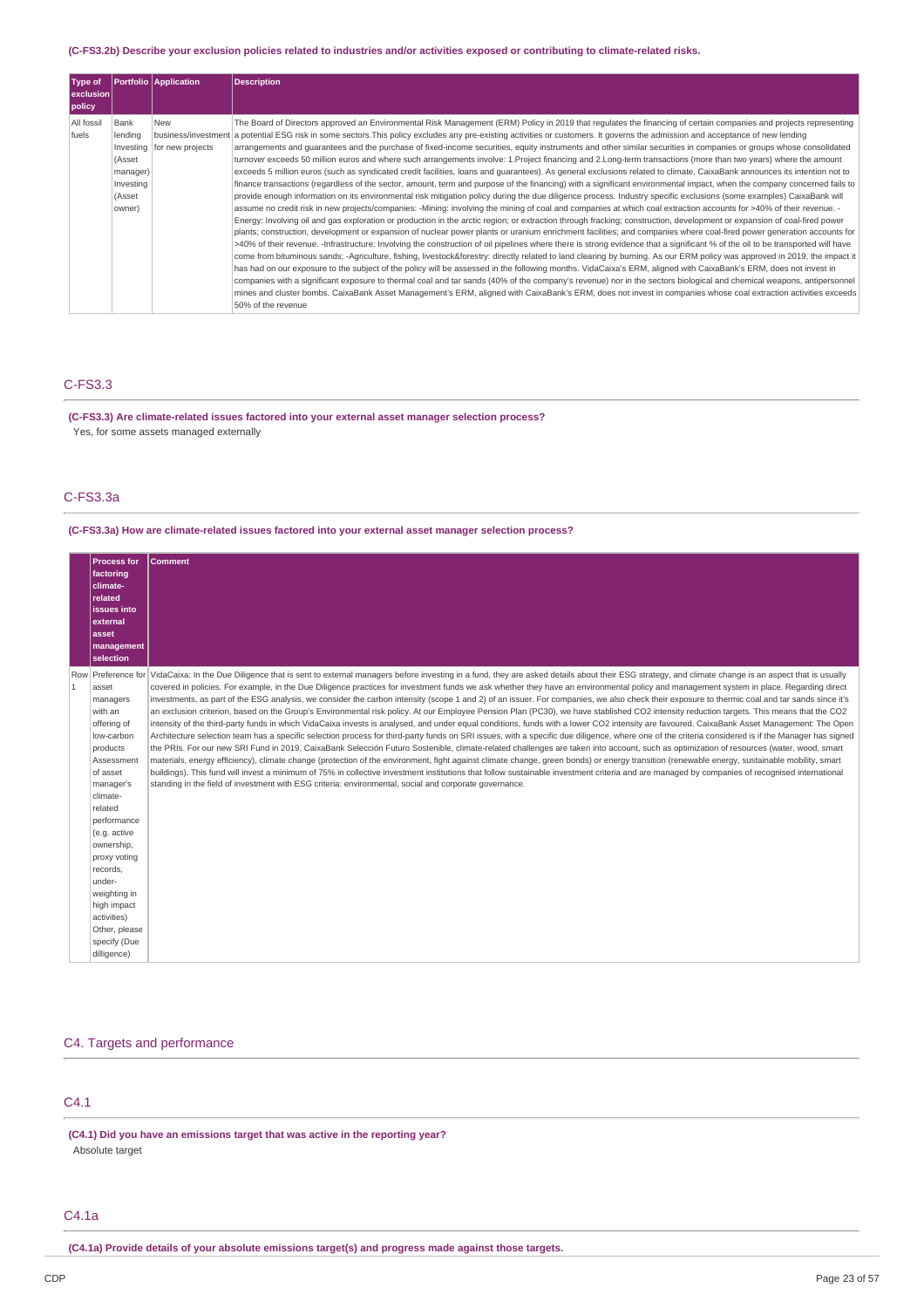**(C-FS3.2b) Describe your exclusion policies related to industries and/or activities exposed or contributing to climate-related risks.**

| Type of exclusion policy | Portfolio | Application | Description |
|---|---|---|---|
| All fossil fuels | Bank lending Investing (Asset manager) Investing (Asset owner) | New business/investment for new projects | The Board of Directors approved an Environmental Risk Management (ERM) Policy in 2019 that regulates the financing of certain companies and projects representing a potential ESG risk in some sectors.This policy excludes any pre-existing activities or customers. It governs the admission and acceptance of new lending arrangements and guarantees and the purchase of fixed-income securities, equity instruments and other similar securities in companies or groups whose consolidated turnover exceeds 50 million euros and where such arrangements involve: 1.Project financing and 2.Long-term transactions (more than two years) where the amount exceeds 5 million euros (such as syndicated credit facilities, loans and guarantees). As general exclusions related to climate, CaixaBank announces its intention not to finance transactions (regardless of the sector, amount, term and purpose of the financing) with a significant environmental impact, when the company concerned fails to provide enough information on its environmental risk mitigation policy during the due diligence process. Industry specific exclusions (some examples) CaixaBank will assume no credit risk in new projects/companies: -Mining: involving the mining of coal and companies at which coal extraction accounts for >40% of their revenue. -Energy: Involving oil and gas exploration or production in the arctic region; or extraction through fracking; construction, development or expansion of coal-fired power plants; construction, development or expansion of nuclear power plants or uranium enrichment facilities; and companies where coal-fired power generation accounts for >40% of their revenue. -Infrastructure: Involving the construction of oil pipelines where there is strong evidence that a significant % of the oil to be transported will have come from bituminous sands; -Agriculture, fishing, livestock&forestry: directly related to land clearing by burning. As our ERM policy was approved in 2019, the impact it has had on our exposure to the subject of the policy will be assessed in the following months. VidaCaixa's ERM, aligned with CaixaBank's ERM, does not invest in companies with a significant exposure to thermal coal and tar sands (40% of the company's revenue) nor in the sectors biological and chemical weapons, antipersonnel mines and cluster bombs. CaixaBank Asset Management's ERM, aligned with CaixaBank's ERM, does not invest in companies whose coal extraction activities exceeds 50% of the revenue |

## C-FS3.3

**(C-FS3.3) Are climate-related issues factored into your external asset manager selection process?**

Yes, for some assets managed externally

## C-FS3.3a

**(C-FS3.3a) How are climate-related issues factored into your external asset manager selection process?**

| | Process for factoring climate-related issues into external asset management selection | Comment |
|---|---|---|
| Row 1 | Preference for asset managers with an offering of low-carbon products Assessment of asset manager's climate-related performance (e.g. active ownership, proxy voting records, under-weighting in high impact activities) Other, please specify (Due dilligence) | VidaCaixa: In the Due Diligence that is sent to external managers before investing in a fund, they are asked details about their ESG strategy, and climate change is an aspect that is usually covered in policies. For example, in the Due Diligence practices for investment funds we ask whether they have an environmental policy and management system in place. Regarding direct investments, as part of the ESG analysis, we consider the carbon intensity (scope 1 and 2) of an issuer. For companies, we also check their exposure to thermic coal and tar sands since it's an exclusion criterion, based on the Group's Environmental risk policy. At our Employee Pension Plan (PC30), we have stablished CO2 intensity reduction targets. This means that the CO2 intensity of the third-party funds in which VidaCaixa invests is analysed, and under equal conditions, funds with a lower CO2 intensity are favoured. CaixaBank Asset Management: The Open Architecture selection team has a specific selection process for third-party funds on SRI issues, with a specific due diligence, where one of the criteria considered is if the Manager has signed the PRIs. For our new SRI Fund in 2019, CaixaBank Selección Futuro Sostenible, climate-related challenges are taken into account, such as optimization of resources (water, wood, smart materials, energy efficiency), climate change (protection of the environment, fight against climate change, green bonds) or energy transition (renewable energy, sustainable mobility, smart buildings). This fund will invest a minimum of 75% in collective investment institutions that follow sustainable investment criteria and are managed by companies of recognised international standing in the field of investment with ESG criteria: environmental, social and corporate governance. |

# C4. Targets and performance

## C4.1

**(C4.1) Did you have an emissions target that was active in the reporting year?**

Absolute target

## C4.1a

**(C4.1a) Provide details of your absolute emissions target(s) and progress made against those targets.**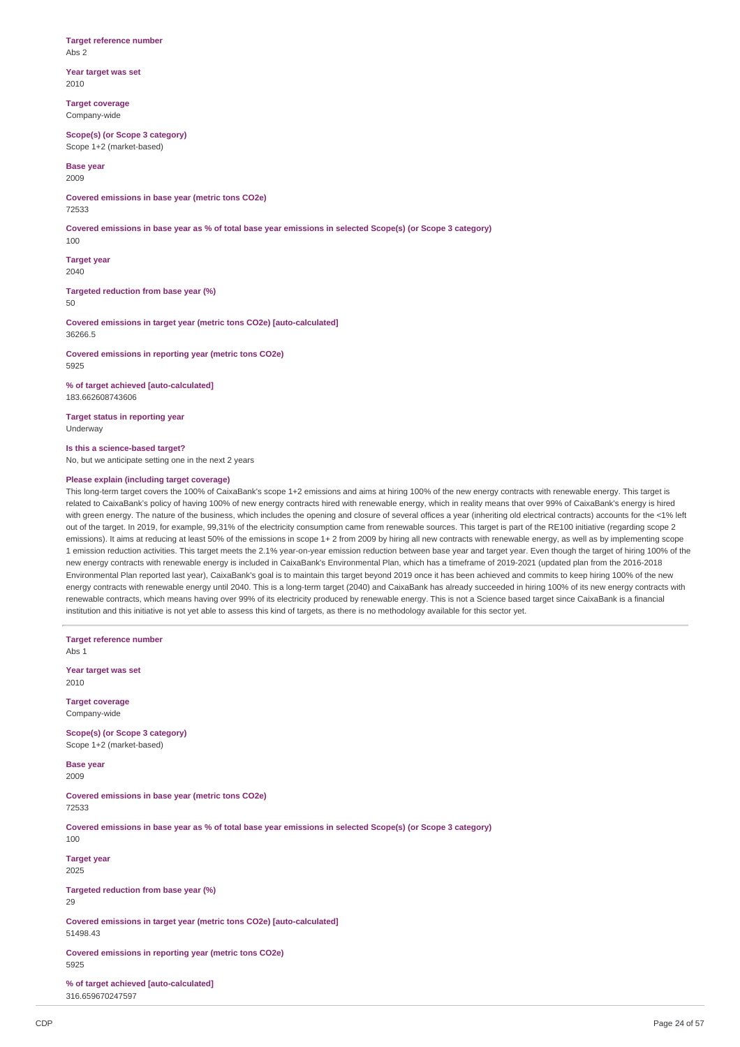**Target reference number**
Abs 2

**Year target was set**
2010

**Target coverage**
Company-wide

**Scope(s) (or Scope 3 category)**
Scope 1+2 (market-based)

**Base year**
2009

**Covered emissions in base year (metric tons CO2e)**
72533

**Covered emissions in base year as % of total base year emissions in selected Scope(s) (or Scope 3 category)**
100

**Target year**
2040

**Targeted reduction from base year (%)**
50

**Covered emissions in target year (metric tons CO2e) [auto-calculated]**
36266.5

**Covered emissions in reporting year (metric tons CO2e)**
5925

**% of target achieved [auto-calculated]**
183.662608743606

**Target status in reporting year**
Underway

**Is this a science-based target?**
No, but we anticipate setting one in the next 2 years

**Please explain (including target coverage)**
This long-term target covers the 100% of CaixaBank's scope 1+2 emissions and aims at hiring 100% of the new energy contracts with renewable energy. This target is related to CaixaBank's policy of having 100% of new energy contracts hired with renewable energy, which in reality means that over 99% of CaixaBank's energy is hired with green energy. The nature of the business, which includes the opening and closure of several offices a year (inheriting old electrical contracts) accounts for the <1% left out of the target. In 2019, for example, 99,31% of the electricity consumption came from renewable sources. This target is part of the RE100 initiative (regarding scope 2 emissions). It aims at reducing at least 50% of the emissions in scope 1+ 2 from 2009 by hiring all new contracts with renewable energy, as well as by implementing scope 1 emission reduction activities. This target meets the 2.1% year-on-year emission reduction between base year and target year. Even though the target of hiring 100% of the new energy contracts with renewable energy is included in CaixaBank's Environmental Plan, which has a timeframe of 2019-2021 (updated plan from the 2016-2018 Environmental Plan reported last year), CaixaBank's goal is to maintain this target beyond 2019 once it has been achieved and commits to keep hiring 100% of the new energy contracts with renewable energy until 2040. This is a long-term target (2040) and CaixaBank has already succeeded in hiring 100% of its new energy contracts with renewable contracts, which means having over 99% of its electricity produced by renewable energy. This is not a Science based target since CaixaBank is a financial institution and this initiative is not yet able to assess this kind of targets, as there is no methodology available for this sector yet.

---

**Target reference number**
Abs 1

**Year target was set**
2010

**Target coverage**
Company-wide

**Scope(s) (or Scope 3 category)**
Scope 1+2 (market-based)

**Base year**
2009

**Covered emissions in base year (metric tons CO2e)**
72533

**Covered emissions in base year as % of total base year emissions in selected Scope(s) (or Scope 3 category)**
100

**Target year**
2025

**Targeted reduction from base year (%)**
29

**Covered emissions in target year (metric tons CO2e) [auto-calculated]**
51498.43

**Covered emissions in reporting year (metric tons CO2e)**
5925

**% of target achieved [auto-calculated]**
316.659670247597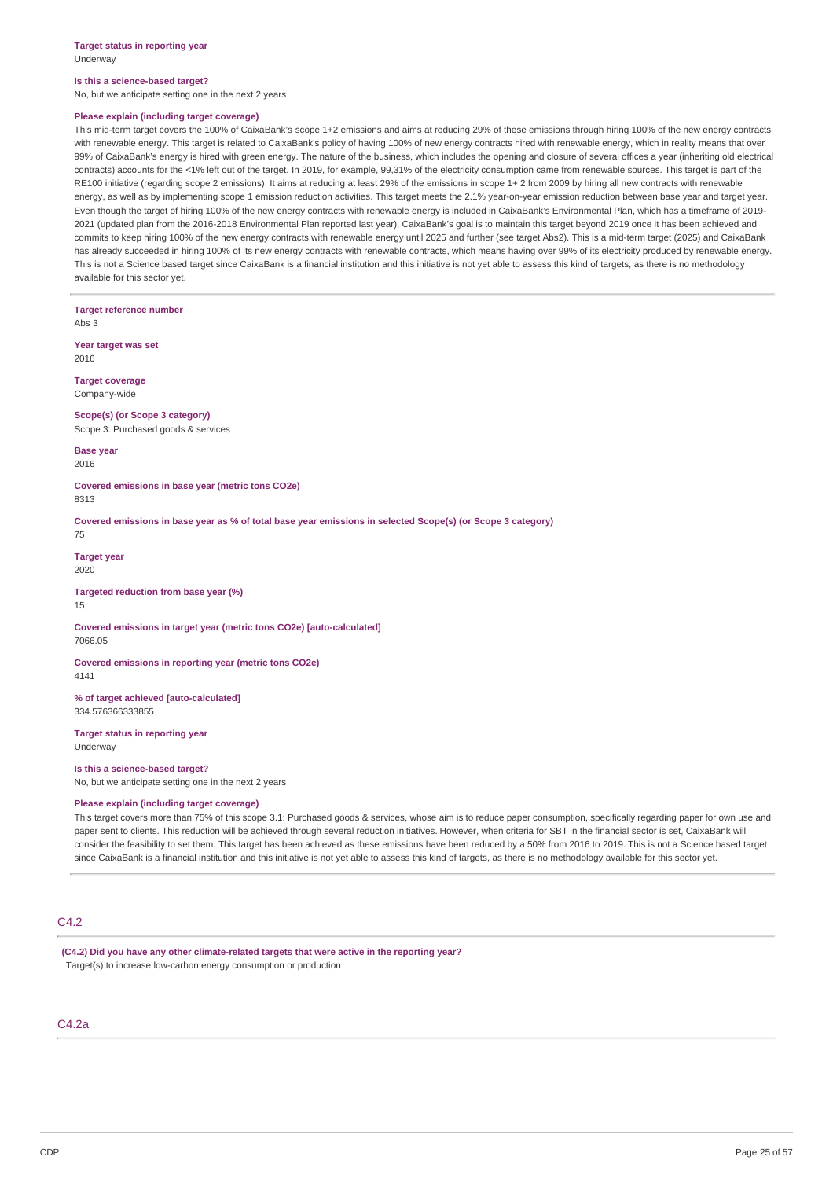**Target status in reporting year**
Underway

**Is this a science-based target?**
No, but we anticipate setting one in the next 2 years

**Please explain (including target coverage)**
This mid-term target covers the 100% of CaixaBank's scope 1+2 emissions and aims at reducing 29% of these emissions through hiring 100% of the new energy contracts with renewable energy. This target is related to CaixaBank's policy of having 100% of new energy contracts hired with renewable energy, which in reality means that over 99% of CaixaBank's energy is hired with green energy. The nature of the business, which includes the opening and closure of several offices a year (inheriting old electrical contracts) accounts for the <1% left out of the target. In 2019, for example, 99,31% of the electricity consumption came from renewable sources. This target is part of the RE100 initiative (regarding scope 2 emissions). It aims at reducing at least 29% of the emissions in scope 1+ 2 from 2009 by hiring all new contracts with renewable energy, as well as by implementing scope 1 emission reduction activities. This target meets the 2.1% year-on-year emission reduction between base year and target year. Even though the target of hiring 100% of the new energy contracts with renewable energy is included in CaixaBank's Environmental Plan, which has a timeframe of 2019-2021 (updated plan from the 2016-2018 Environmental Plan reported last year), CaixaBank's goal is to maintain this target beyond 2019 once it has been achieved and commits to keep hiring 100% of the new energy contracts with renewable energy until 2025 and further (see target Abs2). This is a mid-term target (2025) and CaixaBank has already succeeded in hiring 100% of its new energy contracts with renewable contracts, which means having over 99% of its electricity produced by renewable energy. This is not a Science based target since CaixaBank is a financial institution and this initiative is not yet able to assess this kind of targets, as there is no methodology available for this sector yet.

**Target reference number**
Abs 3

**Year target was set**
2016

**Target coverage**
Company-wide

**Scope(s) (or Scope 3 category)**
Scope 3: Purchased goods & services

**Base year**
2016

**Covered emissions in base year (metric tons CO2e)**
8313

**Covered emissions in base year as % of total base year emissions in selected Scope(s) (or Scope 3 category)**
75

**Target year**
2020

**Targeted reduction from base year (%)**
15

**Covered emissions in target year (metric tons CO2e) [auto-calculated]**
7066.05

**Covered emissions in reporting year (metric tons CO2e)**
4141

**% of target achieved [auto-calculated]**
334.576366333855

**Target status in reporting year**
Underway

**Is this a science-based target?**
No, but we anticipate setting one in the next 2 years

**Please explain (including target coverage)**
This target covers more than 75% of this scope 3.1: Purchased goods & services, whose aim is to reduce paper consumption, specifically regarding paper for own use and paper sent to clients. This reduction will be achieved through several reduction initiatives. However, when criteria for SBT in the financial sector is set, CaixaBank will consider the feasibility to set them. This target has been achieved as these emissions have been reduced by a 50% from 2016 to 2019. This is not a Science based target since CaixaBank is a financial institution and this initiative is not yet able to assess this kind of targets, as there is no methodology available for this sector yet.

## C4.2

**(C4.2) Did you have any other climate-related targets that were active in the reporting year?**
Target(s) to increase low-carbon energy consumption or production

## C4.2a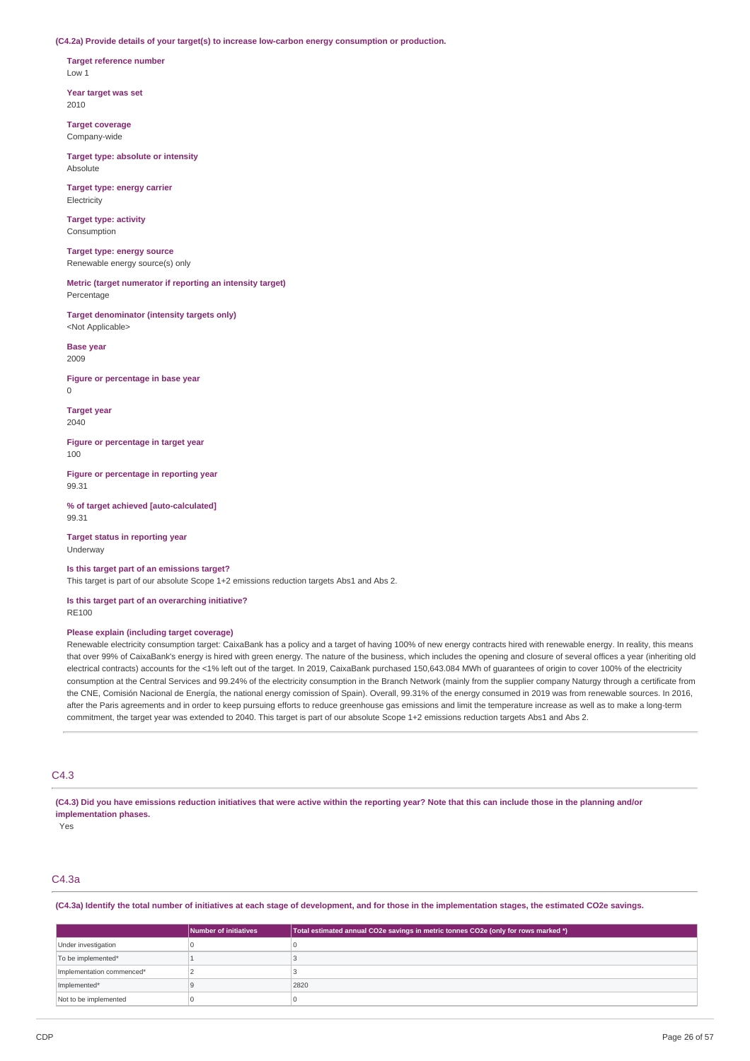**(C4.2a) Provide details of your target(s) to increase low-carbon energy consumption or production.**

**Target reference number**
Low 1

**Year target was set**
2010

**Target coverage**
Company-wide

**Target type: absolute or intensity**
Absolute

**Target type: energy carrier**
Electricity

**Target type: activity**
Consumption

**Target type: energy source**
Renewable energy source(s) only

**Metric (target numerator if reporting an intensity target)**
Percentage

**Target denominator (intensity targets only)**
<Not Applicable>

**Base year**
2009

**Figure or percentage in base year**
0

**Target year**
2040

**Figure or percentage in target year**
100

**Figure or percentage in reporting year**
99.31

**% of target achieved [auto-calculated]**
99.31

**Target status in reporting year**
Underway

**Is this target part of an emissions target?**
This target is part of our absolute Scope 1+2 emissions reduction targets Abs1 and Abs 2.

**Is this target part of an overarching initiative?**
RE100

**Please explain (including target coverage)**
Renewable electricity consumption target: CaixaBank has a policy and a target of having 100% of new energy contracts hired with renewable energy. In reality, this means that over 99% of CaixaBank's energy is hired with green energy. The nature of the business, which includes the opening and closure of several offices a year (inheriting old electrical contracts) accounts for the <1% left out of the target. In 2019, CaixaBank purchased 150,643.084 MWh of guarantees of origin to cover 100% of the electricity consumption at the Central Services and 99.24% of the electricity consumption in the Branch Network (mainly from the supplier company Naturgy through a certificate from the CNE, Comisión Nacional de Energía, the national energy comission of Spain). Overall, 99.31% of the energy consumed in 2019 was from renewable sources. In 2016, after the Paris agreements and in order to keep pursuing efforts to reduce greenhouse gas emissions and limit the temperature increase as well as to make a long-term commitment, the target year was extended to 2040. This target is part of our absolute Scope 1+2 emissions reduction targets Abs1 and Abs 2.

## C4.3

**(C4.3) Did you have emissions reduction initiatives that were active within the reporting year? Note that this can include those in the planning and/or implementation phases.**
Yes

## C4.3a

**(C4.3a) Identify the total number of initiatives at each stage of development, and for those in the implementation stages, the estimated CO2e savings.**

| | Number of initiatives | Total estimated annual CO2e savings in metric tonnes CO2e (only for rows marked *) |
|---|---|---|
| Under investigation | 0 | 0 |
| To be implemented* | 1 | 3 |
| Implementation commenced* | 2 | 3 |
| Implemented* | 9 | 2820 |
| Not to be implemented | 0 | 0 |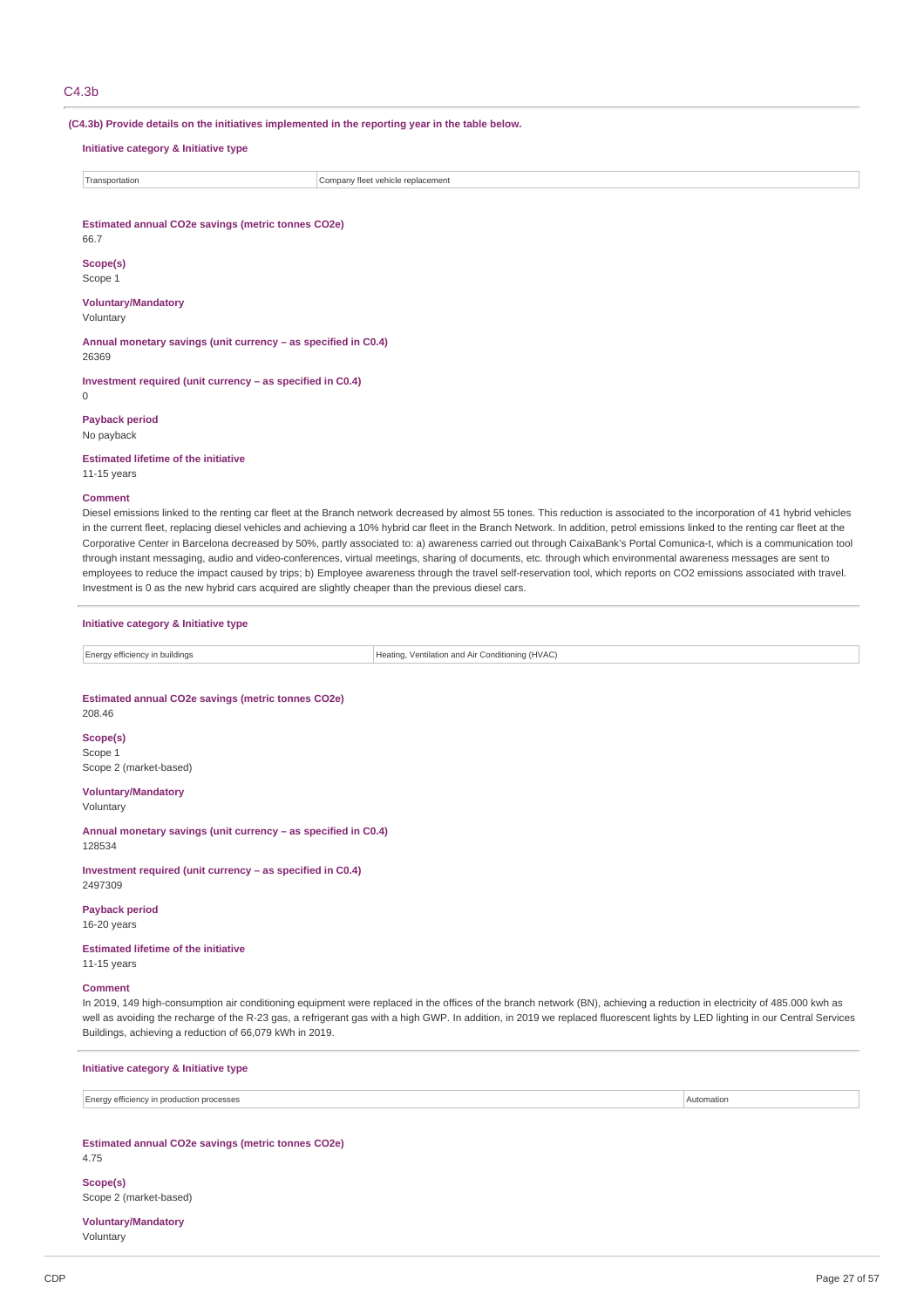C4.3b

**(C4.3b) Provide details on the initiatives implemented in the reporting year in the table below.**

**Initiative category & Initiative type**

| | |
|---|---|
| Transportation | Company fleet vehicle replacement |

**Estimated annual CO2e savings (metric tonnes CO2e)**

66.7

**Scope(s)**

Scope 1

**Voluntary/Mandatory**

Voluntary

**Annual monetary savings (unit currency – as specified in C0.4)**

26369

**Investment required (unit currency – as specified in C0.4)**

0

**Payback period**

No payback

**Estimated lifetime of the initiative**

11-15 years

**Comment**

Diesel emissions linked to the renting car fleet at the Branch network decreased by almost 55 tones. This reduction is associated to the incorporation of 41 hybrid vehicles in the current fleet, replacing diesel vehicles and achieving a 10% hybrid car fleet in the Branch Network. In addition, petrol emissions linked to the renting car fleet at the Corporative Center in Barcelona decreased by 50%, partly associated to: a) awareness carried out through CaixaBank's Portal Comunica-t, which is a communication tool through instant messaging, audio and video-conferences, virtual meetings, sharing of documents, etc. through which environmental awareness messages are sent to employees to reduce the impact caused by trips; b) Employee awareness through the travel self-reservation tool, which reports on CO2 emissions associated with travel. Investment is 0 as the new hybrid cars acquired are slightly cheaper than the previous diesel cars.

**Initiative category & Initiative type**

| | |
|---|---|
| Energy efficiency in buildings | Heating, Ventilation and Air Conditioning (HVAC) |

**Estimated annual CO2e savings (metric tonnes CO2e)**

208.46

**Scope(s)**

Scope 1
Scope 2 (market-based)

**Voluntary/Mandatory**

Voluntary

**Annual monetary savings (unit currency – as specified in C0.4)**

128534

**Investment required (unit currency – as specified in C0.4)**

2497309

**Payback period**

16-20 years

**Estimated lifetime of the initiative**

11-15 years

**Comment**

In 2019, 149 high-consumption air conditioning equipment were replaced in the offices of the branch network (BN), achieving a reduction in electricity of 485.000 kwh as well as avoiding the recharge of the R-23 gas, a refrigerant gas with a high GWP. In addition, in 2019 we replaced fluorescent lights by LED lighting in our Central Services Buildings, achieving a reduction of 66,079 kWh in 2019.

**Initiative category & Initiative type**

| | |
|---|---|
| Energy efficiency in production processes | Automation |

**Estimated annual CO2e savings (metric tonnes CO2e)**

4.75

**Scope(s)**

Scope 2 (market-based)

**Voluntary/Mandatory**

Voluntary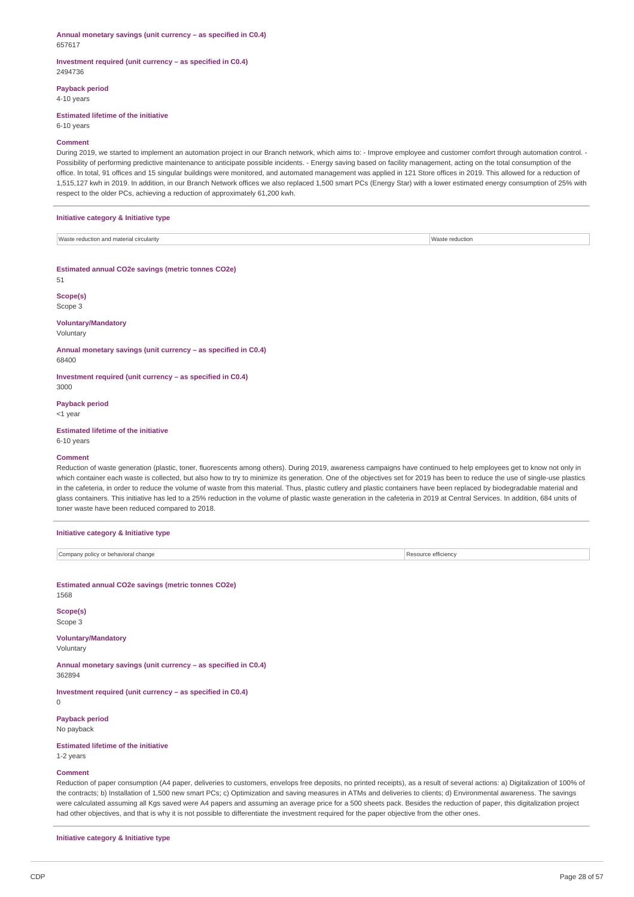**Annual monetary savings (unit currency – as specified in C0.4)**
657617

**Investment required (unit currency – as specified in C0.4)**
2494736

**Payback period**
4-10 years

**Estimated lifetime of the initiative**
6-10 years

**Comment**
During 2019, we started to implement an automation project in our Branch network, which aims to: - Improve employee and customer comfort through automation control. - Possibility of performing predictive maintenance to anticipate possible incidents. - Energy saving based on facility management, acting on the total consumption of the office. In total, 91 offices and 15 singular buildings were monitored, and automated management was applied in 121 Store offices in 2019. This allowed for a reduction of 1,515,127 kwh in 2019. In addition, in our Branch Network offices we also replaced 1,500 smart PCs (Energy Star) with a lower estimated energy consumption of 25% with respect to the older PCs, achieving a reduction of approximately 61,200 kwh.

---

**Initiative category & Initiative type**

| | |
|---|---|
| Waste reduction and material circularity | Waste reduction |

**Estimated annual CO2e savings (metric tonnes CO2e)**
51

**Scope(s)**
Scope 3

**Voluntary/Mandatory**
Voluntary

**Annual monetary savings (unit currency – as specified in C0.4)**
68400

**Investment required (unit currency – as specified in C0.4)**
3000

**Payback period**
<1 year

**Estimated lifetime of the initiative**
6-10 years

**Comment**
Reduction of waste generation (plastic, toner, fluorescents among others). During 2019, awareness campaigns have continued to help employees get to know not only in which container each waste is collected, but also how to try to minimize its generation. One of the objectives set for 2019 has been to reduce the use of single-use plastics in the cafeteria, in order to reduce the volume of waste from this material. Thus, plastic cutlery and plastic containers have been replaced by biodegradable material and glass containers. This initiative has led to a 25% reduction in the volume of plastic waste generation in the cafeteria in 2019 at Central Services. In addition, 684 units of toner waste have been reduced compared to 2018.

---

**Initiative category & Initiative type**

| | |
|---|---|
| Company policy or behavioral change | Resource efficiency |

**Estimated annual CO2e savings (metric tonnes CO2e)**
1568

**Scope(s)**
Scope 3

**Voluntary/Mandatory**
Voluntary

**Annual monetary savings (unit currency – as specified in C0.4)**
362894

**Investment required (unit currency – as specified in C0.4)**
0

**Payback period**
No payback

**Estimated lifetime of the initiative**
1-2 years

**Comment**
Reduction of paper consumption (A4 paper, deliveries to customers, envelops free deposits, no printed receipts), as a result of several actions: a) Digitalization of 100% of the contracts; b) Installation of 1,500 new smart PCs; c) Optimization and saving measures in ATMs and deliveries to clients; d) Environmental awareness. The savings were calculated assuming all Kgs saved were A4 papers and assuming an average price for a 500 sheets pack. Besides the reduction of paper, this digitalization project had other objectives, and that is why it is not possible to differentiate the investment required for the paper objective from the other ones.

---

**Initiative category & Initiative type**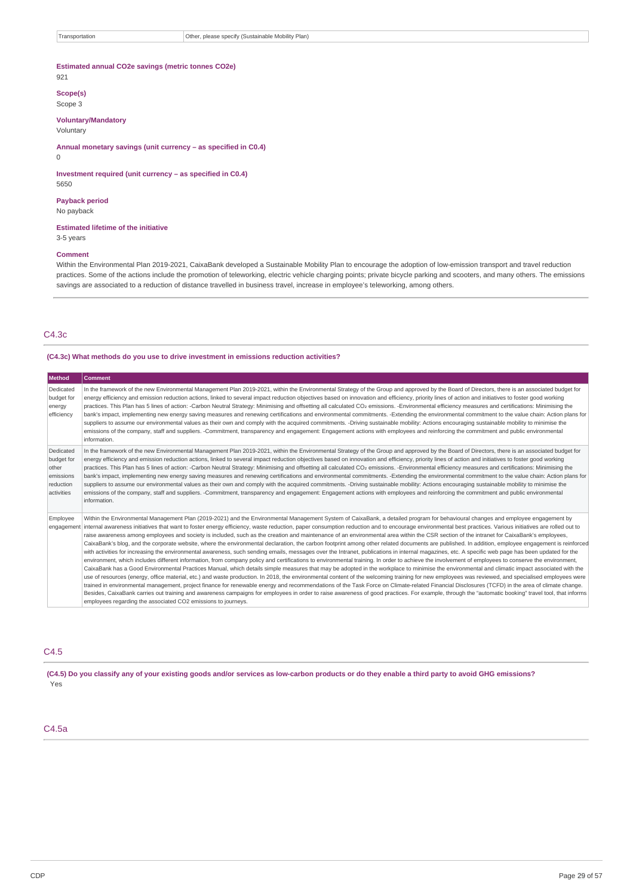| | |
|---|---|
| Transportation | Other, please specify (Sustainable Mobility Plan) |

**Estimated annual CO2e savings (metric tonnes CO2e)**
921

**Scope(s)**
Scope 3

**Voluntary/Mandatory**
Voluntary

**Annual monetary savings (unit currency – as specified in C0.4)**
0

**Investment required (unit currency – as specified in C0.4)**
5650

**Payback period**
No payback

**Estimated lifetime of the initiative**
3-5 years

**Comment**
Within the Environmental Plan 2019-2021, CaixaBank developed a Sustainable Mobility Plan to encourage the adoption of low-emission transport and travel reduction practices. Some of the actions include the promotion of teleworking, electric vehicle charging points; private bicycle parking and scooters, and many others. The emissions savings are associated to a reduction of distance travelled in business travel, increase in employee's teleworking, among others.

## C4.3c

**(C4.3c) What methods do you use to drive investment in emissions reduction activities?**

| Method | Comment |
|---|---|
| Dedicated budget for energy efficiency | In the framework of the new Environmental Management Plan 2019-2021, within the Environmental Strategy of the Group and approved by the Board of Directors, there is an associated budget for energy efficiency and emission reduction actions, linked to several impact reduction objectives based on innovation and efficiency, priority lines of action and initiatives to foster good working practices. This Plan has 5 lines of action: -Carbon Neutral Strategy: Minimising and offsetting all calculated $CO_2$ emissions. -Environmental efficiency measures and certifications: Minimising the bank's impact, implementing new energy saving measures and renewing certifications and environmental commitments. -Extending the environmental commitment to the value chain: Action plans for suppliers to assume our environmental values as their own and comply with the acquired commitments. -Driving sustainable mobility: Actions encouraging sustainable mobility to minimise the emissions of the company, staff and suppliers. -Commitment, transparency and engagement: Engagement actions with employees and reinforcing the commitment and public environmental information. |
| Dedicated budget for other emissions reduction activities | In the framework of the new Environmental Management Plan 2019-2021, within the Environmental Strategy of the Group and approved by the Board of Directors, there is an associated budget for energy efficiency and emission reduction actions, linked to several impact reduction objectives based on innovation and efficiency, priority lines of action and initiatives to foster good working practices. This Plan has 5 lines of action: -Carbon Neutral Strategy: Minimising and offsetting all calculated $CO_2$ emissions. -Environmental efficiency measures and certifications: Minimising the bank's impact, implementing new energy saving measures and renewing certifications and environmental commitments. -Extending the environmental commitment to the value chain: Action plans for suppliers to assume our environmental values as their own and comply with the acquired commitments. -Driving sustainable mobility: Actions encouraging sustainable mobility to minimise the emissions of the company, staff and suppliers. -Commitment, transparency and engagement: Engagement actions with employees and reinforcing the commitment and public environmental information. |
| Employee engagement | Within the Environmental Management Plan (2019-2021) and the Environmental Management System of CaixaBank, a detailed program for behavioural changes and employee engagement by internal awareness initiatives that want to foster energy efficiency, waste reduction, paper consumption reduction and to encourage environmental best practices. Various initiatives are rolled out to raise awareness among employees and society is included, such as the creation and maintenance of an environmental area within the CSR section of the intranet for CaixaBank's employees, CaixaBank's blog, and the corporate website, where the environmental declaration, the carbon footprint among other related documents are published. In addition, employee engagement is reinforced with activities for increasing the environmental awareness, such sending emails, messages over the Intranet, publications in internal magazines, etc. A specific web page has been updated for the environment, which includes different information, from company policy and certifications to environmental training. In order to achieve the involvement of employees to conserve the environment, CaixaBank has a Good Environmental Practices Manual, which details simple measures that may be adopted in the workplace to minimise the environmental and climatic impact associated with the use of resources (energy, office material, etc.) and waste production. In 2018, the environmental content of the welcoming training for new employees was reviewed, and specialised employees were trained in environmental management, project finance for renewable energy and recommendations of the Task Force on Climate-related Financial Disclosures (TCFD) in the area of climate change. Besides, CaixaBank carries out training and awareness campaigns for employees in order to raise awareness of good practices. For example, through the "automatic booking" travel tool, that informs employees regarding the associated CO2 emissions to journeys. |

## C4.5

**(C4.5) Do you classify any of your existing goods and/or services as low-carbon products or do they enable a third party to avoid GHG emissions?**
Yes

## C4.5a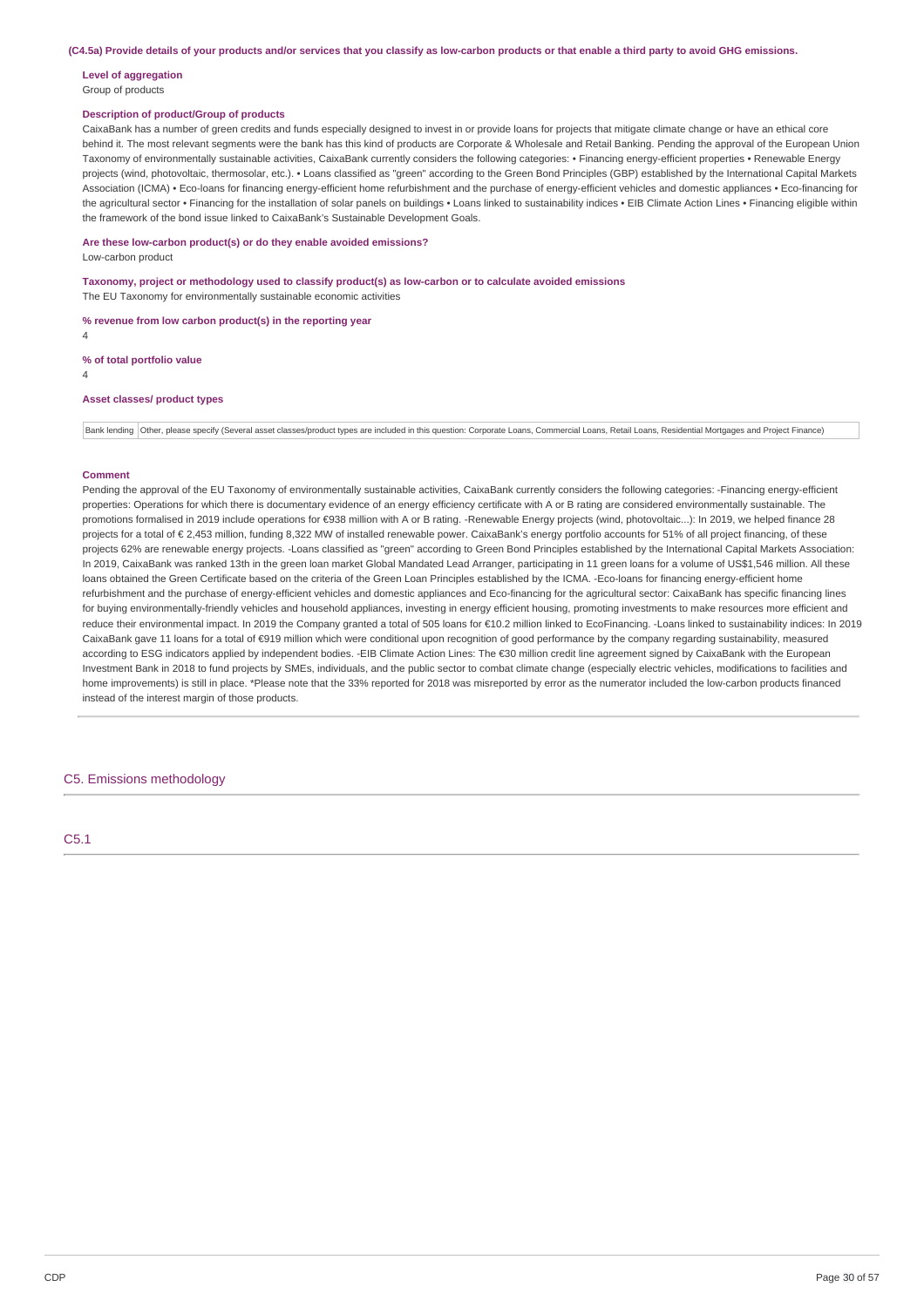**(C4.5a) Provide details of your products and/or services that you classify as low-carbon products or that enable a third party to avoid GHG emissions.**

**Level of aggregation**
Group of products

**Description of product/Group of products**
CaixaBank has a number of green credits and funds especially designed to invest in or provide loans for projects that mitigate climate change or have an ethical core behind it. The most relevant segments were the bank has this kind of products are Corporate & Wholesale and Retail Banking. Pending the approval of the European Union Taxonomy of environmentally sustainable activities, CaixaBank currently considers the following categories: • Financing energy-efficient properties • Renewable Energy projects (wind, photovoltaic, thermosolar, etc.). • Loans classified as "green" according to the Green Bond Principles (GBP) established by the International Capital Markets Association (ICMA) • Eco-loans for financing energy-efficient home refurbishment and the purchase of energy-efficient vehicles and domestic appliances • Eco-financing for the agricultural sector • Financing for the installation of solar panels on buildings • Loans linked to sustainability indices • EIB Climate Action Lines • Financing eligible within the framework of the bond issue linked to CaixaBank's Sustainable Development Goals.

**Are these low-carbon product(s) or do they enable avoided emissions?**
Low-carbon product

**Taxonomy, project or methodology used to classify product(s) as low-carbon or to calculate avoided emissions**
The EU Taxonomy for environmentally sustainable economic activities

**% revenue from low carbon product(s) in the reporting year**
4

**% of total portfolio value**
4

**Asset classes/ product types**

| | |
|---|---|
| Bank lending | Other, please specify (Several asset classes/product types are included in this question: Corporate Loans, Commercial Loans, Retail Loans, Residential Mortgages and Project Finance) |

**Comment**
Pending the approval of the EU Taxonomy of environmentally sustainable activities, CaixaBank currently considers the following categories: -Financing energy-efficient properties: Operations for which there is documentary evidence of an energy efficiency certificate with A or B rating are considered environmentally sustainable. The promotions formalised in 2019 include operations for €938 million with A or B rating. -Renewable Energy projects (wind, photovoltaic...): In 2019, we helped finance 28 projects for a total of € 2,453 million, funding 8,322 MW of installed renewable power. CaixaBank's energy portfolio accounts for 51% of all project financing, of these projects 62% are renewable energy projects. -Loans classified as "green" according to Green Bond Principles established by the International Capital Markets Association: In 2019, CaixaBank was ranked 13th in the green loan market Global Mandated Lead Arranger, participating in 11 green loans for a volume of US$1,546 million. All these loans obtained the Green Certificate based on the criteria of the Green Loan Principles established by the ICMA. -Eco-loans for financing energy-efficient home refurbishment and the purchase of energy-efficient vehicles and domestic appliances and Eco-financing for the agricultural sector: CaixaBank has specific financing lines for buying environmentally-friendly vehicles and household appliances, investing in energy efficient housing, promoting investments to make resources more efficient and reduce their environmental impact. In 2019 the Company granted a total of 505 loans for €10.2 million linked to EcoFinancing. -Loans linked to sustainability indices: In 2019 CaixaBank gave 11 loans for a total of €919 million which were conditional upon recognition of good performance by the company regarding sustainability, measured according to ESG indicators applied by independent bodies. -EIB Climate Action Lines: The €30 million credit line agreement signed by CaixaBank with the European Investment Bank in 2018 to fund projects by SMEs, individuals, and the public sector to combat climate change (especially electric vehicles, modifications to facilities and home improvements) is still in place. *Please note that the 33% reported for 2018 was misreported by error as the numerator included the low-carbon products financed instead of the interest margin of those products.

## C5. Emissions methodology

### C5.1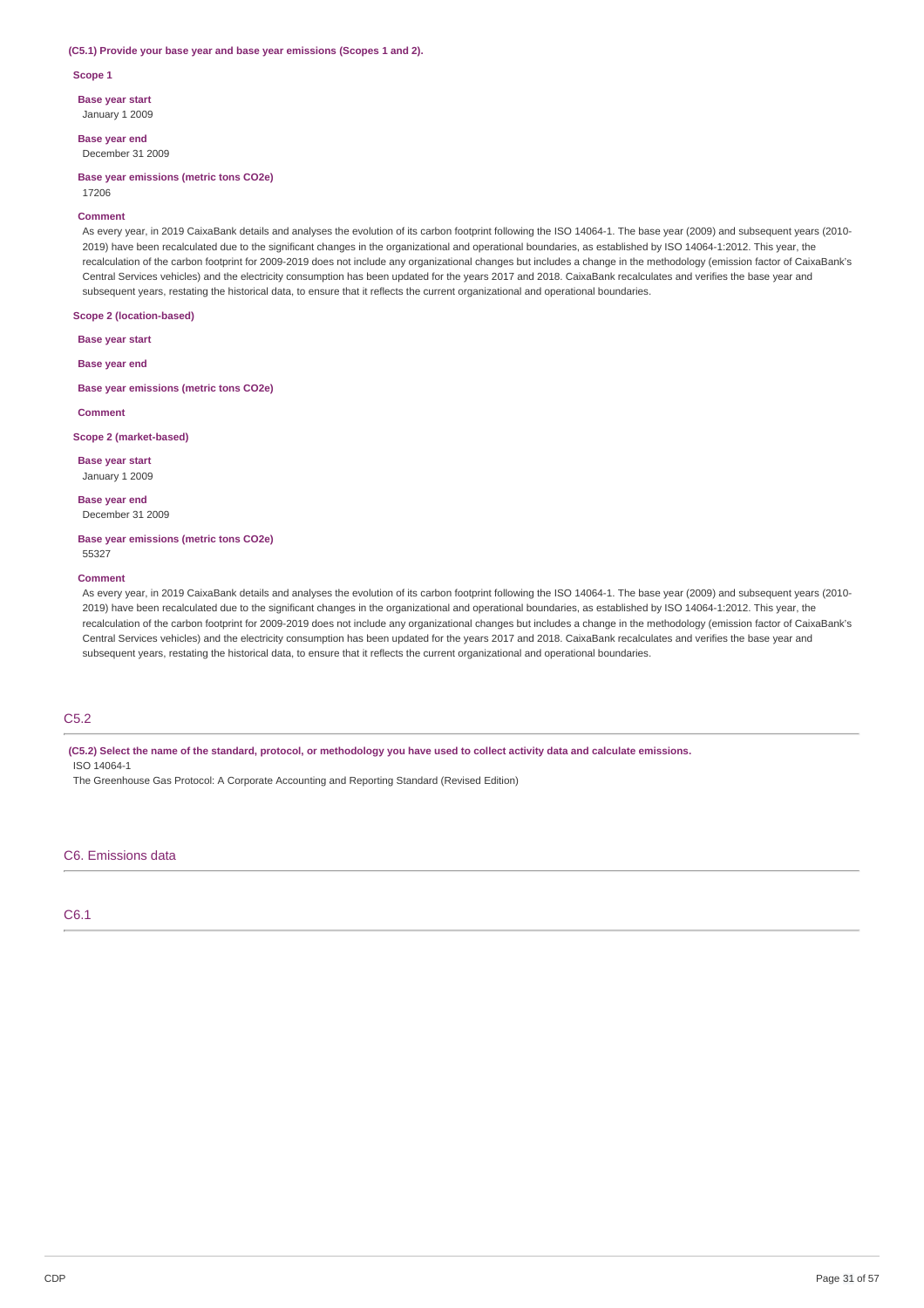**(C5.1) Provide your base year and base year emissions (Scopes 1 and 2).**

**Scope 1**

**Base year start**

January 1 2009

**Base year end**

December 31 2009

**Base year emissions (metric tons CO2e)**

17206

**Comment**

As every year, in 2019 CaixaBank details and analyses the evolution of its carbon footprint following the ISO 14064-1. The base year (2009) and subsequent years (2010-2019) have been recalculated due to the significant changes in the organizational and operational boundaries, as established by ISO 14064-1:2012. This year, the recalculation of the carbon footprint for 2009-2019 does not include any organizational changes but includes a change in the methodology (emission factor of CaixaBank's Central Services vehicles) and the electricity consumption has been updated for the years 2017 and 2018. CaixaBank recalculates and verifies the base year and subsequent years, restating the historical data, to ensure that it reflects the current organizational and operational boundaries.

**Scope 2 (location-based)**

**Base year start**

**Base year end**

**Base year emissions (metric tons CO2e)**

**Comment**

**Scope 2 (market-based)**

**Base year start**

January 1 2009

**Base year end**

December 31 2009

**Base year emissions (metric tons CO2e)**

55327

**Comment**

As every year, in 2019 CaixaBank details and analyses the evolution of its carbon footprint following the ISO 14064-1. The base year (2009) and subsequent years (2010-2019) have been recalculated due to the significant changes in the organizational and operational boundaries, as established by ISO 14064-1:2012. This year, the recalculation of the carbon footprint for 2009-2019 does not include any organizational changes but includes a change in the methodology (emission factor of CaixaBank's Central Services vehicles) and the electricity consumption has been updated for the years 2017 and 2018. CaixaBank recalculates and verifies the base year and subsequent years, restating the historical data, to ensure that it reflects the current organizational and operational boundaries.

## C5.2

**(C5.2) Select the name of the standard, protocol, or methodology you have used to collect activity data and calculate emissions.**

ISO 14064-1

The Greenhouse Gas Protocol: A Corporate Accounting and Reporting Standard (Revised Edition)

# C6. Emissions data

## C6.1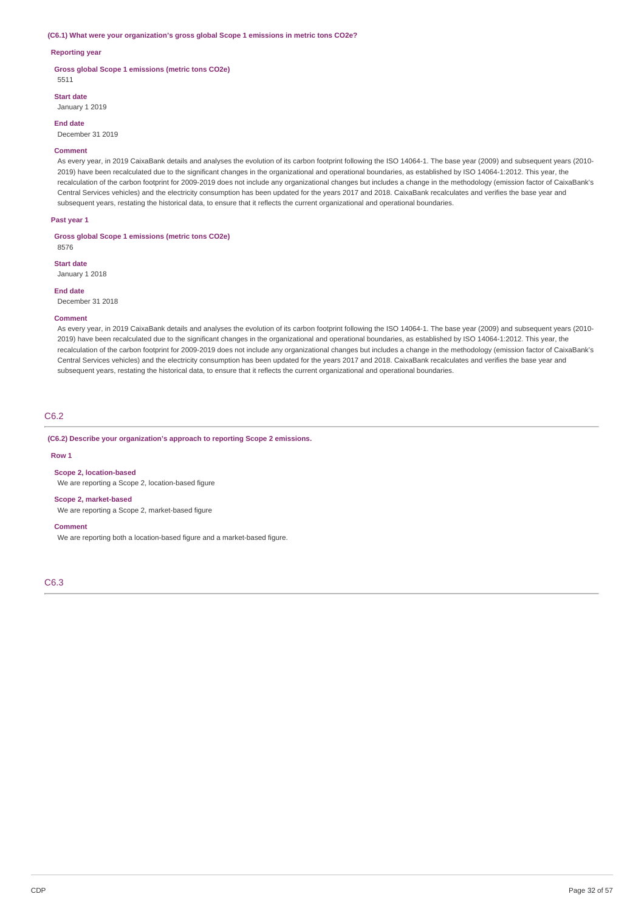**(C6.1) What were your organization's gross global Scope 1 emissions in metric tons CO2e?**

**Reporting year**

**Gross global Scope 1 emissions (metric tons CO2e)**
5511

**Start date**
January 1 2019

**End date**
December 31 2019

**Comment**
As every year, in 2019 CaixaBank details and analyses the evolution of its carbon footprint following the ISO 14064-1. The base year (2009) and subsequent years (2010-2019) have been recalculated due to the significant changes in the organizational and operational boundaries, as established by ISO 14064-1:2012. This year, the recalculation of the carbon footprint for 2009-2019 does not include any organizational changes but includes a change in the methodology (emission factor of CaixaBank's Central Services vehicles) and the electricity consumption has been updated for the years 2017 and 2018. CaixaBank recalculates and verifies the base year and subsequent years, restating the historical data, to ensure that it reflects the current organizational and operational boundaries.

**Past year 1**

**Gross global Scope 1 emissions (metric tons CO2e)**
8576

**Start date**
January 1 2018

**End date**
December 31 2018

**Comment**
As every year, in 2019 CaixaBank details and analyses the evolution of its carbon footprint following the ISO 14064-1. The base year (2009) and subsequent years (2010-2019) have been recalculated due to the significant changes in the organizational and operational boundaries, as established by ISO 14064-1:2012. This year, the recalculation of the carbon footprint for 2009-2019 does not include any organizational changes but includes a change in the methodology (emission factor of CaixaBank's Central Services vehicles) and the electricity consumption has been updated for the years 2017 and 2018. CaixaBank recalculates and verifies the base year and subsequent years, restating the historical data, to ensure that it reflects the current organizational and operational boundaries.

## C6.2

**(C6.2) Describe your organization's approach to reporting Scope 2 emissions.**

**Row 1**

**Scope 2, location-based**
We are reporting a Scope 2, location-based figure

**Scope 2, market-based**
We are reporting a Scope 2, market-based figure

**Comment**
We are reporting both a location-based figure and a market-based figure.

## C6.3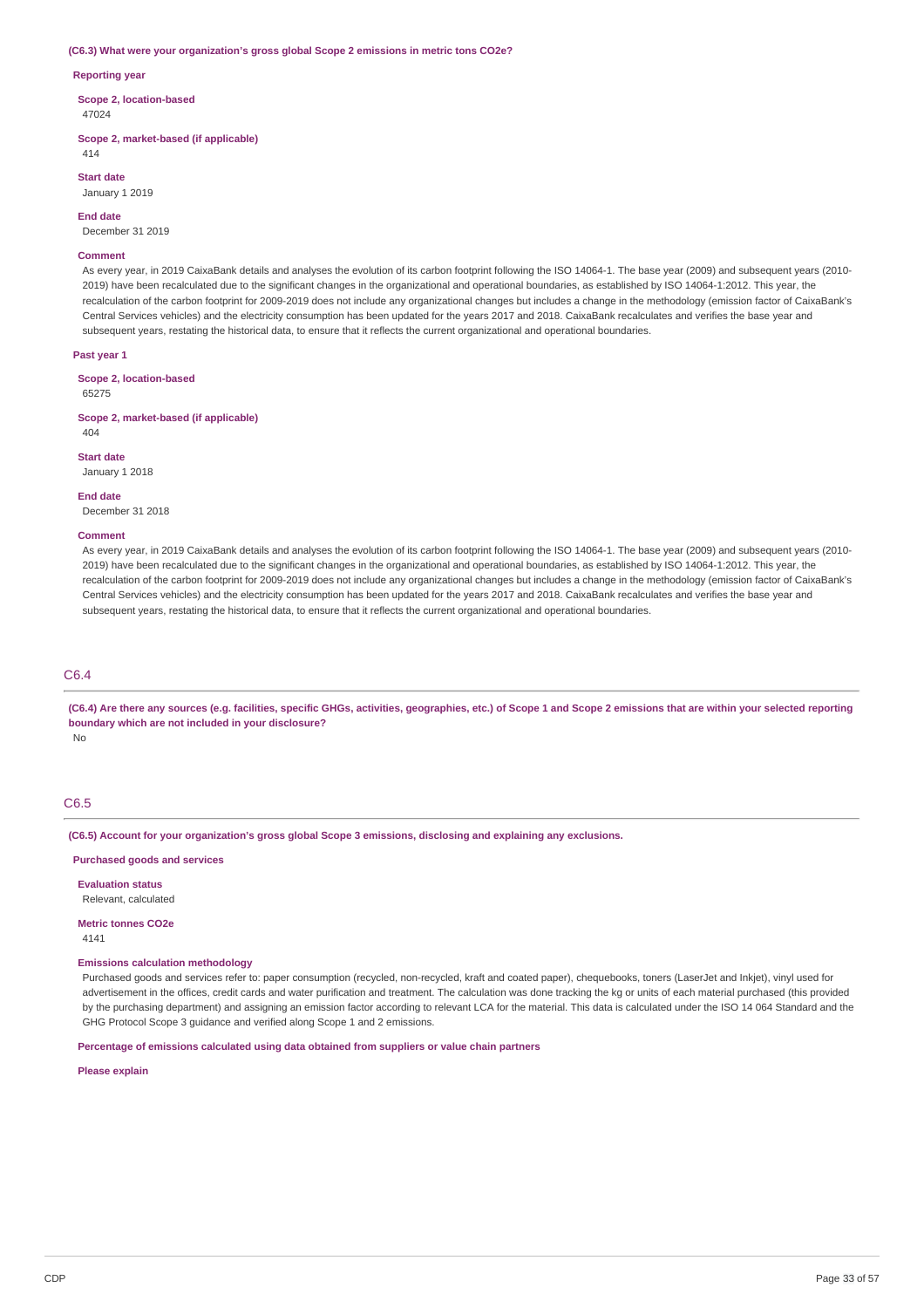**(C6.3) What were your organization's gross global Scope 2 emissions in metric tons CO2e?**

**Reporting year**

**Scope 2, location-based**
47024

**Scope 2, market-based (if applicable)**
414

**Start date**
January 1 2019

**End date**
December 31 2019

**Comment**
As every year, in 2019 CaixaBank details and analyses the evolution of its carbon footprint following the ISO 14064-1. The base year (2009) and subsequent years (2010-2019) have been recalculated due to the significant changes in the organizational and operational boundaries, as established by ISO 14064-1:2012. This year, the recalculation of the carbon footprint for 2009-2019 does not include any organizational changes but includes a change in the methodology (emission factor of CaixaBank's Central Services vehicles) and the electricity consumption has been updated for the years 2017 and 2018. CaixaBank recalculates and verifies the base year and subsequent years, restating the historical data, to ensure that it reflects the current organizational and operational boundaries.

**Past year 1**

**Scope 2, location-based**
65275

**Scope 2, market-based (if applicable)**
404

**Start date**
January 1 2018

**End date**
December 31 2018

**Comment**
As every year, in 2019 CaixaBank details and analyses the evolution of its carbon footprint following the ISO 14064-1. The base year (2009) and subsequent years (2010-2019) have been recalculated due to the significant changes in the organizational and operational boundaries, as established by ISO 14064-1:2012. This year, the recalculation of the carbon footprint for 2009-2019 does not include any organizational changes but includes a change in the methodology (emission factor of CaixaBank's Central Services vehicles) and the electricity consumption has been updated for the years 2017 and 2018. CaixaBank recalculates and verifies the base year and subsequent years, restating the historical data, to ensure that it reflects the current organizational and operational boundaries.

## C6.4

**(C6.4) Are there any sources (e.g. facilities, specific GHGs, activities, geographies, etc.) of Scope 1 and Scope 2 emissions that are within your selected reporting boundary which are not included in your disclosure?**

No

## C6.5

**(C6.5) Account for your organization's gross global Scope 3 emissions, disclosing and explaining any exclusions.**

**Purchased goods and services**

**Evaluation status**
Relevant, calculated

**Metric tonnes CO2e**
4141

**Emissions calculation methodology**
Purchased goods and services refer to: paper consumption (recycled, non-recycled, kraft and coated paper), chequebooks, toners (LaserJet and Inkjet), vinyl used for advertisement in the offices, credit cards and water purification and treatment. The calculation was done tracking the kg or units of each material purchased (this provided by the purchasing department) and assigning an emission factor according to relevant LCA for the material. This data is calculated under the ISO 14 064 Standard and the GHG Protocol Scope 3 guidance and verified along Scope 1 and 2 emissions.

**Percentage of emissions calculated using data obtained from suppliers or value chain partners**

**Please explain**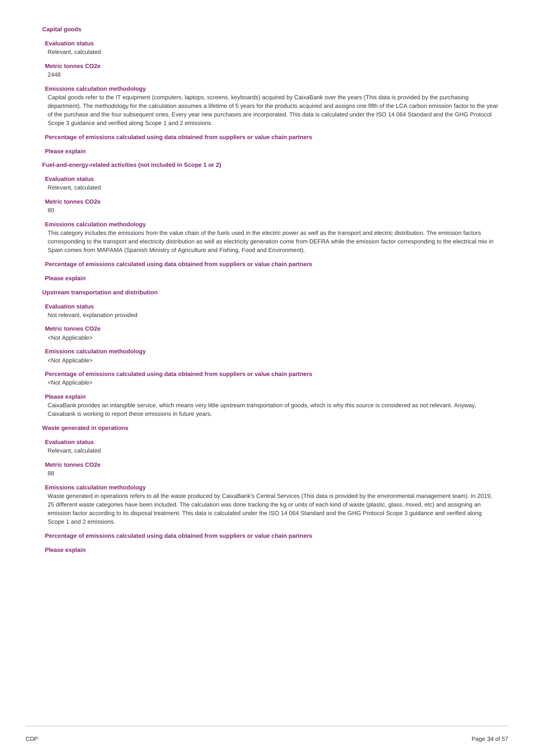### Capital goods

**Evaluation status**

Relevant, calculated

**Metric tonnes CO2e**

2448

**Emissions calculation methodology**

Capital goods refer to the IT equipment (computers, laptops, screens, keyboards) acquired by CaixaBank over the years (This data is provided by the purchasing department). The methodology for the calculation assumes a lifetime of 5 years for the products acquired and assigns one fifth of the LCA carbon emission factor to the year of the purchase and the four subsequent ones. Every year new purchases are incorporated. This data is calculated under the ISO 14 064 Standard and the GHG Protocol Scope 3 guidance and verified along Scope 1 and 2 emissions.

**Percentage of emissions calculated using data obtained from suppliers or value chain partners**

**Please explain**

### Fuel-and-energy-related activities (not included in Scope 1 or 2)

**Evaluation status**

Relevant, calculated

**Metric tonnes CO2e**

80

**Emissions calculation methodology**

This category includes the emissions from the value chain of the fuels used in the electric power as well as the transport and electric distribution. The emission factors corresponding to the transport and electricity distribution as well as electricity generation come from DEFRA while the emission factor corresponding to the electrical mix in Spain comes from MAPAMA (Spanish Ministry of Agriculture and Fishing, Food and Environment).

**Percentage of emissions calculated using data obtained from suppliers or value chain partners**

**Please explain**

### Upstream transportation and distribution

**Evaluation status**

Not relevant, explanation provided

**Metric tonnes CO2e**

<Not Applicable>

**Emissions calculation methodology**

<Not Applicable>

**Percentage of emissions calculated using data obtained from suppliers or value chain partners**

<Not Applicable>

**Please explain**

CaixaBank provides an intangible service, which means very little upstream transportation of goods, which is why this source is considered as not relevant. Anyway, Caixabank is working to report these emissions in future years.

### Waste generated in operations

**Evaluation status**

Relevant, calculated

**Metric tonnes CO2e**

88

**Emissions calculation methodology**

Waste generated in operations refers to all the waste produced by CaixaBank's Central Services (This data is provided by the environmental management team). In 2019, 25 different waste categories have been included. The calculation was done tracking the kg or units of each kind of waste (plastic, glass, mixed, etc) and assigning an emission factor according to its disposal treatment. This data is calculated under the ISO 14 064 Standard and the GHG Protocol Scope 3 guidance and verified along Scope 1 and 2 emissions.

**Percentage of emissions calculated using data obtained from suppliers or value chain partners**

**Please explain**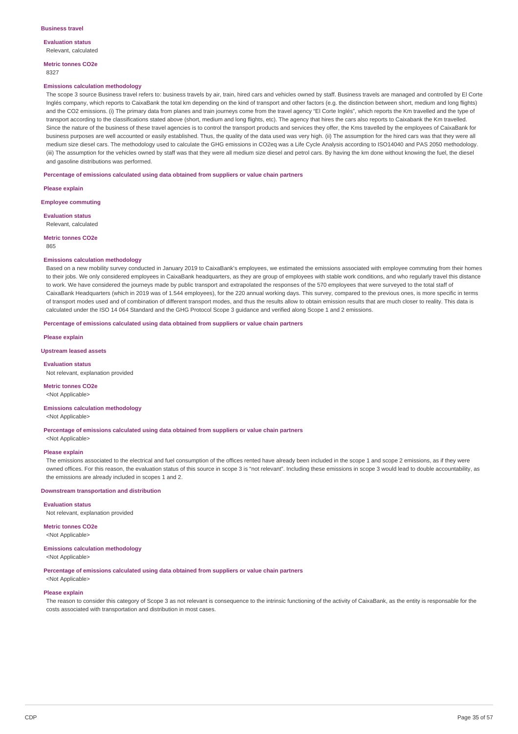### Business travel

**Evaluation status**

Relevant, calculated

**Metric tonnes CO2e**

8327

**Emissions calculation methodology**

The scope 3 source Business travel refers to: business travels by air, train, hired cars and vehicles owned by staff. Business travels are managed and controlled by El Corte Inglés company, which reports to CaixaBank the total km depending on the kind of transport and other factors (e.g. the distinction between short, medium and long flights) and the CO2 emissions. (i) The primary data from planes and train journeys come from the travel agency "El Corte Inglés", which reports the Km travelled and the type of transport according to the classifications stated above (short, medium and long flights, etc). The agency that hires the cars also reports to Caixabank the Km travelled. Since the nature of the business of these travel agencies is to control the transport products and services they offer, the Kms travelled by the employees of CaixaBank for business purposes are well accounted or easily established. Thus, the quality of the data used was very high. (ii) The assumption for the hired cars was that they were all medium size diesel cars. The methodology used to calculate the GHG emissions in CO2eq was a Life Cycle Analysis according to ISO14040 and PAS 2050 methodology. (iii) The assumption for the vehicles owned by staff was that they were all medium size diesel and petrol cars. By having the km done without knowing the fuel, the diesel and gasoline distributions was performed.

**Percentage of emissions calculated using data obtained from suppliers or value chain partners**

**Please explain**

### Employee commuting

**Evaluation status**

Relevant, calculated

**Metric tonnes CO2e**

865

**Emissions calculation methodology**

Based on a new mobility survey conducted in January 2019 to CaixaBank's employees, we estimated the emissions associated with employee commuting from their homes to their jobs. We only considered employees in CaixaBank headquarters, as they are group of employees with stable work conditions, and who regularly travel this distance to work. We have considered the journeys made by public transport and extrapolated the responses of the 570 employees that were surveyed to the total staff of CaixaBank Headquarters (which in 2019 was of 1.544 employees), for the 220 annual working days. This survey, compared to the previous ones, is more specific in terms of transport modes used and of combination of different transport modes, and thus the results allow to obtain emission results that are much closer to reality. This data is calculated under the ISO 14 064 Standard and the GHG Protocol Scope 3 guidance and verified along Scope 1 and 2 emissions.

**Percentage of emissions calculated using data obtained from suppliers or value chain partners**

**Please explain**

### Upstream leased assets

**Evaluation status**

Not relevant, explanation provided

**Metric tonnes CO2e**

<Not Applicable>

**Emissions calculation methodology**

<Not Applicable>

**Percentage of emissions calculated using data obtained from suppliers or value chain partners**

<Not Applicable>

**Please explain**

The emissions associated to the electrical and fuel consumption of the offices rented have already been included in the scope 1 and scope 2 emissions, as if they were owned offices. For this reason, the evaluation status of this source in scope 3 is "not relevant". Including these emissions in scope 3 would lead to double accountability, as the emissions are already included in scopes 1 and 2.

### Downstream transportation and distribution

**Evaluation status**

Not relevant, explanation provided

**Metric tonnes CO2e**

<Not Applicable>

**Emissions calculation methodology**

<Not Applicable>

**Percentage of emissions calculated using data obtained from suppliers or value chain partners**

<Not Applicable>

**Please explain**

The reason to consider this category of Scope 3 as not relevant is consequence to the intrinsic functioning of the activity of CaixaBank, as the entity is responsable for the costs associated with transportation and distribution in most cases.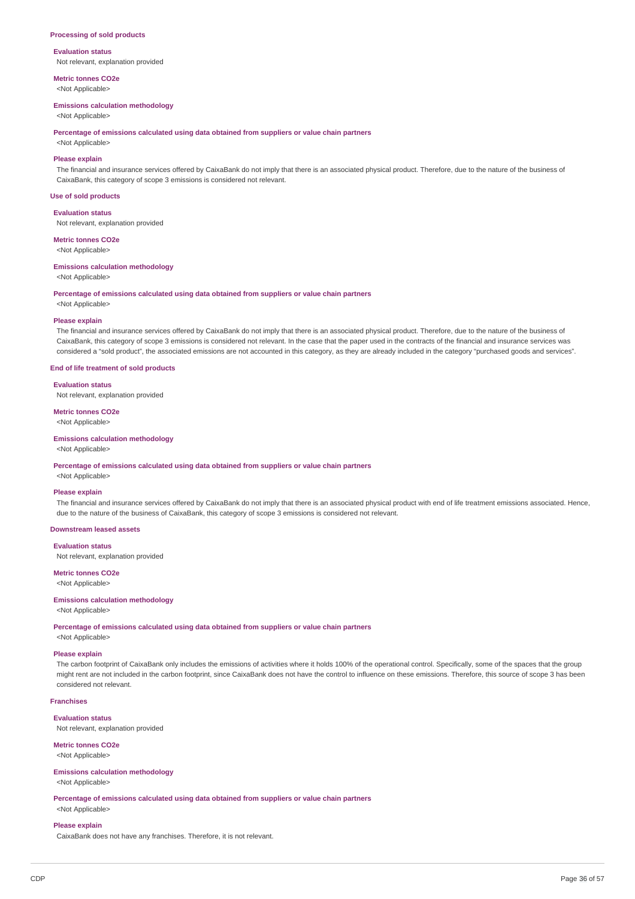### Processing of sold products

**Evaluation status**

Not relevant, explanation provided

**Metric tonnes CO2e**

<Not Applicable>

**Emissions calculation methodology**

<Not Applicable>

**Percentage of emissions calculated using data obtained from suppliers or value chain partners**

<Not Applicable>

**Please explain**

The financial and insurance services offered by CaixaBank do not imply that there is an associated physical product. Therefore, due to the nature of the business of CaixaBank, this category of scope 3 emissions is considered not relevant.

### Use of sold products

**Evaluation status**

Not relevant, explanation provided

**Metric tonnes CO2e**

<Not Applicable>

**Emissions calculation methodology**

<Not Applicable>

**Percentage of emissions calculated using data obtained from suppliers or value chain partners**

<Not Applicable>

**Please explain**

The financial and insurance services offered by CaixaBank do not imply that there is an associated physical product. Therefore, due to the nature of the business of CaixaBank, this category of scope 3 emissions is considered not relevant. In the case that the paper used in the contracts of the financial and insurance services was considered a "sold product", the associated emissions are not accounted in this category, as they are already included in the category "purchased goods and services".

### End of life treatment of sold products

**Evaluation status**

Not relevant, explanation provided

**Metric tonnes CO2e**

<Not Applicable>

**Emissions calculation methodology**

<Not Applicable>

**Percentage of emissions calculated using data obtained from suppliers or value chain partners**

<Not Applicable>

**Please explain**

The financial and insurance services offered by CaixaBank do not imply that there is an associated physical product with end of life treatment emissions associated. Hence, due to the nature of the business of CaixaBank, this category of scope 3 emissions is considered not relevant.

### Downstream leased assets

**Evaluation status**

Not relevant, explanation provided

**Metric tonnes CO2e**

<Not Applicable>

**Emissions calculation methodology**

<Not Applicable>

**Percentage of emissions calculated using data obtained from suppliers or value chain partners**

<Not Applicable>

**Please explain**

The carbon footprint of CaixaBank only includes the emissions of activities where it holds 100% of the operational control. Specifically, some of the spaces that the group might rent are not included in the carbon footprint, since CaixaBank does not have the control to influence on these emissions. Therefore, this source of scope 3 has been considered not relevant.

### Franchises

**Evaluation status**

Not relevant, explanation provided

**Metric tonnes CO2e**

<Not Applicable>

**Emissions calculation methodology**

<Not Applicable>

**Percentage of emissions calculated using data obtained from suppliers or value chain partners**

<Not Applicable>

**Please explain**

CaixaBank does not have any franchises. Therefore, it is not relevant.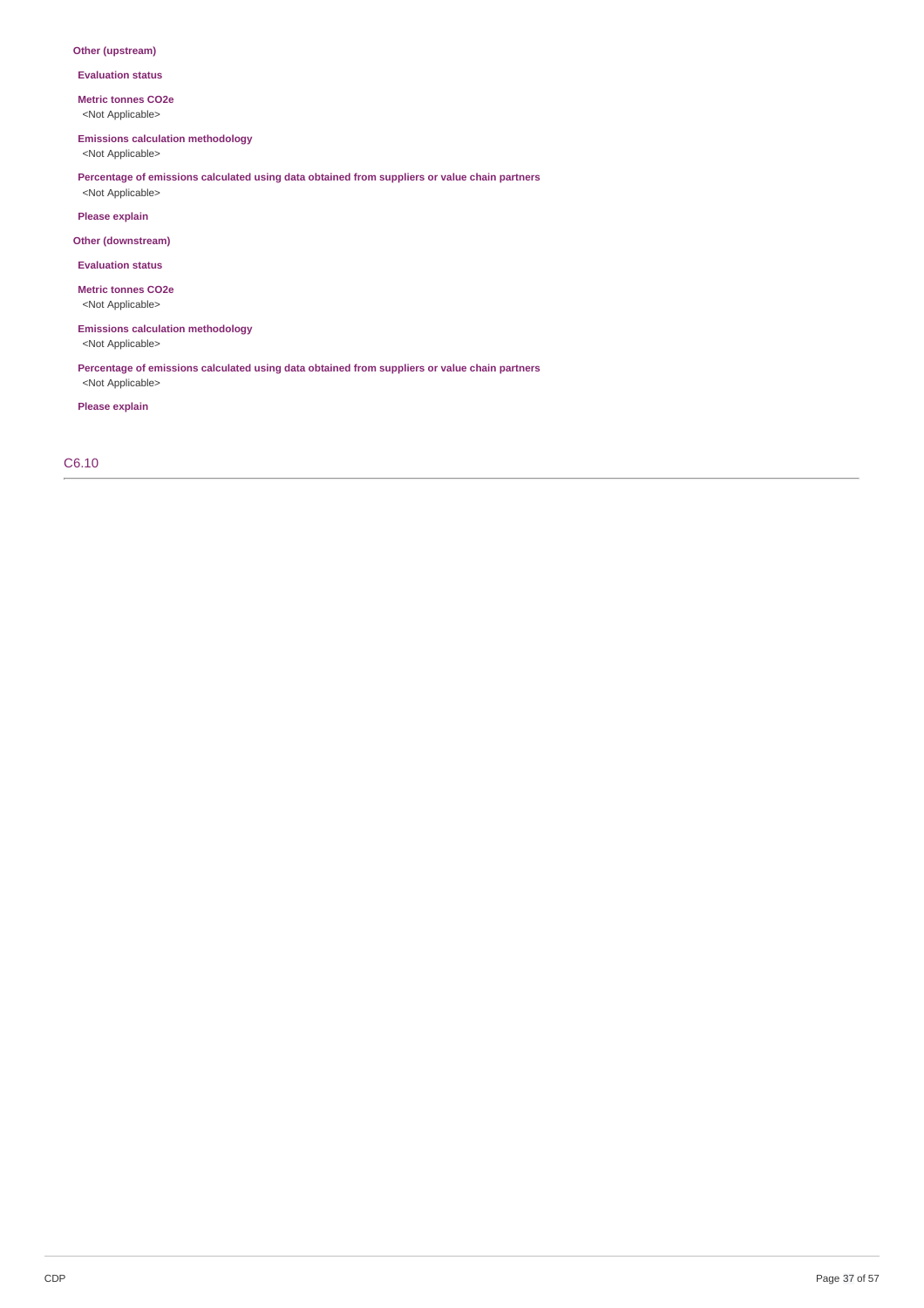**Other (upstream)**

**Evaluation status**

**Metric tonnes CO2e**

<Not Applicable>

**Emissions calculation methodology**

<Not Applicable>

**Percentage of emissions calculated using data obtained from suppliers or value chain partners**

<Not Applicable>

**Please explain**

**Other (downstream)**

**Evaluation status**

**Metric tonnes CO2e**

<Not Applicable>

**Emissions calculation methodology**

<Not Applicable>

**Percentage of emissions calculated using data obtained from suppliers or value chain partners**

<Not Applicable>

**Please explain**

## C6.10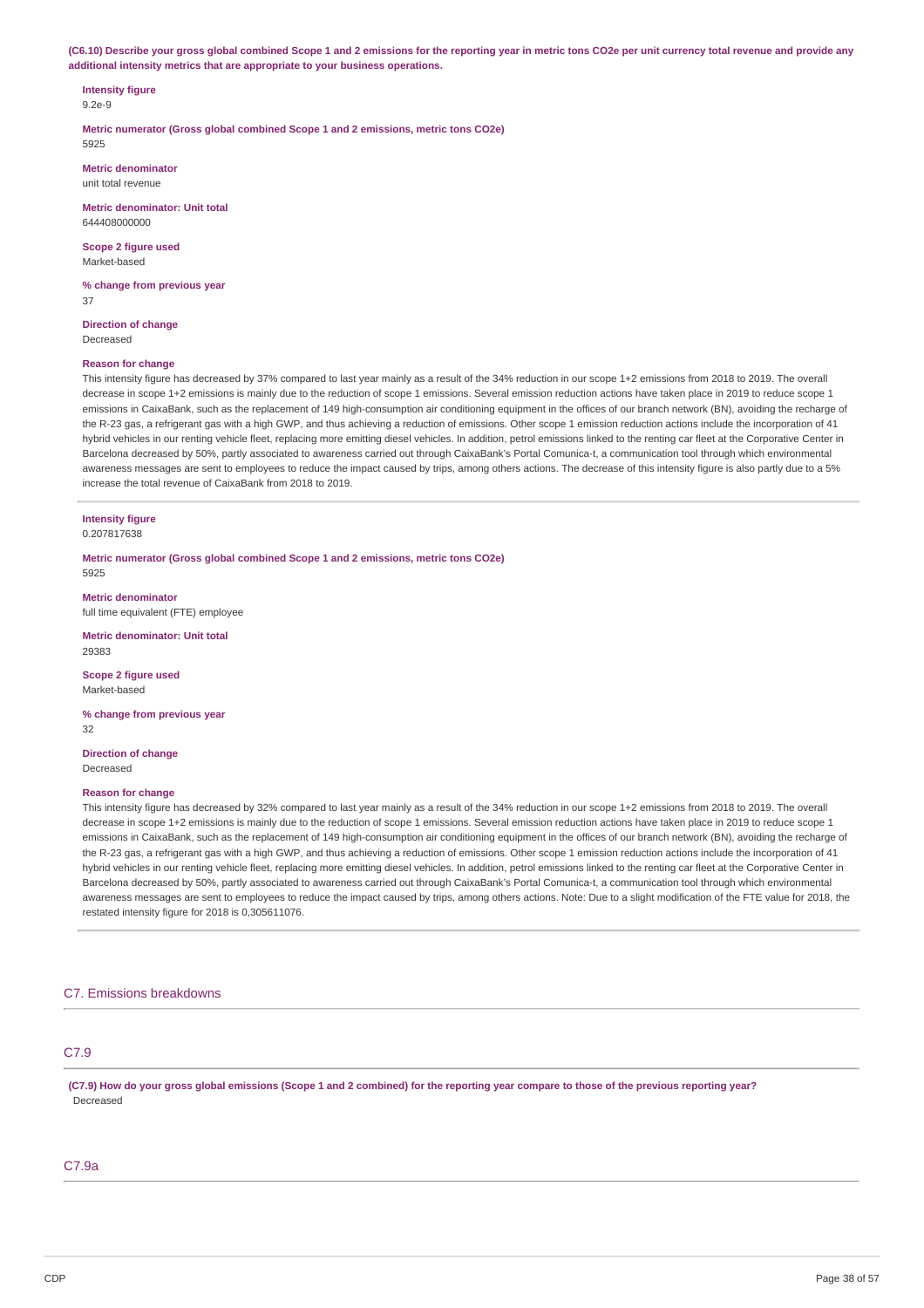**(C6.10) Describe your gross global combined Scope 1 and 2 emissions for the reporting year in metric tons CO2e per unit currency total revenue and provide any additional intensity metrics that are appropriate to your business operations.**

**Intensity figure**
9.2e-9

**Metric numerator (Gross global combined Scope 1 and 2 emissions, metric tons CO2e)**
5925

**Metric denominator**
unit total revenue

**Metric denominator: Unit total**
644408000000

**Scope 2 figure used**
Market-based

**% change from previous year**
37

**Direction of change**
Decreased

**Reason for change**
This intensity figure has decreased by 37% compared to last year mainly as a result of the 34% reduction in our scope 1+2 emissions from 2018 to 2019. The overall decrease in scope 1+2 emissions is mainly due to the reduction of scope 1 emissions. Several emission reduction actions have taken place in 2019 to reduce scope 1 emissions in CaixaBank, such as the replacement of 149 high-consumption air conditioning equipment in the offices of our branch network (BN), avoiding the recharge of the R-23 gas, a refrigerant gas with a high GWP, and thus achieving a reduction of emissions. Other scope 1 emission reduction actions include the incorporation of 41 hybrid vehicles in our renting vehicle fleet, replacing more emitting diesel vehicles. In addition, petrol emissions linked to the renting car fleet at the Corporative Center in Barcelona decreased by 50%, partly associated to awareness carried out through CaixaBank's Portal Comunica-t, a communication tool through which environmental awareness messages are sent to employees to reduce the impact caused by trips, among others actions. The decrease of this intensity figure is also partly due to a 5% increase the total revenue of CaixaBank from 2018 to 2019.

---

**Intensity figure**
0.207817638

**Metric numerator (Gross global combined Scope 1 and 2 emissions, metric tons CO2e)**
5925

**Metric denominator**
full time equivalent (FTE) employee

**Metric denominator: Unit total**
29383

**Scope 2 figure used**
Market-based

**% change from previous year**
32

**Direction of change**
Decreased

**Reason for change**
This intensity figure has decreased by 32% compared to last year mainly as a result of the 34% reduction in our scope 1+2 emissions from 2018 to 2019. The overall decrease in scope 1+2 emissions is mainly due to the reduction of scope 1 emissions. Several emission reduction actions have taken place in 2019 to reduce scope 1 emissions in CaixaBank, such as the replacement of 149 high-consumption air conditioning equipment in the offices of our branch network (BN), avoiding the recharge of the R-23 gas, a refrigerant gas with a high GWP, and thus achieving a reduction of emissions. Other scope 1 emission reduction actions include the incorporation of 41 hybrid vehicles in our renting vehicle fleet, replacing more emitting diesel vehicles. In addition, petrol emissions linked to the renting car fleet at the Corporative Center in Barcelona decreased by 50%, partly associated to awareness carried out through CaixaBank's Portal Comunica-t, a communication tool through which environmental awareness messages are sent to employees to reduce the impact caused by trips, among others actions. Note: Due to a slight modification of the FTE value for 2018, the restated intensity figure for 2018 is 0,305611076.

## C7. Emissions breakdowns

### C7.9

**(C7.9) How do your gross global emissions (Scope 1 and 2 combined) for the reporting year compare to those of the previous reporting year?**
Decreased

### C7.9a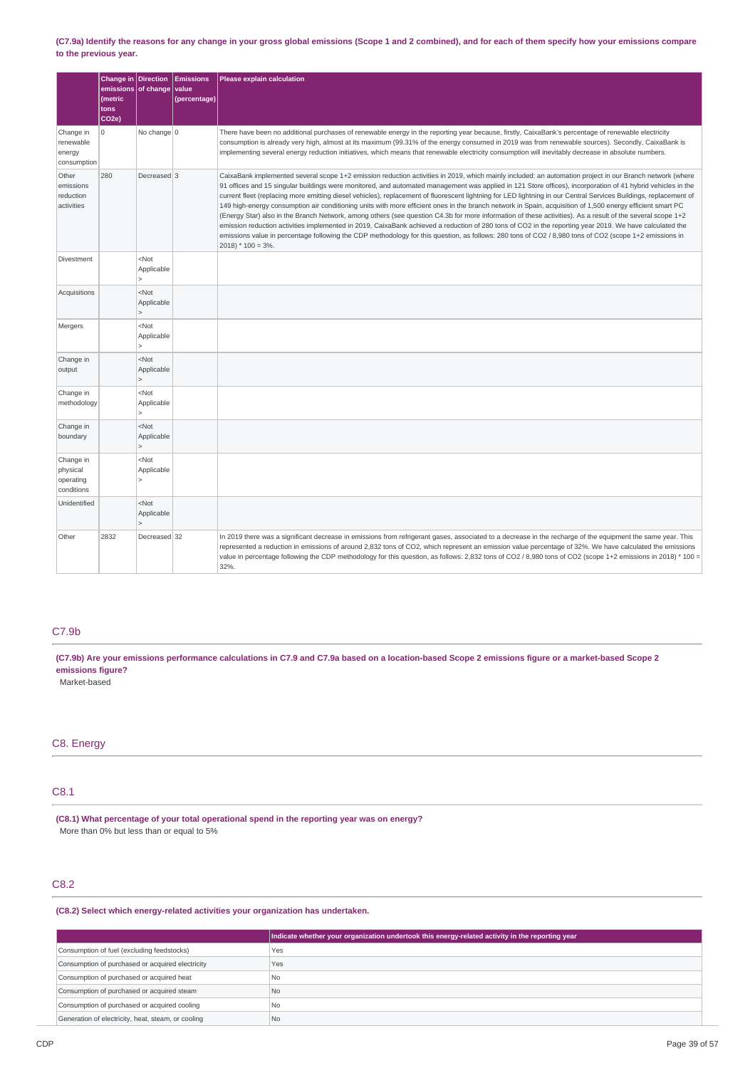**(C7.9a) Identify the reasons for any change in your gross global emissions (Scope 1 and 2 combined), and for each of them specify how your emissions compare to the previous year.**

| | Change in emissions (metric tons CO2e) | Direction of change | Emissions value (percentage) | Please explain calculation |
|---|---|---|---|---|
| Change in renewable energy consumption | 0 | No change | 0 | There have been no additional purchases of renewable energy in the reporting year because, firstly, CaixaBank's percentage of renewable electricity consumption is already very high, almost at its maximum (99.31% of the energy consumed in 2019 was from renewable sources). Secondly, CaixaBank is implementing several energy reduction initiatives, which means that renewable electricity consumption will inevitably decrease in absolute numbers. |
| Other emissions reduction activities | 280 | Decreased | 3 | CaixaBank implemented several scope 1+2 emission reduction activities in 2019, which mainly included: an automation project in our Branch network (where 91 offices and 15 singular buildings were monitored, and automated management was applied in 121 Store offices), incorporation of 41 hybrid vehicles in the current fleet (replacing more emitting diesel vehicles), replacement of fluorescent lightning for LED lightning in our Central Services Buildings, replacement of 149 high-energy consumption air conditioning units with more efficient ones in the branch network in Spain, acquisition of 1,500 energy efficient smart PC (Energy Star) also in the Branch Network, among others (see question C4.3b for more information of these activities). As a result of the several scope 1+2 emission reduction activities implemented in 2019, CaixaBank achieved a reduction of 280 tons of CO2 in the reporting year 2019. We have calculated the emissions value in percentage following the CDP methodology for this question, as follows: 280 tons of CO2 / 8,980 tons of CO2 (scope 1+2 emissions in 2018) * 100 = 3%. |
| Divestment | | <Not Applicable> | | |
| Acquisitions | | <Not Applicable> | | |
| Mergers | | <Not Applicable> | | |
| Change in output | | <Not Applicable> | | |
| Change in methodology | | <Not Applicable> | | |
| Change in boundary | | <Not Applicable> | | |
| Change in physical operating conditions | | <Not Applicable> | | |
| Unidentified | | <Not Applicable> | | |
| Other | 2832 | Decreased | 32 | In 2019 there was a significant decrease in emissions from refrigerant gases, associated to a decrease in the recharge of the equipment the same year. This represented a reduction in emissions of around 2,832 tons of CO2, which represent an emission value percentage of 32%. We have calculated the emissions value in percentage following the CDP methodology for this question, as follows: 2,832 tons of CO2 / 8,980 tons of CO2 (scope 1+2 emissions in 2018) * 100 = 32%. |

## C7.9b

**(C7.9b) Are your emissions performance calculations in C7.9 and C7.9a based on a location-based Scope 2 emissions figure or a market-based Scope 2 emissions figure?**

Market-based

# C8. Energy

## C8.1

**(C8.1) What percentage of your total operational spend in the reporting year was on energy?**

More than 0% but less than or equal to 5%

## C8.2

**(C8.2) Select which energy-related activities your organization has undertaken.**

| | Indicate whether your organization undertook this energy-related activity in the reporting year |
|---|---|
| Consumption of fuel (excluding feedstocks) | Yes |
| Consumption of purchased or acquired electricity | Yes |
| Consumption of purchased or acquired heat | No |
| Consumption of purchased or acquired steam | No |
| Consumption of purchased or acquired cooling | No |
| Generation of electricity, heat, steam, or cooling | No |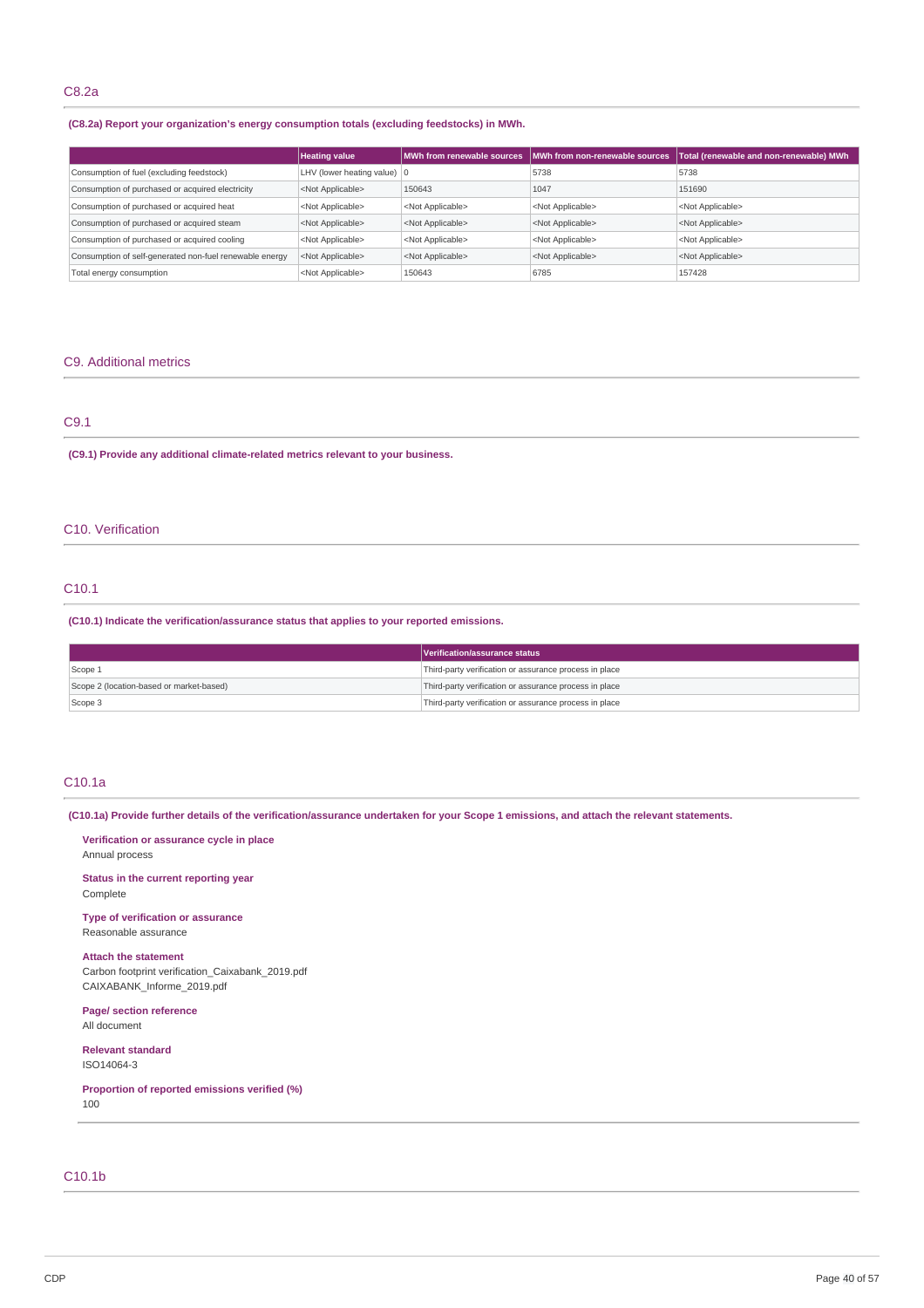## C8.2a

**(C8.2a) Report your organization's energy consumption totals (excluding feedstocks) in MWh.**

| | Heating value | MWh from renewable sources | MWh from non-renewable sources | Total (renewable and non-renewable) MWh |
|---|---|---|---|---|
| Consumption of fuel (excluding feedstock) | LHV (lower heating value) | 0 | 5738 | 5738 |
| Consumption of purchased or acquired electricity | <Not Applicable> | 150643 | 1047 | 151690 |
| Consumption of purchased or acquired heat | <Not Applicable> | <Not Applicable> | <Not Applicable> | <Not Applicable> |
| Consumption of purchased or acquired steam | <Not Applicable> | <Not Applicable> | <Not Applicable> | <Not Applicable> |
| Consumption of purchased or acquired cooling | <Not Applicable> | <Not Applicable> | <Not Applicable> | <Not Applicable> |
| Consumption of self-generated non-fuel renewable energy | <Not Applicable> | <Not Applicable> | <Not Applicable> | <Not Applicable> |
| Total energy consumption | <Not Applicable> | 150643 | 6785 | 157428 |

# C9. Additional metrics

## C9.1

**(C9.1) Provide any additional climate-related metrics relevant to your business.**

# C10. Verification

## C10.1

**(C10.1) Indicate the verification/assurance status that applies to your reported emissions.**

| | Verification/assurance status |
|---|---|
| Scope 1 | Third-party verification or assurance process in place |
| Scope 2 (location-based or market-based) | Third-party verification or assurance process in place |
| Scope 3 | Third-party verification or assurance process in place |

## C10.1a

**(C10.1a) Provide further details of the verification/assurance undertaken for your Scope 1 emissions, and attach the relevant statements.**

**Verification or assurance cycle in place**
Annual process

**Status in the current reporting year**
Complete

**Type of verification or assurance**
Reasonable assurance

**Attach the statement**
Carbon footprint verification_Caixabank_2019.pdf
CAIXABANK_Informe_2019.pdf

**Page/ section reference**
All document

**Relevant standard**
ISO14064-3

**Proportion of reported emissions verified (%)**
100

## C10.1b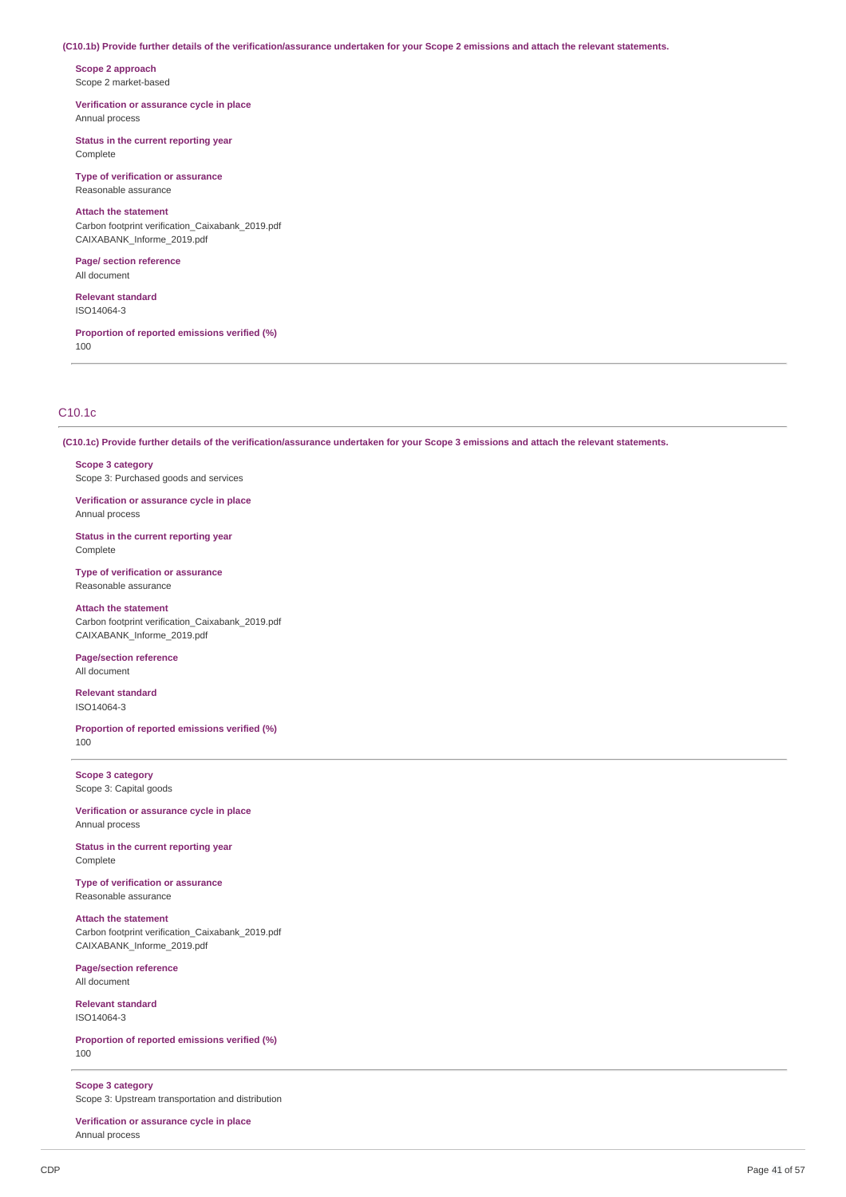**(C10.1b) Provide further details of the verification/assurance undertaken for your Scope 2 emissions and attach the relevant statements.**

**Scope 2 approach**
Scope 2 market-based

**Verification or assurance cycle in place**
Annual process

**Status in the current reporting year**
Complete

**Type of verification or assurance**
Reasonable assurance

**Attach the statement**
Carbon footprint verification_Caixabank_2019.pdf
CAIXABANK_Informe_2019.pdf

**Page/ section reference**
All document

**Relevant standard**
ISO14064-3

**Proportion of reported emissions verified (%)**
100

## C10.1c

**(C10.1c) Provide further details of the verification/assurance undertaken for your Scope 3 emissions and attach the relevant statements.**

**Scope 3 category**
Scope 3: Purchased goods and services

**Verification or assurance cycle in place**
Annual process

**Status in the current reporting year**
Complete

**Type of verification or assurance**
Reasonable assurance

**Attach the statement**
Carbon footprint verification_Caixabank_2019.pdf
CAIXABANK_Informe_2019.pdf

**Page/section reference**
All document

**Relevant standard**
ISO14064-3

**Proportion of reported emissions verified (%)**
100

**Scope 3 category**
Scope 3: Capital goods

**Verification or assurance cycle in place**
Annual process

**Status in the current reporting year**
Complete

**Type of verification or assurance**
Reasonable assurance

**Attach the statement**
Carbon footprint verification_Caixabank_2019.pdf
CAIXABANK_Informe_2019.pdf

**Page/section reference**
All document

**Relevant standard**
ISO14064-3

**Proportion of reported emissions verified (%)**
100

**Scope 3 category**
Scope 3: Upstream transportation and distribution

**Verification or assurance cycle in place**
Annual process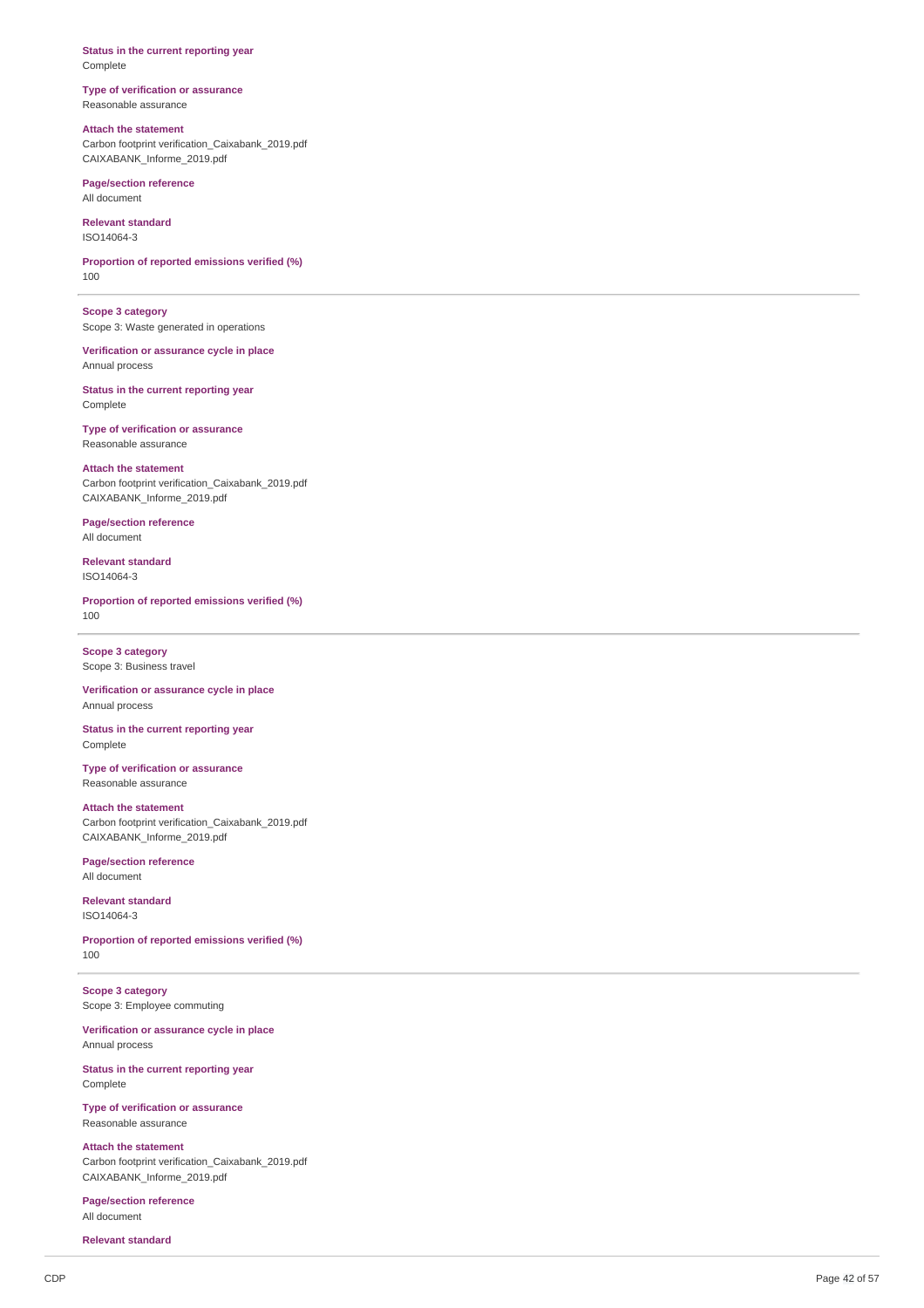**Status in the current reporting year**
Complete

**Type of verification or assurance**
Reasonable assurance

**Attach the statement**
Carbon footprint verification_Caixabank_2019.pdf
CAIXABANK_Informe_2019.pdf

**Page/section reference**
All document

**Relevant standard**
ISO14064-3

**Proportion of reported emissions verified (%)**
100

---

**Scope 3 category**
Scope 3: Waste generated in operations

**Verification or assurance cycle in place**
Annual process

**Status in the current reporting year**
Complete

**Type of verification or assurance**
Reasonable assurance

**Attach the statement**
Carbon footprint verification_Caixabank_2019.pdf
CAIXABANK_Informe_2019.pdf

**Page/section reference**
All document

**Relevant standard**
ISO14064-3

**Proportion of reported emissions verified (%)**
100

---

**Scope 3 category**
Scope 3: Business travel

**Verification or assurance cycle in place**
Annual process

**Status in the current reporting year**
Complete

**Type of verification or assurance**
Reasonable assurance

**Attach the statement**
Carbon footprint verification_Caixabank_2019.pdf
CAIXABANK_Informe_2019.pdf

**Page/section reference**
All document

**Relevant standard**
ISO14064-3

**Proportion of reported emissions verified (%)**
100

---

**Scope 3 category**
Scope 3: Employee commuting

**Verification or assurance cycle in place**
Annual process

**Status in the current reporting year**
Complete

**Type of verification or assurance**
Reasonable assurance

**Attach the statement**
Carbon footprint verification_Caixabank_2019.pdf
CAIXABANK_Informe_2019.pdf

**Page/section reference**
All document

**Relevant standard**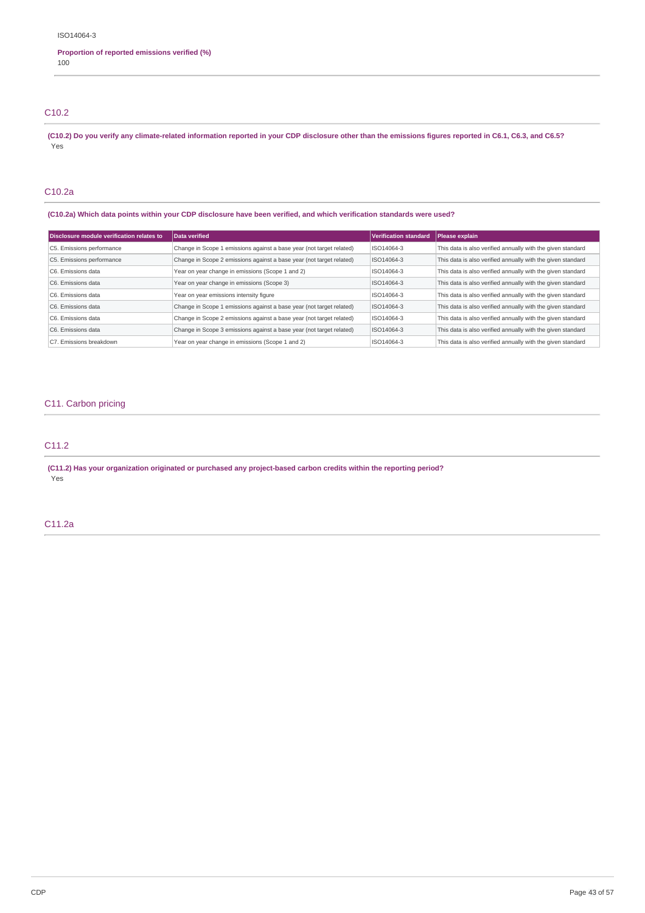ISO14064-3

**Proportion of reported emissions verified (%)**
100

## C10.2

**(C10.2) Do you verify any climate-related information reported in your CDP disclosure other than the emissions figures reported in C6.1, C6.3, and C6.5?**
Yes

## C10.2a

**(C10.2a) Which data points within your CDP disclosure have been verified, and which verification standards were used?**

| Disclosure module verification relates to | Data verified | Verification standard | Please explain |
|---|---|---|---|
| C5. Emissions performance | Change in Scope 1 emissions against a base year (not target related) | ISO14064-3 | This data is also verified annually with the given standard |
| C5. Emissions performance | Change in Scope 2 emissions against a base year (not target related) | ISO14064-3 | This data is also verified annually with the given standard |
| C6. Emissions data | Year on year change in emissions (Scope 1 and 2) | ISO14064-3 | This data is also verified annually with the given standard |
| C6. Emissions data | Year on year change in emissions (Scope 3) | ISO14064-3 | This data is also verified annually with the given standard |
| C6. Emissions data | Year on year emissions intensity figure | ISO14064-3 | This data is also verified annually with the given standard |
| C6. Emissions data | Change in Scope 1 emissions against a base year (not target related) | ISO14064-3 | This data is also verified annually with the given standard |
| C6. Emissions data | Change in Scope 2 emissions against a base year (not target related) | ISO14064-3 | This data is also verified annually with the given standard |
| C6. Emissions data | Change in Scope 3 emissions against a base year (not target related) | ISO14064-3 | This data is also verified annually with the given standard |
| C7. Emissions breakdown | Year on year change in emissions (Scope 1 and 2) | ISO14064-3 | This data is also verified annually with the given standard |

# C11. Carbon pricing

## C11.2

**(C11.2) Has your organization originated or purchased any project-based carbon credits within the reporting period?**
Yes

## C11.2a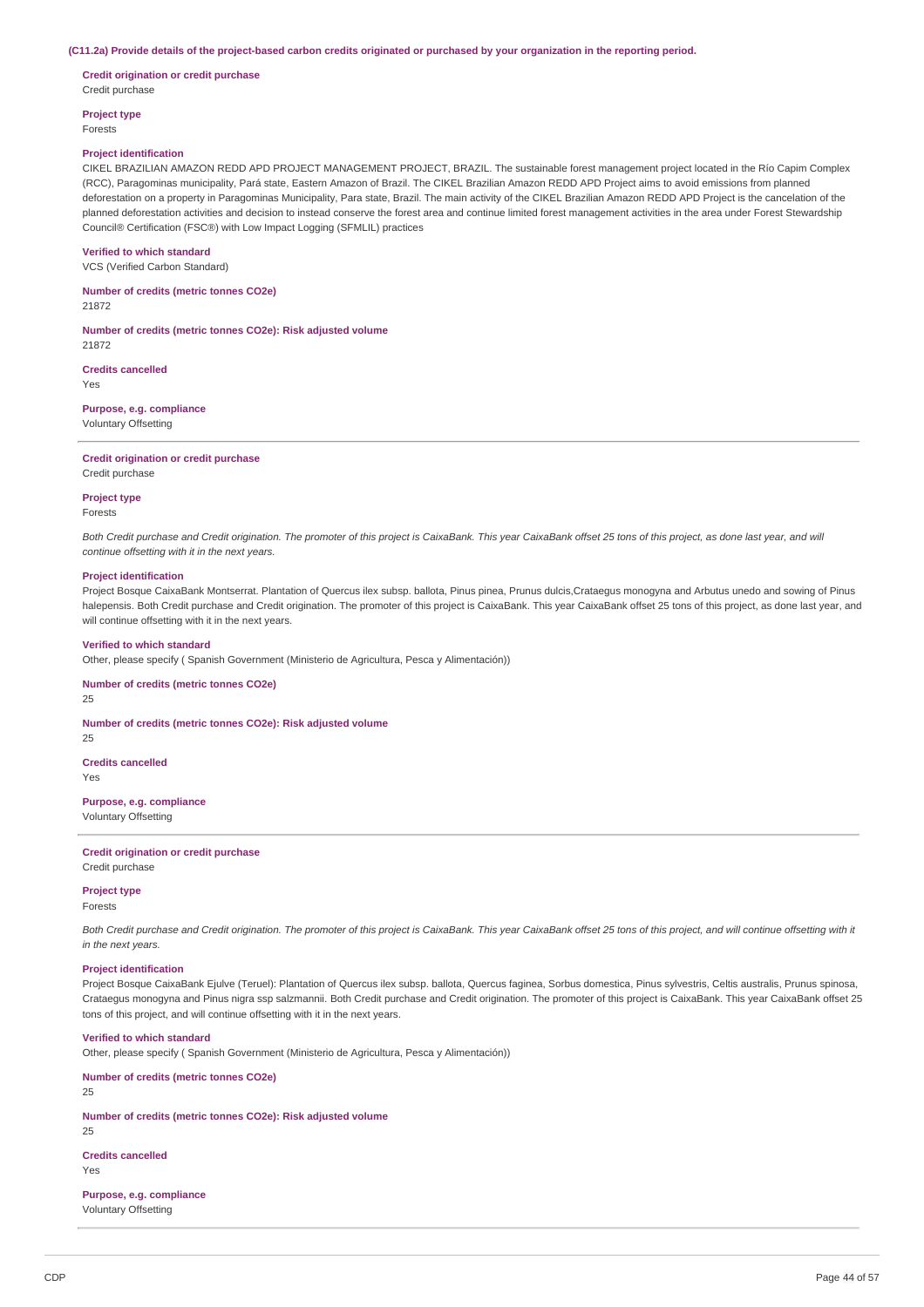**(C11.2a) Provide details of the project-based carbon credits originated or purchased by your organization in the reporting period.**

**Credit origination or credit purchase**
Credit purchase

**Project type**
Forests

**Project identification**
CIKEL BRAZILIAN AMAZON REDD APD PROJECT MANAGEMENT PROJECT, BRAZIL. The sustainable forest management project located in the Río Capim Complex (RCC), Paragominas municipality, Pará state, Eastern Amazon of Brazil. The CIKEL Brazilian Amazon REDD APD Project aims to avoid emissions from planned deforestation on a property in Paragominas Municipality, Para state, Brazil. The main activity of the CIKEL Brazilian Amazon REDD APD Project is the cancelation of the planned deforestation activities and decision to instead conserve the forest area and continue limited forest management activities in the area under Forest Stewardship Council® Certification (FSC®) with Low Impact Logging (SFMLIL) practices

**Verified to which standard**
VCS (Verified Carbon Standard)

**Number of credits (metric tonnes CO2e)**
21872

**Number of credits (metric tonnes CO2e): Risk adjusted volume**
21872

**Credits cancelled**
Yes

**Purpose, e.g. compliance**
Voluntary Offsetting

---

**Credit origination or credit purchase**
Credit purchase

**Project type**
Forests

*Both Credit purchase and Credit origination. The promoter of this project is CaixaBank. This year CaixaBank offset 25 tons of this project, as done last year, and will continue offsetting with it in the next years.*

**Project identification**
Project Bosque CaixaBank Montserrat. Plantation of Quercus ilex subsp. ballota, Pinus pinea, Prunus dulcis,Crataegus monogyna and Arbutus unedo and sowing of Pinus halepensis. Both Credit purchase and Credit origination. The promoter of this project is CaixaBank. This year CaixaBank offset 25 tons of this project, as done last year, and will continue offsetting with it in the next years.

**Verified to which standard**
Other, please specify ( Spanish Government (Ministerio de Agricultura, Pesca y Alimentación))

**Number of credits (metric tonnes CO2e)**
25

**Number of credits (metric tonnes CO2e): Risk adjusted volume**
25

**Credits cancelled**
Yes

**Purpose, e.g. compliance**
Voluntary Offsetting

---

**Credit origination or credit purchase**
Credit purchase

**Project type**
Forests

*Both Credit purchase and Credit origination. The promoter of this project is CaixaBank. This year CaixaBank offset 25 tons of this project, and will continue offsetting with it in the next years.*

**Project identification**
Project Bosque CaixaBank Ejulve (Teruel): Plantation of Quercus ilex subsp. ballota, Quercus faginea, Sorbus domestica, Pinus sylvestris, Celtis australis, Prunus spinosa, Crataegus monogyna and Pinus nigra ssp salzmannii. Both Credit purchase and Credit origination. The promoter of this project is CaixaBank. This year CaixaBank offset 25 tons of this project, and will continue offsetting with it in the next years.

**Verified to which standard**
Other, please specify ( Spanish Government (Ministerio de Agricultura, Pesca y Alimentación))

**Number of credits (metric tonnes CO2e)**
25

**Number of credits (metric tonnes CO2e): Risk adjusted volume**
25

**Credits cancelled**
Yes

**Purpose, e.g. compliance**
Voluntary Offsetting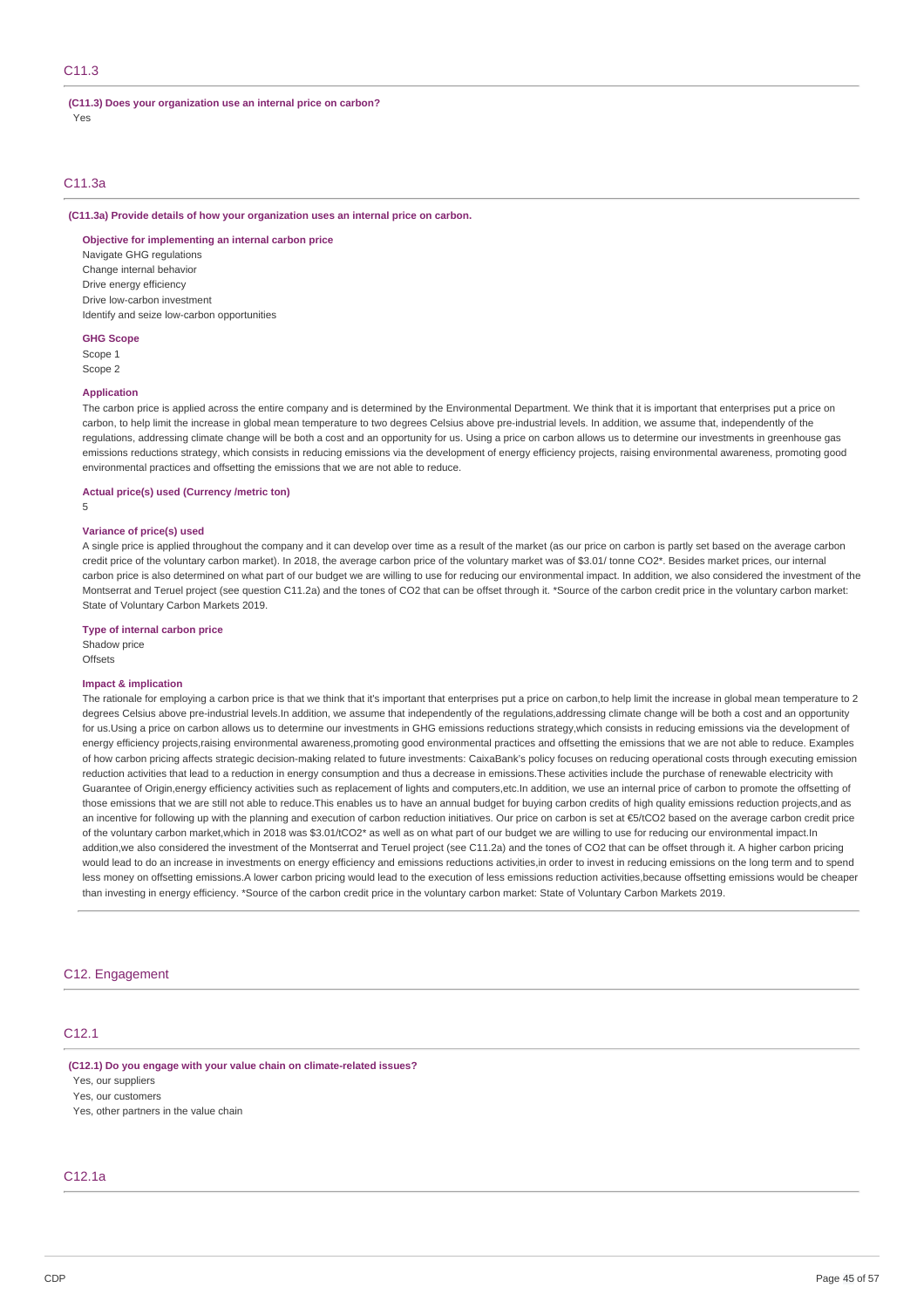## C11.3

**(C11.3) Does your organization use an internal price on carbon?**

Yes

## C11.3a

**(C11.3a) Provide details of how your organization uses an internal price on carbon.**

**Objective for implementing an internal carbon price**

Navigate GHG regulations
Change internal behavior
Drive energy efficiency
Drive low-carbon investment
Identify and seize low-carbon opportunities

**GHG Scope**

Scope 1
Scope 2

**Application**

The carbon price is applied across the entire company and is determined by the Environmental Department. We think that it is important that enterprises put a price on carbon, to help limit the increase in global mean temperature to two degrees Celsius above pre-industrial levels. In addition, we assume that, independently of the regulations, addressing climate change will be both a cost and an opportunity for us. Using a price on carbon allows us to determine our investments in greenhouse gas emissions reductions strategy, which consists in reducing emissions via the development of energy efficiency projects, raising environmental awareness, promoting good environmental practices and offsetting the emissions that we are not able to reduce.

**Actual price(s) used (Currency /metric ton)**

5

**Variance of price(s) used**

A single price is applied throughout the company and it can develop over time as a result of the market (as our price on carbon is partly set based on the average carbon credit price of the voluntary carbon market). In 2018, the average carbon price of the voluntary market was of \$3.01/ tonne $CO_2$*. Besides market prices, our internal carbon price is also determined on what part of our budget we are willing to use for reducing our environmental impact. In addition, we also considered the investment of the Montserrat and Teruel project (see question C11.2a) and the tones of $CO_2$ that can be offset through it. *Source of the carbon credit price in the voluntary carbon market: State of Voluntary Carbon Markets 2019.

**Type of internal carbon price**

Shadow price
Offsets

**Impact & implication**

The rationale for employing a carbon price is that we think that it's important that enterprises put a price on carbon,to help limit the increase in global mean temperature to 2 degrees Celsius above pre-industrial levels.In addition, we assume that independently of the regulations,addressing climate change will be both a cost and an opportunity for us.Using a price on carbon allows us to determine our investments in GHG emissions reductions strategy,which consists in reducing emissions via the development of energy efficiency projects,raising environmental awareness,promoting good environmental practices and offsetting the emissions that we are not able to reduce. Examples of how carbon pricing affects strategic decision-making related to future investments: CaixaBank's policy focuses on reducing operational costs through executing emission reduction activities that lead to a reduction in energy consumption and thus a decrease in emissions.These activities include the purchase of renewable electricity with Guarantee of Origin,energy efficiency activities such as replacement of lights and computers,etc.In addition, we use an internal price of carbon to promote the offsetting of those emissions that we are still not able to reduce.This enables us to have an annual budget for buying carbon credits of high quality emissions reduction projects,and as an incentive for following up with the planning and execution of carbon reduction initiatives. Our price on carbon is set at €5/t$CO_2$ based on the average carbon credit price of the voluntary carbon market,which in 2018 was \$3.01/t$CO_2$* as well as on what part of our budget we are willing to use for reducing our environmental impact.In addition,we also considered the investment of the Montserrat and Teruel project (see C11.2a) and the tones of $CO_2$ that can be offset through it. A higher carbon pricing would lead to do an increase in investments on energy efficiency and emissions reductions activities,in order to invest in reducing emissions on the long term and to spend less money on offsetting emissions.A lower carbon pricing would lead to the execution of less emissions reduction activities,because offsetting emissions would be cheaper than investing in energy efficiency. *Source of the carbon credit price in the voluntary carbon market: State of Voluntary Carbon Markets 2019.

# C12. Engagement

## C12.1

**(C12.1) Do you engage with your value chain on climate-related issues?**

Yes, our suppliers
Yes, our customers
Yes, other partners in the value chain

## C12.1a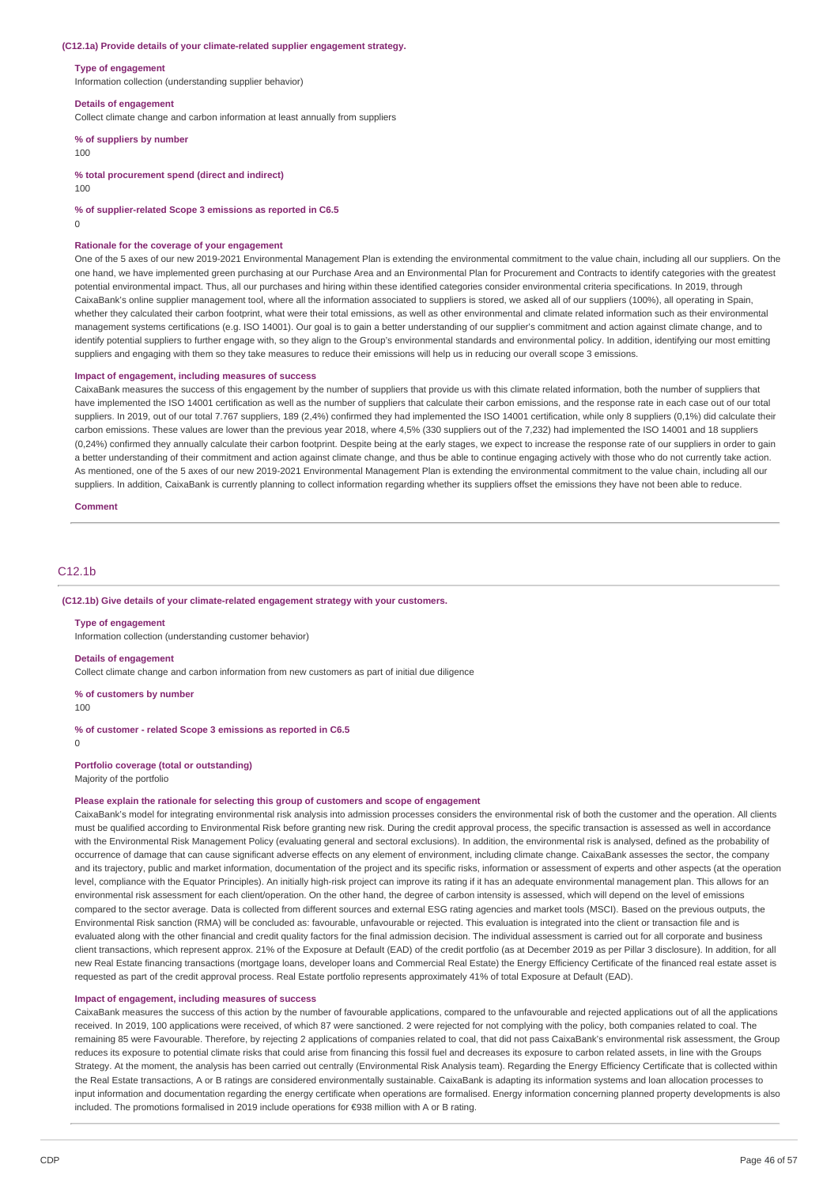**(C12.1a) Provide details of your climate-related supplier engagement strategy.**

**Type of engagement**

Information collection (understanding supplier behavior)

**Details of engagement**

Collect climate change and carbon information at least annually from suppliers

**% of suppliers by number**

100

**% total procurement spend (direct and indirect)**

100

**% of supplier-related Scope 3 emissions as reported in C6.5**

0

**Rationale for the coverage of your engagement**

One of the 5 axes of our new 2019-2021 Environmental Management Plan is extending the environmental commitment to the value chain, including all our suppliers. On the one hand, we have implemented green purchasing at our Purchase Area and an Environmental Plan for Procurement and Contracts to identify categories with the greatest potential environmental impact. Thus, all our purchases and hiring within these identified categories consider environmental criteria specifications. In 2019, through CaixaBank's online supplier management tool, where all the information associated to suppliers is stored, we asked all of our suppliers (100%), all operating in Spain, whether they calculated their carbon footprint, what were their total emissions, as well as other environmental and climate related information such as their environmental management systems certifications (e.g. ISO 14001). Our goal is to gain a better understanding of our supplier's commitment and action against climate change, and to identify potential suppliers to further engage with, so they align to the Group's environmental standards and environmental policy. In addition, identifying our most emitting suppliers and engaging with them so they take measures to reduce their emissions will help us in reducing our overall scope 3 emissions.

**Impact of engagement, including measures of success**

CaixaBank measures the success of this engagement by the number of suppliers that provide us with this climate related information, both the number of suppliers that have implemented the ISO 14001 certification as well as the number of suppliers that calculate their carbon emissions, and the response rate in each case out of our total suppliers. In 2019, out of our total 7.767 suppliers, 189 (2,4%) confirmed they had implemented the ISO 14001 certification, while only 8 suppliers (0,1%) did calculate their carbon emissions. These values are lower than the previous year 2018, where 4,5% (330 suppliers out of the 7,232) had implemented the ISO 14001 and 18 suppliers (0,24%) confirmed they annually calculate their carbon footprint. Despite being at the early stages, we expect to increase the response rate of our suppliers in order to gain a better understanding of their commitment and action against climate change, and thus be able to continue engaging actively with those who do not currently take action. As mentioned, one of the 5 axes of our new 2019-2021 Environmental Management Plan is extending the environmental commitment to the value chain, including all our suppliers. In addition, CaixaBank is currently planning to collect information regarding whether its suppliers offset the emissions they have not been able to reduce.

**Comment**

## C12.1b

**(C12.1b) Give details of your climate-related engagement strategy with your customers.**

**Type of engagement**

Information collection (understanding customer behavior)

**Details of engagement**

Collect climate change and carbon information from new customers as part of initial due diligence

**% of customers by number**

100

**% of customer - related Scope 3 emissions as reported in C6.5**

0

**Portfolio coverage (total or outstanding)**

Majority of the portfolio

**Please explain the rationale for selecting this group of customers and scope of engagement**

CaixaBank's model for integrating environmental risk analysis into admission processes considers the environmental risk of both the customer and the operation. All clients must be qualified according to Environmental Risk before granting new risk. During the credit approval process, the specific transaction is assessed as well in accordance with the Environmental Risk Management Policy (evaluating general and sectoral exclusions). In addition, the environmental risk is analysed, defined as the probability of occurrence of damage that can cause significant adverse effects on any element of environment, including climate change. CaixaBank assesses the sector, the company and its trajectory, public and market information, documentation of the project and its specific risks, information or assessment of experts and other aspects (at the operation level, compliance with the Equator Principles). An initially high-risk project can improve its rating if it has an adequate environmental management plan. This allows for an environmental risk assessment for each client/operation. On the other hand, the degree of carbon intensity is assessed, which will depend on the level of emissions compared to the sector average. Data is collected from different sources and external ESG rating agencies and market tools (MSCI). Based on the previous outputs, the Environmental Risk sanction (RMA) will be concluded as: favourable, unfavourable or rejected. This evaluation is integrated into the client or transaction file and is evaluated along with the other financial and credit quality factors for the final admission decision. The individual assessment is carried out for all corporate and business client transactions, which represent approx. 21% of the Exposure at Default (EAD) of the credit portfolio (as at December 2019 as per Pillar 3 disclosure). In addition, for all new Real Estate financing transactions (mortgage loans, developer loans and Commercial Real Estate) the Energy Efficiency Certificate of the financed real estate asset is requested as part of the credit approval process. Real Estate portfolio represents approximately 41% of total Exposure at Default (EAD).

**Impact of engagement, including measures of success**

CaixaBank measures the success of this action by the number of favourable applications, compared to the unfavourable and rejected applications out of all the applications received. In 2019, 100 applications were received, of which 87 were sanctioned. 2 were rejected for not complying with the policy, both companies related to coal. The remaining 85 were Favourable. Therefore, by rejecting 2 applications of companies related to coal, that did not pass CaixaBank's environmental risk assessment, the Group reduces its exposure to potential climate risks that could arise from financing this fossil fuel and decreases its exposure to carbon related assets, in line with the Groups Strategy. At the moment, the analysis has been carried out centrally (Environmental Risk Analysis team). Regarding the Energy Efficiency Certificate that is collected within the Real Estate transactions, A or B ratings are considered environmentally sustainable. CaixaBank is adapting its information systems and loan allocation processes to input information and documentation regarding the energy certificate when operations are formalised. Energy information concerning planned property developments is also included. The promotions formalised in 2019 include operations for €938 million with A or B rating.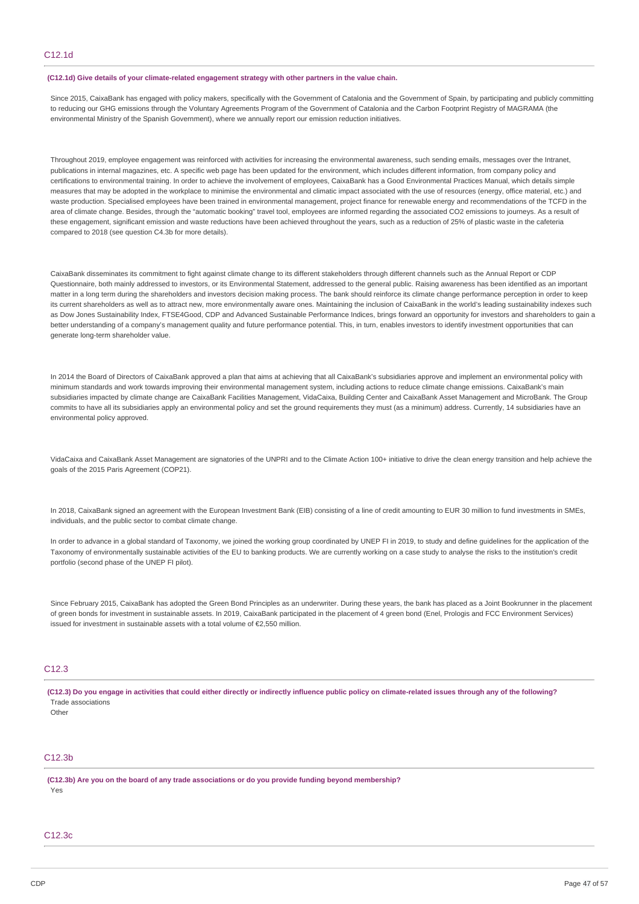## C12.1d

**(C12.1d) Give details of your climate-related engagement strategy with other partners in the value chain.**

Since 2015, CaixaBank has engaged with policy makers, specifically with the Government of Catalonia and the Government of Spain, by participating and publicly committing to reducing our GHG emissions through the Voluntary Agreements Program of the Government of Catalonia and the Carbon Footprint Registry of MAGRAMA (the environmental Ministry of the Spanish Government), where we annually report our emission reduction initiatives.

Throughout 2019, employee engagement was reinforced with activities for increasing the environmental awareness, such sending emails, messages over the Intranet, publications in internal magazines, etc. A specific web page has been updated for the environment, which includes different information, from company policy and certifications to environmental training. In order to achieve the involvement of employees, CaixaBank has a Good Environmental Practices Manual, which details simple measures that may be adopted in the workplace to minimise the environmental and climatic impact associated with the use of resources (energy, office material, etc.) and waste production. Specialised employees have been trained in environmental management, project finance for renewable energy and recommendations of the TCFD in the area of climate change. Besides, through the "automatic booking" travel tool, employees are informed regarding the associated $CO_2$ emissions to journeys. As a result of these engagement, significant emission and waste reductions have been achieved throughout the years, such as a reduction of 25% of plastic waste in the cafeteria compared to 2018 (see question C4.3b for more details).

CaixaBank disseminates its commitment to fight against climate change to its different stakeholders through different channels such as the Annual Report or CDP Questionnaire, both mainly addressed to investors, or its Environmental Statement, addressed to the general public. Raising awareness has been identified as an important matter in a long term during the shareholders and investors decision making process. The bank should reinforce its climate change performance perception in order to keep its current shareholders as well as to attract new, more environmentally aware ones. Maintaining the inclusion of CaixaBank in the world's leading sustainability indexes such as Dow Jones Sustainability Index, FTSE4Good, CDP and Advanced Sustainable Performance Indices, brings forward an opportunity for investors and shareholders to gain a better understanding of a company's management quality and future performance potential. This, in turn, enables investors to identify investment opportunities that can generate long-term shareholder value.

In 2014 the Board of Directors of CaixaBank approved a plan that aims at achieving that all CaixaBank's subsidiaries approve and implement an environmental policy with minimum standards and work towards improving their environmental management system, including actions to reduce climate change emissions. CaixaBank's main subsidiaries impacted by climate change are CaixaBank Facilities Management, VidaCaixa, Building Center and CaixaBank Asset Management and MicroBank. The Group commits to have all its subsidiaries apply an environmental policy and set the ground requirements they must (as a minimum) address. Currently, 14 subsidiaries have an environmental policy approved.

VidaCaixa and CaixaBank Asset Management are signatories of the UNPRI and to the Climate Action 100+ initiative to drive the clean energy transition and help achieve the goals of the 2015 Paris Agreement (COP21).

In 2018, CaixaBank signed an agreement with the European Investment Bank (EIB) consisting of a line of credit amounting to EUR 30 million to fund investments in SMEs, individuals, and the public sector to combat climate change.

In order to advance in a global standard of Taxonomy, we joined the working group coordinated by UNEP FI in 2019, to study and define guidelines for the application of the Taxonomy of environmentally sustainable activities of the EU to banking products. We are currently working on a case study to analyse the risks to the institution's credit portfolio (second phase of the UNEP FI pilot).

Since February 2015, CaixaBank has adopted the Green Bond Principles as an underwriter. During these years, the bank has placed as a Joint Bookrunner in the placement of green bonds for investment in sustainable assets. In 2019, CaixaBank participated in the placement of 4 green bond (Enel, Prologis and FCC Environment Services) issued for investment in sustainable assets with a total volume of €2,550 million.

## C12.3

**(C12.3) Do you engage in activities that could either directly or indirectly influence public policy on climate-related issues through any of the following?**

Trade associations

Other

## C12.3b

**(C12.3b) Are you on the board of any trade associations or do you provide funding beyond membership?**

Yes

## C12.3c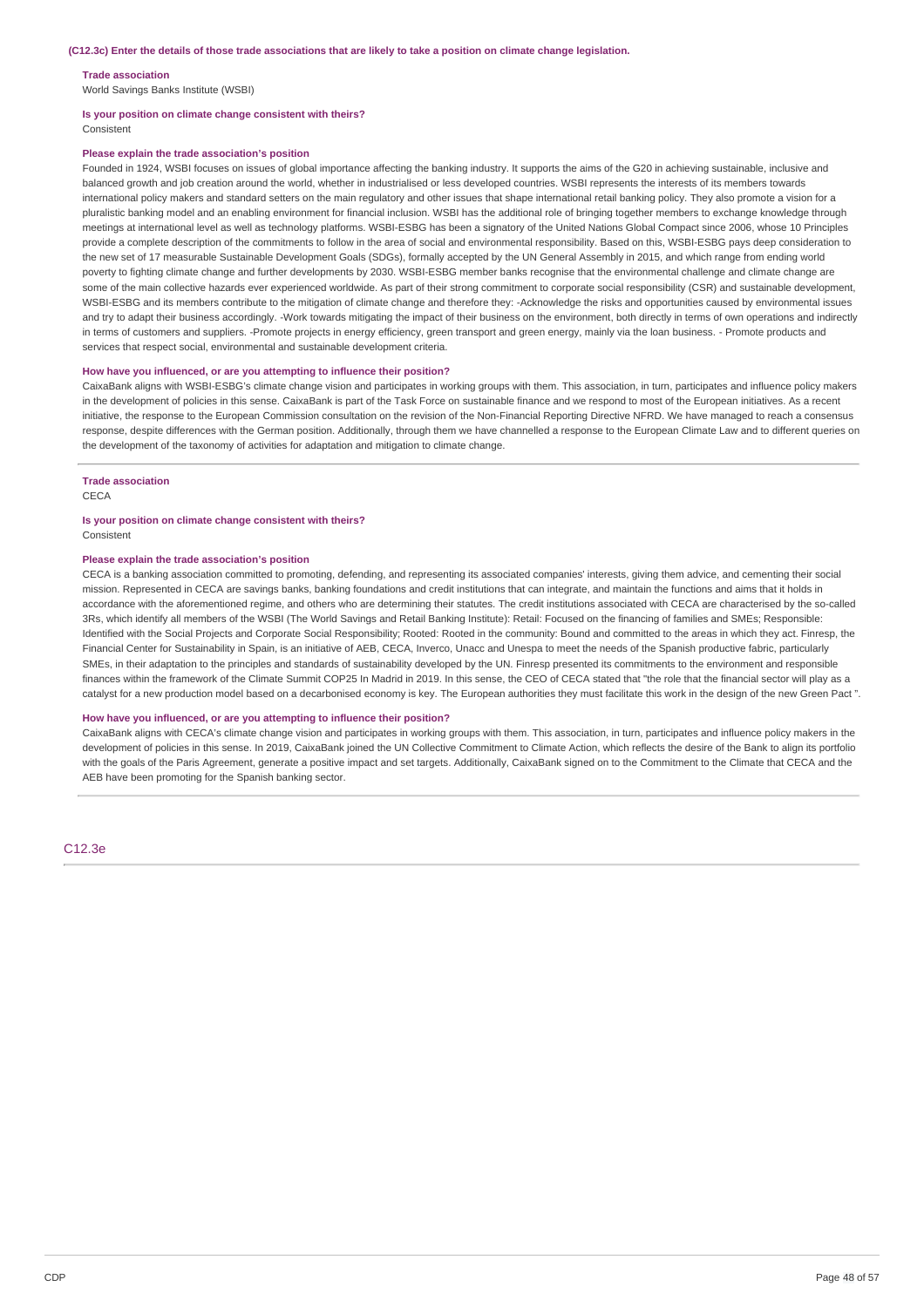**(C12.3c) Enter the details of those trade associations that are likely to take a position on climate change legislation.**

**Trade association**
World Savings Banks Institute (WSBI)

**Is your position on climate change consistent with theirs?**
Consistent

**Please explain the trade association's position**
Founded in 1924, WSBI focuses on issues of global importance affecting the banking industry. It supports the aims of the G20 in achieving sustainable, inclusive and balanced growth and job creation around the world, whether in industrialised or less developed countries. WSBI represents the interests of its members towards international policy makers and standard setters on the main regulatory and other issues that shape international retail banking policy. They also promote a vision for a pluralistic banking model and an enabling environment for financial inclusion. WSBI has the additional role of bringing together members to exchange knowledge through meetings at international level as well as technology platforms. WSBI-ESBG has been a signatory of the United Nations Global Compact since 2006, whose 10 Principles provide a complete description of the commitments to follow in the area of social and environmental responsibility. Based on this, WSBI-ESBG pays deep consideration to the new set of 17 measurable Sustainable Development Goals (SDGs), formally accepted by the UN General Assembly in 2015, and which range from ending world poverty to fighting climate change and further developments by 2030. WSBI-ESBG member banks recognise that the environmental challenge and climate change are some of the main collective hazards ever experienced worldwide. As part of their strong commitment to corporate social responsibility (CSR) and sustainable development, WSBI-ESBG and its members contribute to the mitigation of climate change and therefore they: -Acknowledge the risks and opportunities caused by environmental issues and try to adapt their business accordingly. -Work towards mitigating the impact of their business on the environment, both directly in terms of own operations and indirectly in terms of customers and suppliers. -Promote projects in energy efficiency, green transport and green energy, mainly via the loan business. - Promote products and services that respect social, environmental and sustainable development criteria.

**How have you influenced, or are you attempting to influence their position?**
CaixaBank aligns with WSBI-ESBG's climate change vision and participates in working groups with them. This association, in turn, participates and influence policy makers in the development of policies in this sense. CaixaBank is part of the Task Force on sustainable finance and we respond to most of the European initiatives. As a recent initiative, the response to the European Commission consultation on the revision of the Non-Financial Reporting Directive NFRD. We have managed to reach a consensus response, despite differences with the German position. Additionally, through them we have channelled a response to the European Climate Law and to different queries on the development of the taxonomy of activities for adaptation and mitigation to climate change.

**Trade association**
CECA

**Is your position on climate change consistent with theirs?**
Consistent

**Please explain the trade association's position**
CECA is a banking association committed to promoting, defending, and representing its associated companies' interests, giving them advice, and cementing their social mission. Represented in CECA are savings banks, banking foundations and credit institutions that can integrate, and maintain the functions and aims that it holds in accordance with the aforementioned regime, and others who are determining their statutes. The credit institutions associated with CECA are characterised by the so-called 3Rs, which identify all members of the WSBI (The World Savings and Retail Banking Institute): Retail: Focused on the financing of families and SMEs; Responsible: Identified with the Social Projects and Corporate Social Responsibility; Rooted: Rooted in the community: Bound and committed to the areas in which they act. Finresp, the Financial Center for Sustainability in Spain, is an initiative of AEB, CECA, Inverco, Unacc and Unespa to meet the needs of the Spanish productive fabric, particularly SMEs, in their adaptation to the principles and standards of sustainability developed by the UN. Finresp presented its commitments to the environment and responsible finances within the framework of the Climate Summit COP25 In Madrid in 2019. In this sense, the CEO of CECA stated that "the role that the financial sector will play as a catalyst for a new production model based on a decarbonised economy is key. The European authorities they must facilitate this work in the design of the new Green Pact ".

**How have you influenced, or are you attempting to influence their position?**
CaixaBank aligns with CECA's climate change vision and participates in working groups with them. This association, in turn, participates and influence policy makers in the development of policies in this sense. In 2019, CaixaBank joined the UN Collective Commitment to Climate Action, which reflects the desire of the Bank to align its portfolio with the goals of the Paris Agreement, generate a positive impact and set targets. Additionally, CaixaBank signed on to the Commitment to the Climate that CECA and the AEB have been promoting for the Spanish banking sector.

## C12.3e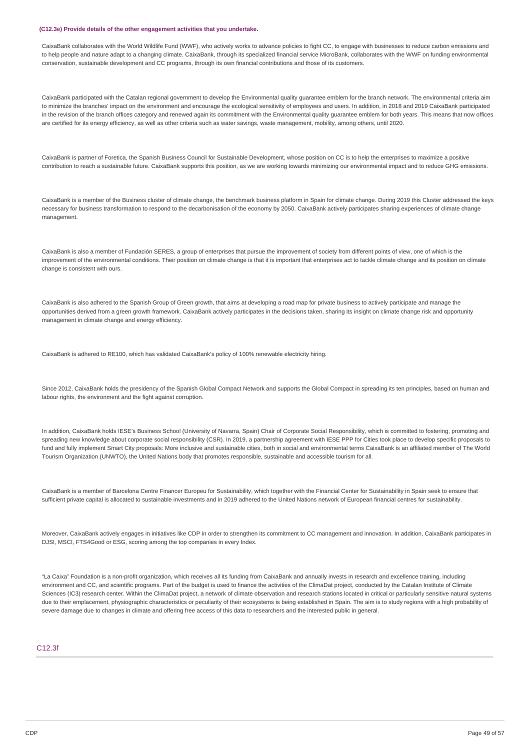**(C12.3e) Provide details of the other engagement activities that you undertake.**

CaixaBank collaborates with the World Wildlife Fund (WWF), who actively works to advance policies to fight CC, to engage with businesses to reduce carbon emissions and to help people and nature adapt to a changing climate. CaixaBank, through its specialized financial service MicroBank, collaborates with the WWF on funding environmental conservation, sustainable development and CC programs, through its own financial contributions and those of its customers.

CaixaBank participated with the Catalan regional government to develop the Environmental quality guarantee emblem for the branch network. The environmental criteria aim to minimize the branches' impact on the environment and encourage the ecological sensitivity of employees and users. In addition, in 2018 and 2019 CaixaBank participated in the revision of the branch offices category and renewed again its commitment with the Environmental quality guarantee emblem for both years. This means that now offices are certified for its energy efficiency, as well as other criteria such as water savings, waste management, mobility, among others, until 2020.

CaixaBank is partner of Foretica, the Spanish Business Council for Sustainable Development, whose position on CC is to help the enterprises to maximize a positive contribution to reach a sustainable future. CaixaBank supports this position, as we are working towards minimizing our environmental impact and to reduce GHG emissions.

CaixaBank is a member of the Business cluster of climate change, the benchmark business platform in Spain for climate change. During 2019 this Cluster addressed the keys necessary for business transformation to respond to the decarbonisation of the economy by 2050. CaixaBank actively participates sharing experiences of climate change management.

CaixaBank is also a member of Fundación SERES, a group of enterprises that pursue the improvement of society from different points of view, one of which is the improvement of the environmental conditions. Their position on climate change is that it is important that enterprises act to tackle climate change and its position on climate change is consistent with ours.

CaixaBank is also adhered to the Spanish Group of Green growth, that aims at developing a road map for private business to actively participate and manage the opportunities derived from a green growth framework. CaixaBank actively participates in the decisions taken, sharing its insight on climate change risk and opportunity management in climate change and energy efficiency.

CaixaBank is adhered to RE100, which has validated CaixaBank's policy of 100% renewable electricity hiring.

Since 2012, CaixaBank holds the presidency of the Spanish Global Compact Network and supports the Global Compact in spreading its ten principles, based on human and labour rights, the environment and the fight against corruption.

In addition, CaixaBank holds IESE's Business School (University of Navarra, Spain) Chair of Corporate Social Responsibility, which is committed to fostering, promoting and spreading new knowledge about corporate social responsibility (CSR). In 2019, a partnership agreement with IESE PPP for Cities took place to develop specific proposals to fund and fully implement Smart City proposals: More inclusive and sustainable cities, both in social and environmental terms CaixaBank is an affiliated member of The World Tourism Organization (UNWTO), the United Nations body that promotes responsible, sustainable and accessible tourism for all.

CaixaBank is a member of Barcelona Centre Financer Europeu for Sustainability, which together with the Financial Center for Sustainability in Spain seek to ensure that sufficient private capital is allocated to sustainable investments and in 2019 adhered to the United Nations network of European financial centres for sustainability.

Moreover, CaixaBank actively engages in initiatives like CDP in order to strengthen its commitment to CC management and innovation. In addition, CaixaBank participates in DJSI, MSCI, FTS4Good or ESG, scoring among the top companies in every Index.

"La Caixa" Foundation is a non-profit organization, which receives all its funding from CaixaBank and annually invests in research and excellence training, including environment and CC, and scientific programs. Part of the budget is used to finance the activities of the ClimaDat project, conducted by the Catalan Institute of Climate Sciences (IC3) research center. Within the ClimaDat project, a network of climate observation and research stations located in critical or particularly sensitive natural systems due to their emplacement, physiographic characteristics or peculiarity of their ecosystems is being established in Spain. The aim is to study regions with a high probability of severe damage due to changes in climate and offering free access of this data to researchers and the interested public in general.

## C12.3f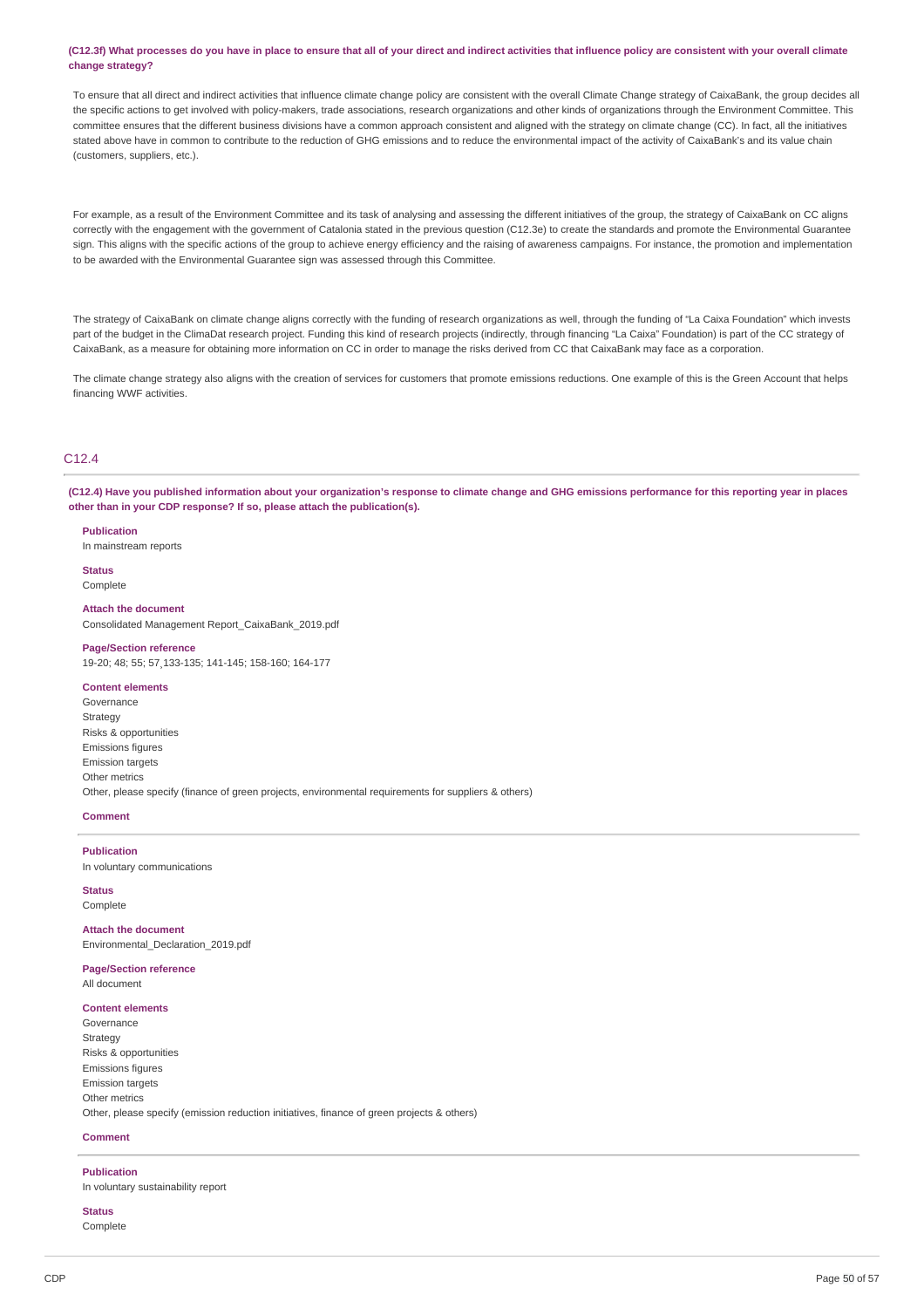**(C12.3f) What processes do you have in place to ensure that all of your direct and indirect activities that influence policy are consistent with your overall climate change strategy?**

To ensure that all direct and indirect activities that influence climate change policy are consistent with the overall Climate Change strategy of CaixaBank, the group decides all the specific actions to get involved with policy-makers, trade associations, research organizations and other kinds of organizations through the Environment Committee. This committee ensures that the different business divisions have a common approach consistent and aligned with the strategy on climate change (CC). In fact, all the initiatives stated above have in common to contribute to the reduction of GHG emissions and to reduce the environmental impact of the activity of CaixaBank's and its value chain (customers, suppliers, etc.).

For example, as a result of the Environment Committee and its task of analysing and assessing the different initiatives of the group, the strategy of CaixaBank on CC aligns correctly with the engagement with the government of Catalonia stated in the previous question (C12.3e) to create the standards and promote the Environmental Guarantee sign. This aligns with the specific actions of the group to achieve energy efficiency and the raising of awareness campaigns. For instance, the promotion and implementation to be awarded with the Environmental Guarantee sign was assessed through this Committee.

The strategy of CaixaBank on climate change aligns correctly with the funding of research organizations as well, through the funding of "La Caixa Foundation" which invests part of the budget in the ClimaDat research project. Funding this kind of research projects (indirectly, through financing "La Caixa" Foundation) is part of the CC strategy of CaixaBank, as a measure for obtaining more information on CC in order to manage the risks derived from CC that CaixaBank may face as a corporation.

The climate change strategy also aligns with the creation of services for customers that promote emissions reductions. One example of this is the Green Account that helps financing WWF activities.

## C12.4

**(C12.4) Have you published information about your organization's response to climate change and GHG emissions performance for this reporting year in places other than in your CDP response? If so, please attach the publication(s).**

**Publication**
In mainstream reports

**Status**
Complete

**Attach the document**
Consolidated Management Report_CaixaBank_2019.pdf

**Page/Section reference**
19-20; 48; 55; 57¸133-135; 141-145; 158-160; 164-177

**Content elements**
Governance
Strategy
Risks & opportunities
Emissions figures
Emission targets
Other metrics
Other, please specify (finance of green projects, environmental requirements for suppliers & others)

**Comment**

---

**Publication**
In voluntary communications

**Status**
Complete

**Attach the document**
Environmental_Declaration_2019.pdf

**Page/Section reference**
All document

**Content elements**
Governance
Strategy
Risks & opportunities
Emissions figures
Emission targets
Other metrics
Other, please specify (emission reduction initiatives, finance of green projects & others)

**Comment**

---

**Publication**
In voluntary sustainability report

**Status**
Complete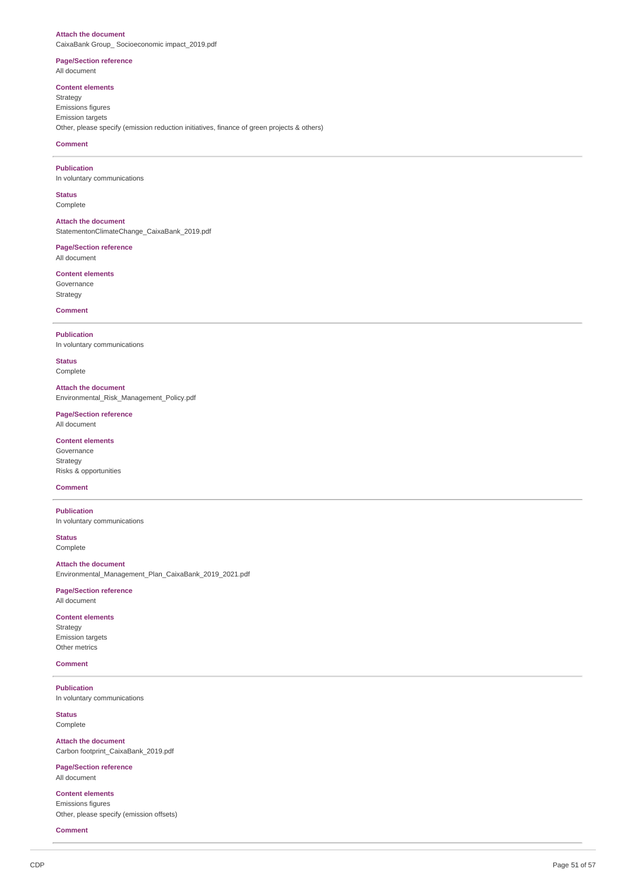**Attach the document**
CaixaBank Group_ Socioeconomic impact_2019.pdf

**Page/Section reference**
All document

**Content elements**
Strategy
Emissions figures
Emission targets
Other, please specify (emission reduction initiatives, finance of green projects & others)

**Comment**

---

**Publication**
In voluntary communications

**Status**
Complete

**Attach the document**
StatementonClimateChange_CaixaBank_2019.pdf

**Page/Section reference**
All document

**Content elements**
Governance
Strategy

**Comment**

---

**Publication**
In voluntary communications

**Status**
Complete

**Attach the document**
Environmental_Risk_Management_Policy.pdf

**Page/Section reference**
All document

**Content elements**
Governance
Strategy
Risks & opportunities

**Comment**

---

**Publication**
In voluntary communications

**Status**
Complete

**Attach the document**
Environmental_Management_Plan_CaixaBank_2019_2021.pdf

**Page/Section reference**
All document

**Content elements**
Strategy
Emission targets
Other metrics

**Comment**

---

**Publication**
In voluntary communications

**Status**
Complete

**Attach the document**
Carbon footprint_CaixaBank_2019.pdf

**Page/Section reference**
All document

**Content elements**
Emissions figures
Other, please specify (emission offsets)

**Comment**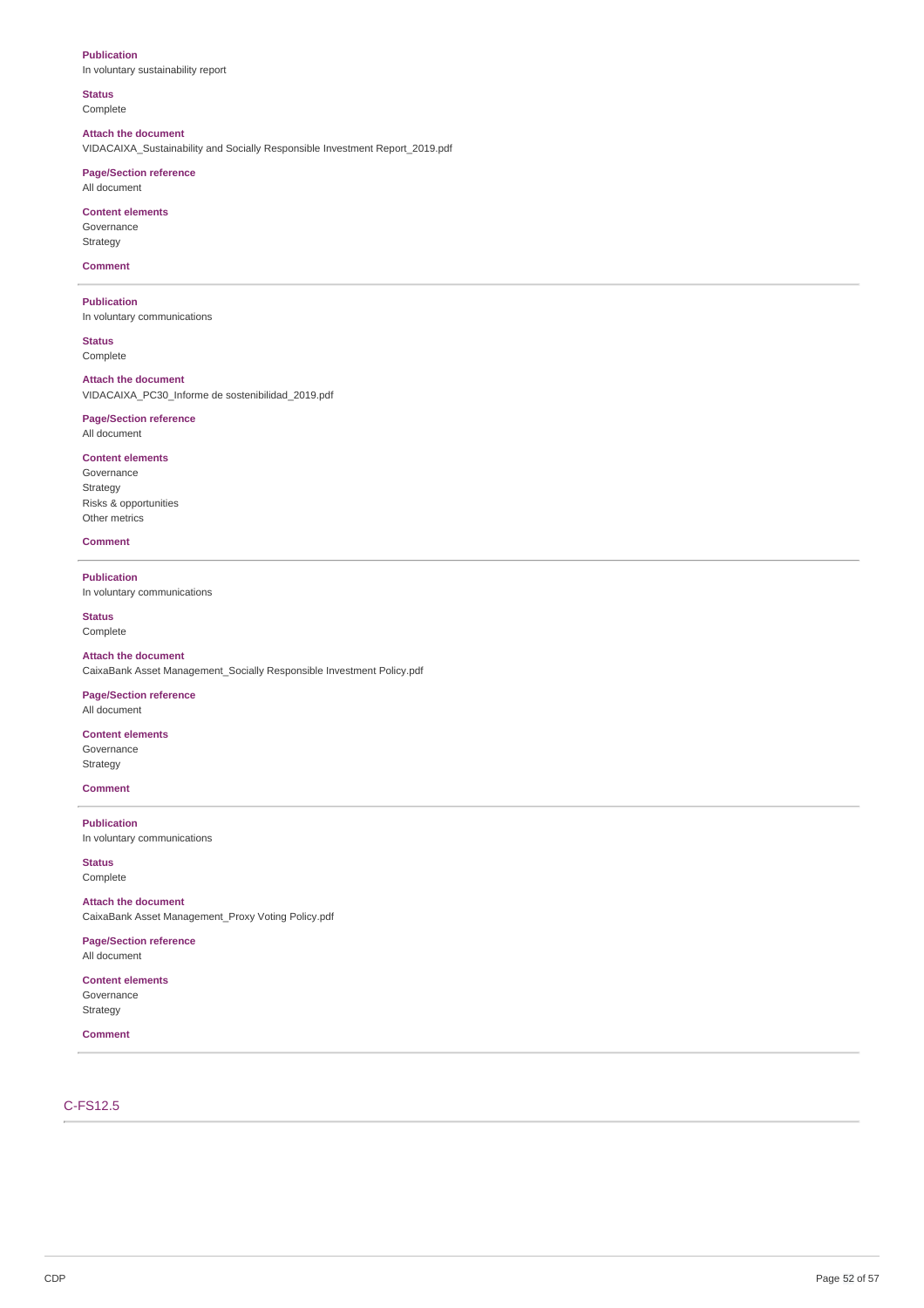**Publication**
In voluntary sustainability report

**Status**
Complete

**Attach the document**
VIDACAIXA_Sustainability and Socially Responsible Investment Report_2019.pdf

**Page/Section reference**
All document

**Content elements**
Governance
Strategy

**Comment**

---

**Publication**
In voluntary communications

**Status**
Complete

**Attach the document**
VIDACAIXA_PC30_Informe de sostenibilidad_2019.pdf

**Page/Section reference**
All document

**Content elements**
Governance
Strategy
Risks & opportunities
Other metrics

**Comment**

---

**Publication**
In voluntary communications

**Status**
Complete

**Attach the document**
CaixaBank Asset Management_Socially Responsible Investment Policy.pdf

**Page/Section reference**
All document

**Content elements**
Governance
Strategy

**Comment**

---

**Publication**
In voluntary communications

**Status**
Complete

**Attach the document**
CaixaBank Asset Management_Proxy Voting Policy.pdf

**Page/Section reference**
All document

**Content elements**
Governance
Strategy

**Comment**

---

## C-FS12.5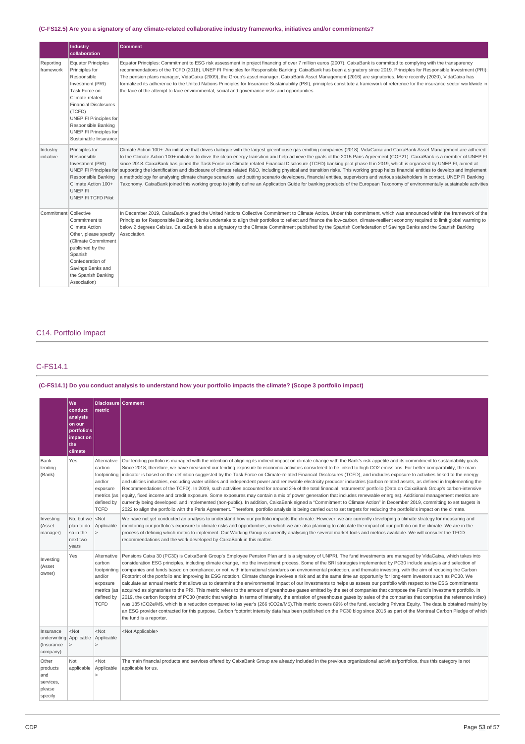### (C-FS12.5) Are you a signatory of any climate-related collaborative industry frameworks, initiatives and/or commitments?

| | Industry collaboration | Comment |
|---|---|---|
| Reporting framework | Equator Principles<br>Principles for Responsible Investment (PRI)<br>Task Force on Climate-related Financial Disclosures (TCFD)<br>UNEP FI Principles for Responsible Banking<br>UNEP FI Principles for Sustainable Insurance | Equator Principles: Commitment to ESG risk assessment in project financing of over 7 million euros (2007). CaixaBank is committed to complying with the transparency recommendations of the TCFD (2018). UNEP FI Principles for Responsible Banking: CaixaBank has been a signatory since 2019. Principles for Responsible Investment (PRI): The pension plans manager, VidaCaixa (2009), the Group's asset manager, CaixaBank Asset Management (2016) are signatories. More recently (2020), VidaCaixa has formalized its adherence to the United Nations Principles for Insurance Sustainability (PSI), principles constitute a framework of reference for the insurance sector worldwide in the face of the attempt to face environmental, social and governance risks and opportunities. |
| Industry initiative | Principles for Responsible Investment (PRI)<br>UNEP FI Principles for Responsible Banking<br>Climate Action 100+<br>UNEP FI<br>UNEP FI TCFD Pilot | Climate Action 100+: An initiative that drives dialogue with the largest greenhouse gas emitting companies (2018). VidaCaixa and CaixaBank Asset Management are adhered to the Climate Action 100+ initiative to drive the clean energy transition and help achieve the goals of the 2015 Paris Agreement (COP21). CaixaBank is a member of UNEP FI since 2018. CaixaBank has joined the Task Force on Climate related Financial Disclosure (TCFD) banking pilot phase II in 2019, which is organized by UNEP FI, aimed at supporting the identification and disclosure of climate related R&O, including physical and transition risks. This working group helps financial entities to develop and implement a methodology for analysing climate change scenarios, and putting scenario developers, financial entities, supervisors and various stakeholders in contact. UNEP FI Banking Taxonomy. CaixaBank joined this working group to jointly define an Application Guide for banking products of the European Taxonomy of environmentally sustainable activities |
| Commitment | Collective Commitment to Climate Action<br>Other, please specify (Climate Commitment published by the Spanish Confederation of Savings Banks and the Spanish Banking Association) | In December 2019, CaixaBank signed the United Nations Collective Commitment to Climate Action. Under this commitment, which was announced within the framework of the Principles for Responsible Banking, banks undertake to align their portfolios to reflect and finance the low-carbon, climate-resilient economy required to limit global warming to below 2 degrees Celsius. CaixaBank is also a signatory to the Climate Commitment published by the Spanish Confederation of Savings Banks and the Spanish Banking Association. |

## C14. Portfolio Impact

## C-FS14.1

### (C-FS14.1) Do you conduct analysis to understand how your portfolio impacts the climate? (Scope 3 portfolio impact)

| | We conduct analysis on our portfolio's impact on the climate | Disclosure metric | Comment |
|---|---|---|---|
| Bank lending (Bank) | Yes | Alternative carbon footprinting and/or exposure metrics (as defined by TCFD | Our lending portfolio is managed with the intention of aligning its indirect impact on climate change with the Bank's risk appetite and its commitment to sustainability goals. Since 2018, therefore, we have measured our lending exposure to economic activities considered to be linked to high CO2 emissions. For better comparability, the main indicator is based on the definition suggested by the Task Force on Climate-related Financial Disclosures (TCFD), and includes exposure to activities linked to the energy and utilities industries, excluding water utilities and independent power and renewable electricity producer industries (carbon related assets, as defined in Implementing the Recommendations of the TCFD). In 2019, such activities accounted for around 2% of the total financial instruments' portfolio (Data on CaixaBank Group's carbon-intensive equity, fixed income and credit exposure. Some exposures may contain a mix of power generation that includes renewable energies). Additional management metrics are currently being developed. and implemented (non-public). In addition, CaixaBank signed a "Commitment to Climate Action" in December 2019, committing to set targets in 2022 to align the portfolio with the Paris Agreement. Therefore, portfolio analysis is being carried out to set targets for reducing the portfolio's impact on the climate. |
| Investing (Asset manager) | No, but we plan to do so in the next two years | <Not Applicable> | We have not yet conducted an analysis to understand how our portfolio impacts the climate. However, we are currently developing a climate strategy for measuring and monitoring our portfolio's exposure to climate risks and opportunities, in which we are also planning to calculate the impact of our portfolio on the climate. We are in the process of defining which metric to implement. Our Working Group is currently analysing the several market tools and metrics available. We will consider the TFCD recommendations and the work developed by CaixaBank in this matter. |
| Investing (Asset owner) | Yes | Alternative carbon footprinting and/or exposure metrics (as defined by TCFD | Pensions Caixa 30 (PC30) is CaixaBank Group's Employee Pension Plan and is a signatory of UNPRI. The fund investments are managed by VidaCaixa, which takes into consideration ESG principles, including climate change, into the investment process. Some of the SRI strategies implemented by PC30 include analysis and selection of companies and funds based on compliance, or not, with international standards on environmental protection, and thematic investing, with the aim of reducing the Carbon Footprint of the portfolio and improving its ESG notation. Climate change involves a risk and at the same time an opportunity for long-term investors such as PC30. We calculate an annual metric that allows us to determine the environmental impact of our investments to helps us assess our portfolio with respect to the ESG commitments acquired as signatories to the PRI. This metric refers to the amount of greenhouse gases emitted by the set of companies that compose the Fund's investment portfolio. In 2019, the carbon footprint of PC30 (metric that weights, in terms of intensity, the emission of greenhouse gases by sales of the companies that comprise the reference index) was 185 tCO2e/M$, which is a reduction compared to las year's (266 tCO2e/M$).This metric covers 89% of the fund, excluding Private Equity. The data is obtained mainly by an ESG provider contracted for this purpose. Carbon footprint intensity data has been published on the PC30 blog since 2015 as part of the Montreal Carbon Pledge of which the fund is a reporter. |
| Insurance underwriting (Insurance company) | <Not Applicable> | <Not Applicable> | <Not Applicable> |
| Other products and services, please specify | Not applicable | <Not Applicable> | The main financial products and services offered by CaixaBank Group are already included in the previous organizational activities/portfolios, thus this category is not applicable for us. |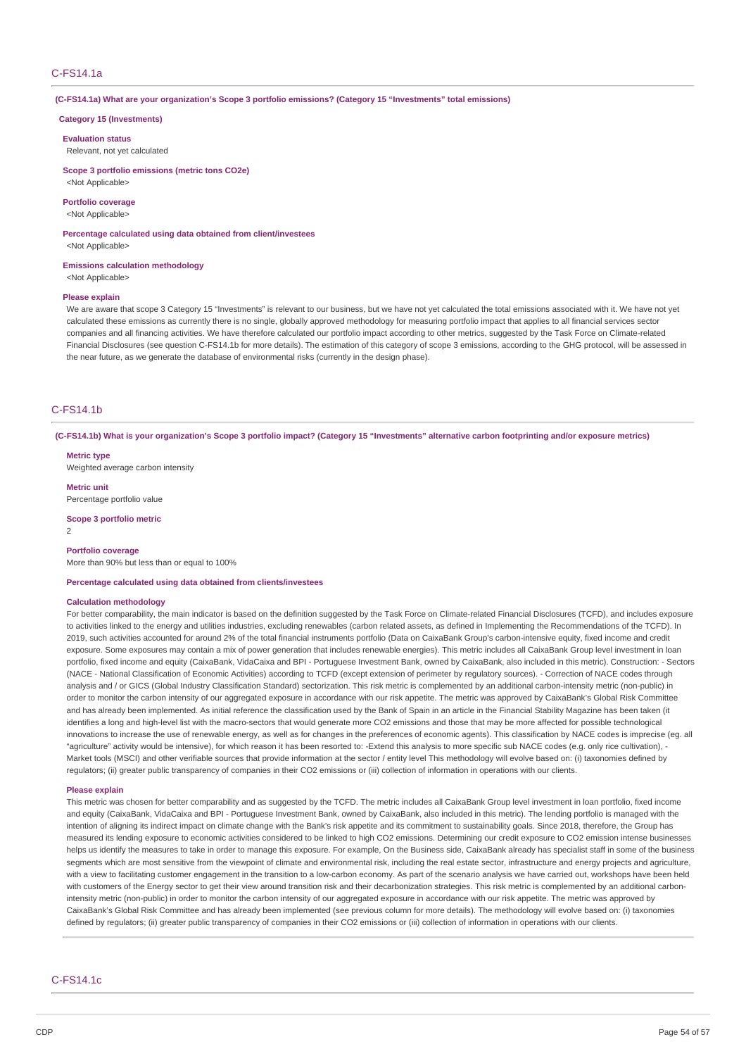## C-FS14.1a

**(C-FS14.1a) What are your organization's Scope 3 portfolio emissions? (Category 15 "Investments" total emissions)**

**Category 15 (Investments)**

**Evaluation status**
Relevant, not yet calculated

**Scope 3 portfolio emissions (metric tons CO2e)**
<Not Applicable>

**Portfolio coverage**
<Not Applicable>

**Percentage calculated using data obtained from client/investees**
<Not Applicable>

**Emissions calculation methodology**
<Not Applicable>

**Please explain**
We are aware that scope 3 Category 15 "Investments" is relevant to our business, but we have not yet calculated the total emissions associated with it. We have not yet calculated these emissions as currently there is no single, globally approved methodology for measuring portfolio impact that applies to all financial services sector companies and all financing activities. We have therefore calculated our portfolio impact according to other metrics, suggested by the Task Force on Climate-related Financial Disclosures (see question C-FS14.1b for more details). The estimation of this category of scope 3 emissions, according to the GHG protocol, will be assessed in the near future, as we generate the database of environmental risks (currently in the design phase).

## C-FS14.1b

**(C-FS14.1b) What is your organization's Scope 3 portfolio impact? (Category 15 "Investments" alternative carbon footprinting and/or exposure metrics)**

**Metric type**
Weighted average carbon intensity

**Metric unit**
Percentage portfolio value

**Scope 3 portfolio metric**
2

**Portfolio coverage**
More than 90% but less than or equal to 100%

**Percentage calculated using data obtained from clients/investees**

**Calculation methodology**
For better comparability, the main indicator is based on the definition suggested by the Task Force on Climate-related Financial Disclosures (TCFD), and includes exposure to activities linked to the energy and utilities industries, excluding renewables (carbon related assets, as defined in Implementing the Recommendations of the TCFD). In 2019, such activities accounted for around 2% of the total financial instruments portfolio (Data on CaixaBank Group's carbon-intensive equity, fixed income and credit exposure. Some exposures may contain a mix of power generation that includes renewable energies). This metric includes all CaixaBank Group level investment in loan portfolio, fixed income and equity (CaixaBank, VidaCaixa and BPI - Portuguese Investment Bank, owned by CaixaBank, also included in this metric). Construction: - Sectors (NACE - National Classification of Economic Activities) according to TCFD (except extension of perimeter by regulatory sources). - Correction of NACE codes through analysis and / or GICS (Global Industry Classification Standard) sectorization. This risk metric is complemented by an additional carbon-intensity metric (non-public) in order to monitor the carbon intensity of our aggregated exposure in accordance with our risk appetite. The metric was approved by CaixaBank's Global Risk Committee and has already been implemented. As initial reference the classification used by the Bank of Spain in an article in the Financial Stability Magazine has been taken (it identifies a long and high-level list with the macro-sectors that would generate more CO2 emissions and those that may be more affected for possible technological innovations to increase the use of renewable energy, as well as for changes in the preferences of economic agents). This classification by NACE codes is imprecise (eg. all "agriculture" activity would be intensive), for which reason it has been resorted to: -Extend this analysis to more specific sub NACE codes (e.g. only rice cultivation), - Market tools (MSCI) and other verifiable sources that provide information at the sector / entity level This methodology will evolve based on: (i) taxonomies defined by regulators; (ii) greater public transparency of companies in their CO2 emissions or (iii) collection of information in operations with our clients.

**Please explain**
This metric was chosen for better comparability and as suggested by the TCFD. The metric includes all CaixaBank Group level investment in loan portfolio, fixed income and equity (CaixaBank, VidaCaixa and BPI - Portuguese Investment Bank, owned by CaixaBank, also included in this metric). The lending portfolio is managed with the intention of aligning its indirect impact on climate change with the Bank's risk appetite and its commitment to sustainability goals. Since 2018, therefore, the Group has measured its lending exposure to economic activities considered to be linked to high CO2 emissions. Determining our credit exposure to CO2 emission intense businesses helps us identify the measures to take in order to manage this exposure. For example, On the Business side, CaixaBank already has specialist staff in some of the business segments which are most sensitive from the viewpoint of climate and environmental risk, including the real estate sector, infrastructure and energy projects and agriculture, with a view to facilitating customer engagement in the transition to a low-carbon economy. As part of the scenario analysis we have carried out, workshops have been held with customers of the Energy sector to get their view around transition risk and their decarbonization strategies. This risk metric is complemented by an additional carbon-intensity metric (non-public) in order to monitor the carbon intensity of our aggregated exposure in accordance with our risk appetite. The metric was approved by CaixaBank's Global Risk Committee and has already been implemented (see previous column for more details). The methodology will evolve based on: (i) taxonomies defined by regulators; (ii) greater public transparency of companies in their CO2 emissions or (iii) collection of information in operations with our clients.

## C-FS14.1c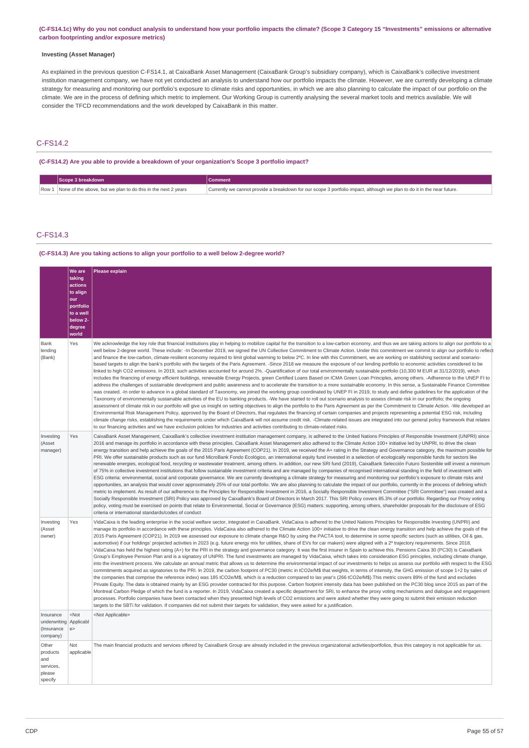**(C-FS14.1c) Why do you not conduct analysis to understand how your portfolio impacts the climate? (Scope 3 Category 15 "Investments" emissions or alternative carbon footprinting and/or exposure metrics)**

**Investing (Asset Manager)**

As explained in the previous question C-FS14.1, at CaixaBank Asset Management (CaixaBank Group's subsidiary company), which is CaixaBank's collective investment institution management company, we have not yet conducted an analysis to understand how our portfolio impacts the climate. However, we are currently developing a climate strategy for measuring and monitoring our portfolio's exposure to climate risks and opportunities, in which we are also planning to calculate the impact of our portfolio on the climate. We are in the process of defining which metric to implement. Our Working Group is currently analysing the several market tools and metrics available. We will consider the TFCD recommendations and the work developed by CaixaBank in this matter.

## C-FS14.2

**(C-FS14.2) Are you able to provide a breakdown of your organization's Scope 3 portfolio impact?**

| | Scope 3 breakdown | Comment |
|---|---|---|
| Row 1 | None of the above, but we plan to do this in the next 2 years | Currently we cannot provide a breakdown for our scope 3 portfolio impact, although we plan to do it in the near future. |

## C-FS14.3

**(C-FS14.3) Are you taking actions to align your portfolio to a well below 2-degree world?**

| | We are taking actions to align our portfolio to a well below 2-degree world | Please explain |
|---|---|---|
| Bank lending (Bank) | Yes | We acknowledge the key role that financial institutions play in helping to mobilize capital for the transition to a low-carbon economy, and thus we are taking actions to align our portfolio to a well below 2-degree world. These include: -In December 2019, we signed the UN Collective Commitment to Climate Action. Under this commitment we commit to align our portfolio to reflect and finance the low-carbon, climate-resilient economy required to limit global warming to below 2ºC. In line with this Commitment, we are working on stablishing sectoral and scenario-based targets to align the bank's portfolio with the targets of the Paris Agreement. -Since 2018 we measure the exposure of our lending portfolio to economic activities considered to be linked to high CO2 emissions. In 2019, such activities accounted for around 2%. -Quantification of our total environmentally sustainable portfolio (10,300 M EUR at 31/12/2019), which includes the financing of energy efficient buildings, renewable Energy Projects, green Certified Loans Based on ICMA Green Loan Principles, among others. -Adherence to the UNEP FI to address the challenges of sustainable development and public awareness and to accelerate the transition to a more sustainable economy. In this sense, a Sustainable Finance Committee was created. -In order to advance in a global standard of Taxonomy, we joined the working group coordinated by UNEP FI in 2019, to study and define guidelines for the application of the Taxonomy of environmentally sustainable activities of the EU to banking products. -We have started to roll out scenario analysis to assess climate risk in our portfolio; the ongoing assessment of climate risk in our portfolio will give us insight on setting objectives to align the portfolio to the Paris Agreement as per the Commitment to Climate Action. -We developed an Environmental Risk Management Policy, approved by the Board of Directors, that regulates the financing of certain companies and projects representing a potential ESG risk, including climate change risks, establishing the requirements under which CaixaBank will not assume credit risk. -Climate-related issues are integrated into our general policy framework that relates to our financing activities and we have exclusion policies for industries and activities contributing to climate-related risks. |
| Investing (Asset manager) | Yes | CaixaBank Asset Management, CaixaBank's collective investment institution management company, is adhered to the United Nations Principles of Responsible Investment (UNPRI) since 2016 and manage its portfolio in accordance with these principles. CaixaBank Asset Management also adhered to the Climate Action 100+ initiative led by UNPRI, to drive the clean energy transition and help achieve the goals of the 2015 Paris Agreement (COP21). In 2019, we received the A+ rating in the Strategy and Governance category, the maximum possible for PRI. We offer sustainable products such as our fund MicroBank Fondo Ecológico, an international equity fund invested in a selection of ecologically responsible funds for sectors like renewable energies, ecological food, recycling or wastewater treatment, among others. In addition, our new SRI fund (2019), CaixaBank Selección Futuro Sostenible will invest a minimum of 75% in collective investment institutions that follow sustainable investment criteria and are managed by companies of recognised international standing in the field of investment with ESG criteria: environmental, social and corporate governance. We are currently developing a climate strategy for measuring and monitoring our portfolio's exposure to climate risks and opportunities, an analysis that would cover approximately 25% of our total portfolio. We are also planning to calculate the impact of our portfolio, currently in the process of defining which metric to implement. As result of our adherence to the Principles for Responsible Investment in 2016, a Socially Responsible Investment Committee ("SRI Committee") was created and a Socially Responsible Investment (SRI) Policy was approved by CaixaBank's Board of Directors in March 2017. This SRI Policy covers 85.3% of our portfolio. Regarding our Proxy voting policy, voting must be exercised on points that relate to Environmental, Social or Governance (ESG) matters: supporting, among others, shareholder proposals for the disclosure of ESG criteria or international standards/codes of conduct |
| Investing (Asset owner) | Yes | VidaCaixa is the leading enterprise in the social welfare sector, integrated in CaixaBank. VidaCaixa is adhered to the United Nations Principles for Responsible Investing (UNPRI) and manage its portfolio in accordance with these principles. VidaCaixa also adhered to the Climate Action 100+ initiative to drive the clean energy transition and help achieve the goals of the 2015 Paris Agreement (COP21). In 2019 we assessed our exposure to climate change R&O by using the PACTA tool, to determine in some specific sectors (such as utilities, Oil & gas, automotive) if our holdings' projected activities in 2023 (e.g. future energy mix for utilities, share of EVs for car makers) were aligned with a 2º trajectory requirements. Since 2018, VidaCaixa has held the highest rating (A+) for the PRI in the strategy and governance category. It was the first insurer in Spain to achieve this. Pensions Caixa 30 (PC30) is CaixaBank Group's Employee Pension Plan and is a signatory of UNPRI. The fund investments are managed by VidaCaixa, which takes into consideration ESG principles, including climate change, into the investment process. We calculate an annual metric that allows us to determine the environmental impact of our investments to helps us assess our portfolio with respect to the ESG commitments acquired as signatories to the PRI. In 2019, the carbon footprint of PC30 (metric in tCO2e/M$ that weights, in terms of intensity, the GHG emission of scope 1+2 by sales of the companies that comprise the reference index) was 185 tCO2e/M$, which is a reduction compared to las year's (266 tCO2e/M$).This metric covers 89% of the fund and excludes Private Equity. The data is obtained mainly by an ESG provider contracted for this purpose. Carbon footprint intensity data has been published on the PC30 blog since 2015 as part of the Montreal Carbon Pledge of which the fund is a reporter. In 2019, VidaCaixa created a specific department for SRI, to enhance the proxy voting mechanisms and dialogue and engagement processes. Portfolio companies have been contacted when they presented high levels of CO2 emissions and were asked whether they were going to submit their emission reduction targets to the SBTi for validation. If companies did not submit their targets for validation, they were asked for a justification. |
| Insurance underwriting (Insurance company) | <Not Applicable> | <Not Applicable> |
| Other products and services, please specify | Not applicable | The main financial products and services offered by CaixaBank Group are already included in the previous organizational activities/portfolios, thus this category is not applicable for us. |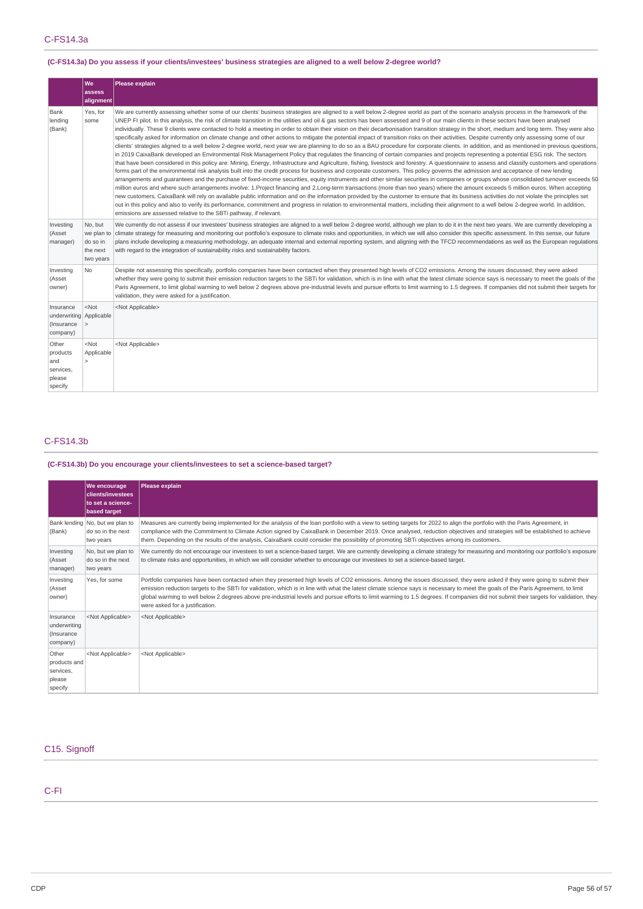## C-FS14.3a

### (C-FS14.3a) Do you assess if your clients/investees' business strategies are aligned to a well below 2-degree world?

| | We assess alignment | Please explain |
|---|---|---|
| Bank lending (Bank) | Yes, for some | We are currently assessing whether some of our clients' business strategies are aligned to a well below 2-degree world as part of the scenario analysis process in the framework of the UNEP FI pilot. In this analysis, the risk of climate transition in the utilities and oil & gas sectors has been assessed and 9 of our main clients in these sectors have been analysed individually. These 9 clients were contacted to hold a meeting in order to obtain their vision on their decarbonisation transition strategy in the short, medium and long term. They were also specifically asked for information on climate change and other actions to mitigate the potential impact of transition risks on their activities. Despite currently only assessing some of our clients' strategies aligned to a well below 2-degree world, next year we are planning to do so as a BAU procedure for corporate clients. In addition, and as mentioned in previous questions, in 2019 CaixaBank developed an Environmental Risk Management Policy that regulates the financing of certain companies and projects representing a potential ESG risk. The sectors that have been considered in this policy are: Mining, Energy, Infrastructure and Agriculture, fishing, livestock and forestry. A questionnaire to assess and classify customers and operations forms part of the environmental risk analysis built into the credit process for business and corporate customers. This policy governs the admission and acceptance of new lending arrangements and guarantees and the purchase of fixed-income securities, equity instruments and other similar securities in companies or groups whose consolidated turnover exceeds 50 million euros and where such arrangements involve: 1.Project financing and 2.Long-term transactions (more than two years) where the amount exceeds 5 million euros. When accepting new customers, CaixaBank will rely on available public information and on the information provided by the customer to ensure that its business activities do not violate the principles set out in this policy and also to verify its performance, commitment and progress in relation to environmental matters, including their alignment to a well below 2-degree world. In addition, emissions are assessed relative to the SBTi pathway, if relevant. |
| Investing (Asset manager) | No, but we plan to do so in the next two years | We currently do not assess if our investees' business strategies are aligned to a well below 2-degree world, although we plan to do it in the next two years. We are currently developing a climate strategy for measuring and monitoring our portfolio's exposure to climate risks and opportunities, in which we will also consider this specific assessment. In this sense, our future plans include developing a measuring methodology, an adequate internal and external reporting system, and aligning with the TFCD recommendations as well as the European regulations with regard to the integration of sustainability risks and sustainability factors. |
| Investing (Asset owner) | No | Despite not assessing this specifically, portfolio companies have been contacted when they presented high levels of CO2 emissions. Among the issues discussed, they were asked whether they were going to submit their emission reduction targets to the SBTi for validation, which is in line with what the latest climate science says is necessary to meet the goals of the Paris Agreement, to limit global warming to well below 2 degrees above pre-industrial levels and pursue efforts to limit warming to 1.5 degrees. If companies did not submit their targets for validation, they were asked for a justification. |
| Insurance underwriting (Insurance company) | <Not Applicable> | <Not Applicable> |
| Other products and services, please specify | <Not Applicable> | <Not Applicable> |

## C-FS14.3b

### (C-FS14.3b) Do you encourage your clients/investees to set a science-based target?

| | We encourage clients/investees to set a science-based target | Please explain |
|---|---|---|
| Bank lending (Bank) | No, but we plan to do so in the next two years | Measures are currently being implemented for the analysis of the loan portfolio with a view to setting targets for 2022 to align the portfolio with the Paris Agreement, in compliance with the Commitment to Climate Action signed by CaixaBank in December 2019. Once analysed, reduction objectives and strategies will be established to achieve them. Depending on the results of the analysis, CaixaBank could consider the possibility of promoting SBTi objectives among its customers. |
| Investing (Asset manager) | No, but we plan to do so in the next two years | We currently do not encourage our investees to set a science-based target. We are currently developing a climate strategy for measuring and monitoring our portfolio's exposure to climate risks and opportunities, in which we will consider whether to encourage our investees to set a science-based target. |
| Investing (Asset owner) | Yes, for some | Portfolio companies have been contacted when they presented high levels of CO2 emissions. Among the issues discussed, they were asked if they were going to submit their emission reduction targets to the SBTi for validation, which is in line with what the latest climate science says is necessary to meet the goals of the Paris Agreement, to limit global warming to well below 2 degrees above pre-industrial levels and pursue efforts to limit warming to 1.5 degrees. If companies did not submit their targets for validation, they were asked for a justification. |
| Insurance underwriting (Insurance company) | <Not Applicable> | <Not Applicable> |
| Other products and services, please specify | <Not Applicable> | <Not Applicable> |

## C15. Signoff

## C-FI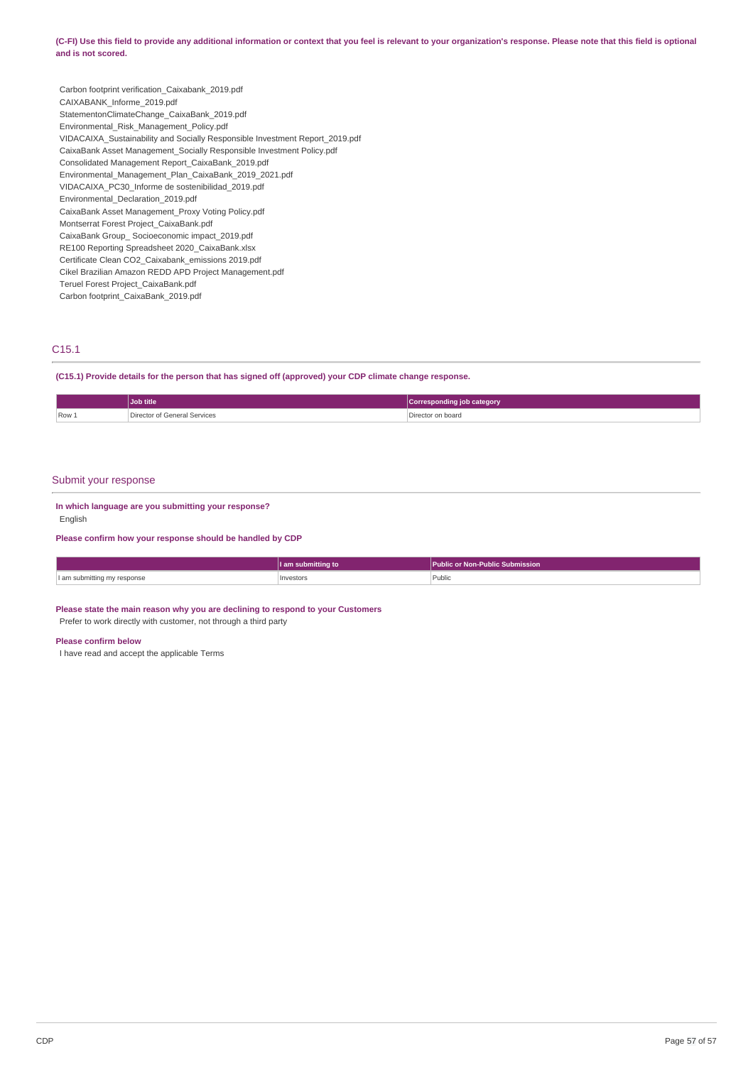**(C-FI) Use this field to provide any additional information or context that you feel is relevant to your organization's response. Please note that this field is optional and is not scored.**

Carbon footprint verification_Caixabank_2019.pdf
CAIXABANK_Informe_2019.pdf
StatementonClimateChange_CaixaBank_2019.pdf
Environmental_Risk_Management_Policy.pdf
VIDACAIXA_Sustainability and Socially Responsible Investment Report_2019.pdf
CaixaBank Asset Management_Socially Responsible Investment Policy.pdf
Consolidated Management Report_CaixaBank_2019.pdf
Environmental_Management_Plan_CaixaBank_2019_2021.pdf
VIDACAIXA_PC30_Informe de sostenibilidad_2019.pdf
Environmental_Declaration_2019.pdf
CaixaBank Asset Management_Proxy Voting Policy.pdf
Montserrat Forest Project_CaixaBank.pdf
CaixaBank Group_ Socioeconomic impact_2019.pdf
RE100 Reporting Spreadsheet 2020_CaixaBank.xlsx
Certificate Clean CO2_Caixabank_emissions 2019.pdf
Cikel Brazilian Amazon REDD APD Project Management.pdf
Teruel Forest Project_CaixaBank.pdf
Carbon footprint_CaixaBank_2019.pdf

## C15.1

**(C15.1) Provide details for the person that has signed off (approved) your CDP climate change response.**

| | Job title | Corresponding job category |
|---|---|---|
| Row 1 | Director of General Services | Director on board |

## Submit your response

**In which language are you submitting your response?**

English

**Please confirm how your response should be handled by CDP**

| | I am submitting to | Public or Non-Public Submission |
|---|---|---|
| I am submitting my response | Investors | Public |

**Please state the main reason why you are declining to respond to your Customers**

Prefer to work directly with customer, not through a third party

**Please confirm below**

I have read and accept the applicable Terms